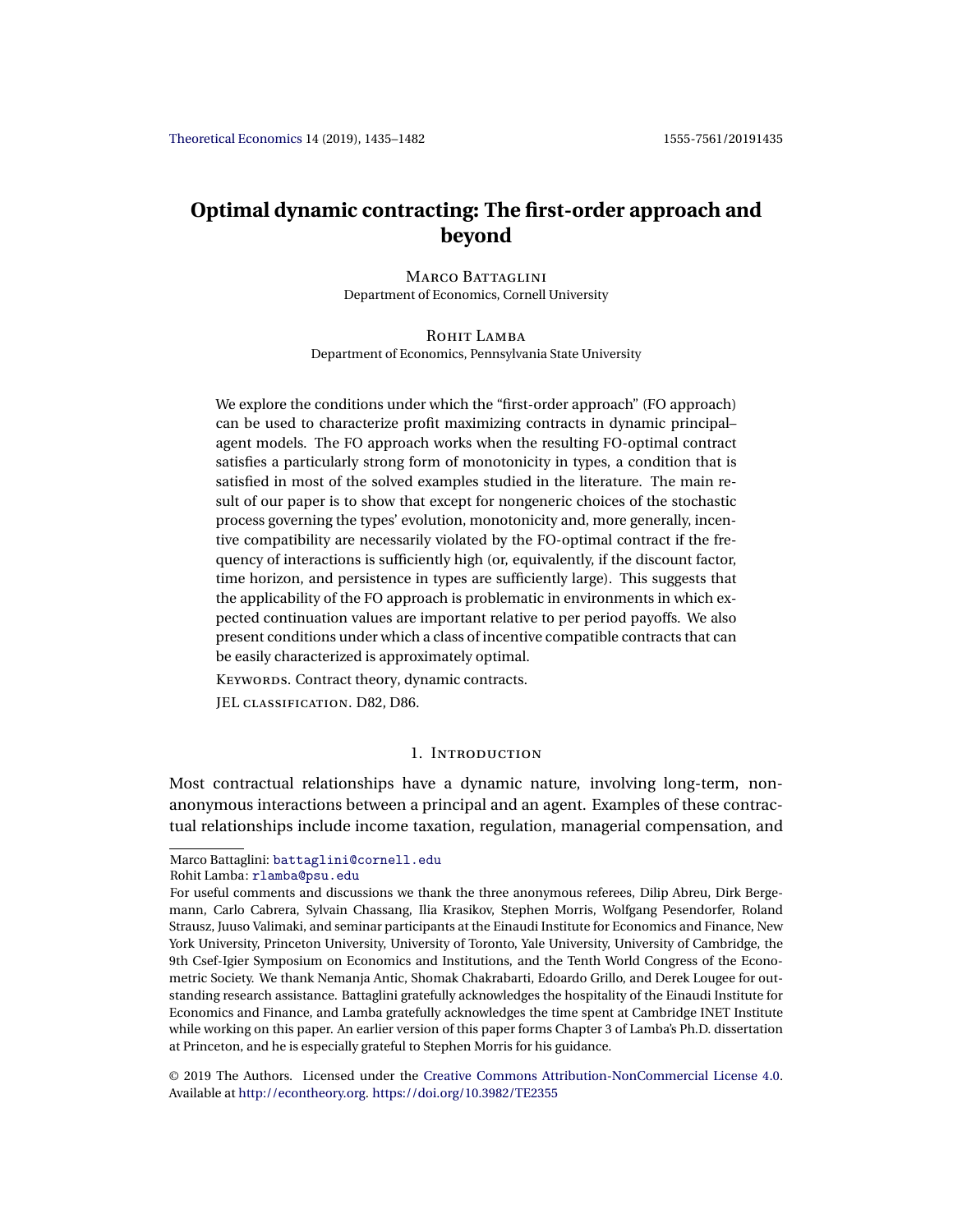# Optimal dynamic contracting: The first-order approach and beyond

Marco Battaglini
Department of Economics, Cornell University

Rohit Lamba
Department of Economics, Pennsylvania State University

We explore the conditions under which the "first-order approach" (FO approach) can be used to characterize profit maximizing contracts in dynamic principal–agent models. The FO approach works when the resulting FO-optimal contract satisfies a particularly strong form of monotonicity in types, a condition that is satisfied in most of the solved examples studied in the literature. The main result of our paper is to show that except for nongeneric choices of the stochastic process governing the types' evolution, monotonicity and, more generally, incentive compatibility are necessarily violated by the FO-optimal contract if the frequency of interactions is sufficiently high (or, equivalently, if the discount factor, time horizon, and persistence in types are sufficiently large). This suggests that the applicability of the FO approach is problematic in environments in which expected continuation values are important relative to per period payoffs. We also present conditions under which a class of incentive compatible contracts that can be easily characterized is approximately optimal.

Keywords. Contract theory, dynamic contracts.

JEL classification. D82, D86.

## 1. Introduction

Most contractual relationships have a dynamic nature, involving long-term, nonanonymous interactions between a principal and an agent. Examples of these contractual relationships include income taxation, regulation, managerial compensation, and

---

Marco Battaglini: battaglini@cornell.edu
Rohit Lamba: rlamba@psu.edu

For useful comments and discussions we thank the three anonymous referees, Dilip Abreu, Dirk Bergemann, Carlo Cabrera, Sylvain Chassang, Ilia Krasikov, Stephen Morris, Wolfgang Pesendorfer, Roland Strausz, Juuso Valimaki, and seminar participants at the Einaudi Institute for Economics and Finance, New York University, Princeton University, University of Toronto, Yale University, University of Cambridge, the 9th Csef-Igier Symposium on Economics and Institutions, and the Tenth World Congress of the Econometric Society. We thank Nemanja Antic, Shomak Chakrabarti, Edoardo Grillo, and Derek Lougee for outstanding research assistance. Battaglini gratefully acknowledges the hospitality of the Einaudi Institute for Economics and Finance, and Lamba gratefully acknowledges the time spent at Cambridge INET Institute while working on this paper. An earlier version of this paper forms Chapter 3 of Lamba's Ph.D. dissertation at Princeton, and he is especially grateful to Stephen Morris for his guidance.

© 2019 The Authors. Licensed under the Creative Commons Attribution-NonCommercial License 4.0. Available at http://econtheory.org. https://doi.org/10.3982/TE2355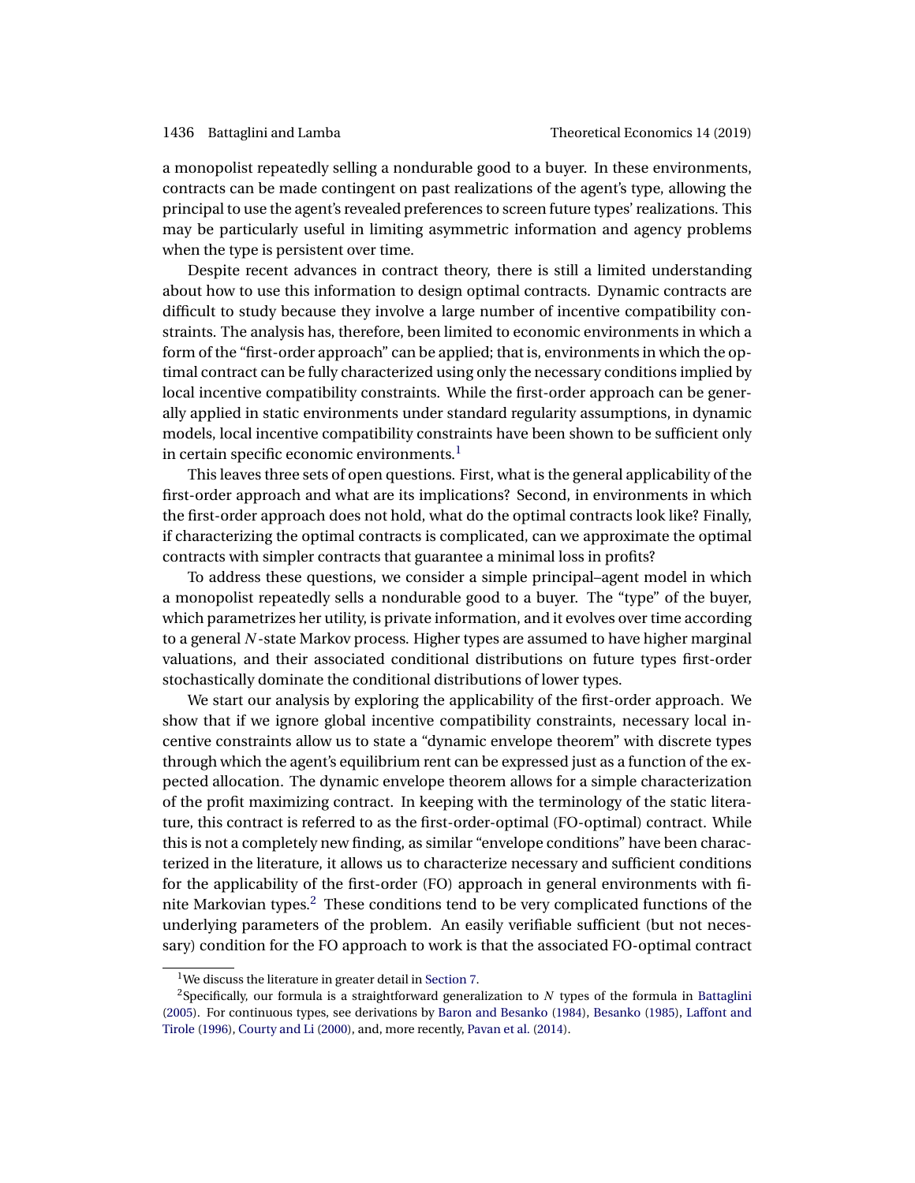a monopolist repeatedly selling a nondurable good to a buyer. In these environments, contracts can be made contingent on past realizations of the agent's type, allowing the principal to use the agent's revealed preferences to screen future types' realizations. This may be particularly useful in limiting asymmetric information and agency problems when the type is persistent over time.

Despite recent advances in contract theory, there is still a limited understanding about how to use this information to design optimal contracts. Dynamic contracts are difficult to study because they involve a large number of incentive compatibility constraints. The analysis has, therefore, been limited to economic environments in which a form of the "first-order approach" can be applied; that is, environments in which the optimal contract can be fully characterized using only the necessary conditions implied by local incentive compatibility constraints. While the first-order approach can be generally applied in static environments under standard regularity assumptions, in dynamic models, local incentive compatibility constraints have been shown to be sufficient only in certain specific economic environments.[1]

This leaves three sets of open questions. First, what is the general applicability of the first-order approach and what are its implications? Second, in environments in which the first-order approach does not hold, what do the optimal contracts look like? Finally, if characterizing the optimal contracts is complicated, can we approximate the optimal contracts with simpler contracts that guarantee a minimal loss in profits?

To address these questions, we consider a simple principal–agent model in which a monopolist repeatedly sells a nondurable good to a buyer. The "type" of the buyer, which parametrizes her utility, is private information, and it evolves over time according to a general $N$-state Markov process. Higher types are assumed to have higher marginal valuations, and their associated conditional distributions on future types first-order stochastically dominate the conditional distributions of lower types.

We start our analysis by exploring the applicability of the first-order approach. We show that if we ignore global incentive compatibility constraints, necessary local incentive constraints allow us to state a "dynamic envelope theorem" with discrete types through which the agent's equilibrium rent can be expressed just as a function of the expected allocation. The dynamic envelope theorem allows for a simple characterization of the profit maximizing contract. In keeping with the terminology of the static literature, this contract is referred to as the first-order-optimal (FO-optimal) contract. While this is not a completely new finding, as similar "envelope conditions" have been characterized in the literature, it allows us to characterize necessary and sufficient conditions for the applicability of the first-order (FO) approach in general environments with finite Markovian types.[2] These conditions tend to be very complicated functions of the underlying parameters of the problem. An easily verifiable sufficient (but not necessary) condition for the FO approach to work is that the associated FO-optimal contract

[1] We discuss the literature in greater detail in Section 7.

[2] Specifically, our formula is a straightforward generalization to $N$ types of the formula in Battaglini (2005). For continuous types, see derivations by Baron and Besanko (1984), Besanko (1985), Laffont and Tirole (1996), Courty and Li (2000), and, more recently, Pavan et al. (2014).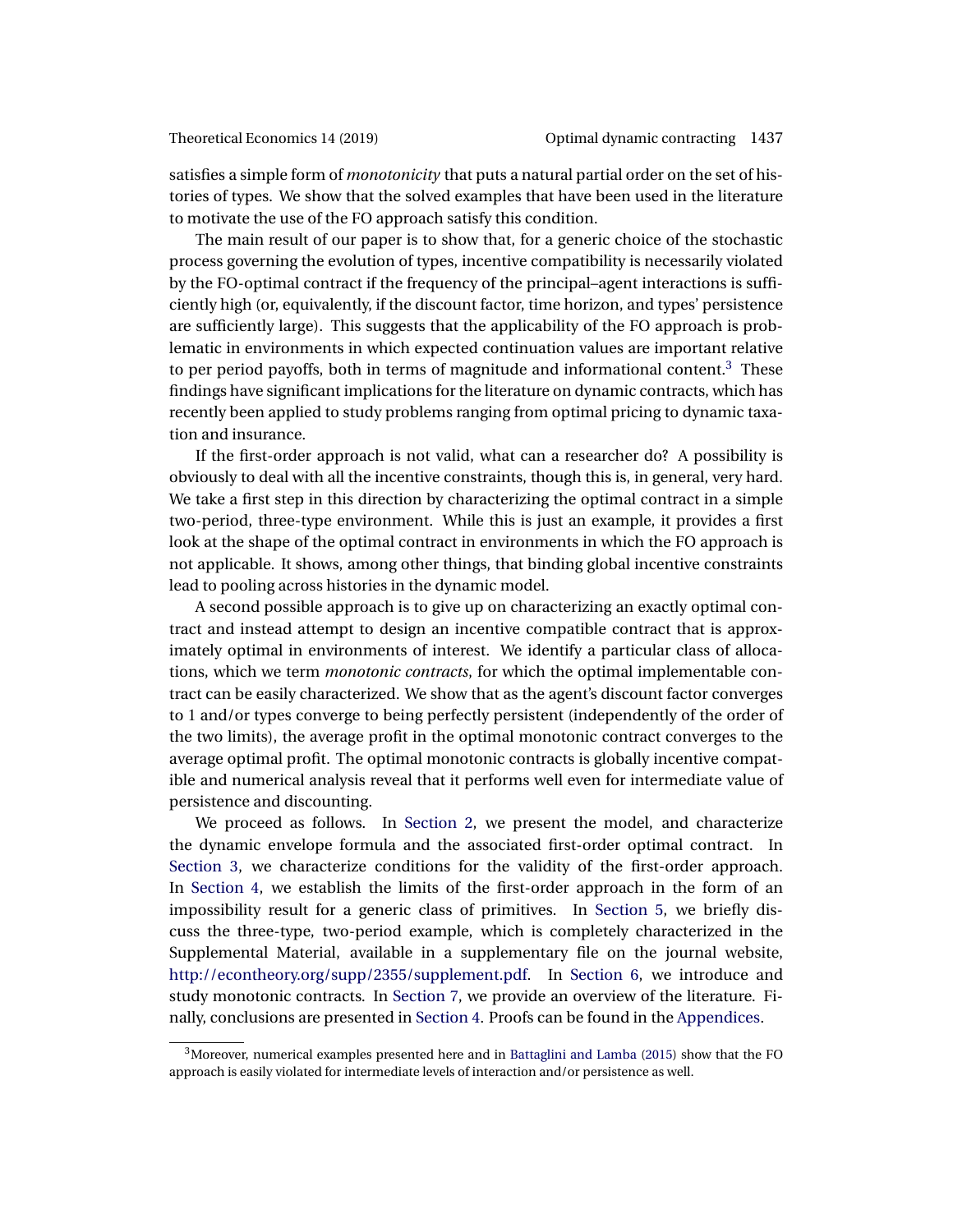satisfies a simple form of *monotonicity* that puts a natural partial order on the set of histories of types. We show that the solved examples that have been used in the literature to motivate the use of the FO approach satisfy this condition.

The main result of our paper is to show that, for a generic choice of the stochastic process governing the evolution of types, incentive compatibility is necessarily violated by the FO-optimal contract if the frequency of the principal–agent interactions is sufficiently high (or, equivalently, if the discount factor, time horizon, and types' persistence are sufficiently large). This suggests that the applicability of the FO approach is problematic in environments in which expected continuation values are important relative to per period payoffs, both in terms of magnitude and informational content.[3] These findings have significant implications for the literature on dynamic contracts, which has recently been applied to study problems ranging from optimal pricing to dynamic taxation and insurance.

If the first-order approach is not valid, what can a researcher do? A possibility is obviously to deal with all the incentive constraints, though this is, in general, very hard. We take a first step in this direction by characterizing the optimal contract in a simple two-period, three-type environment. While this is just an example, it provides a first look at the shape of the optimal contract in environments in which the FO approach is not applicable. It shows, among other things, that binding global incentive constraints lead to pooling across histories in the dynamic model.

A second possible approach is to give up on characterizing an exactly optimal contract and instead attempt to design an incentive compatible contract that is approximately optimal in environments of interest. We identify a particular class of allocations, which we term *monotonic contracts*, for which the optimal implementable contract can be easily characterized. We show that as the agent's discount factor converges to 1 and/or types converge to being perfectly persistent (independently of the order of the two limits), the average profit in the optimal monotonic contract converges to the average optimal profit. The optimal monotonic contracts is globally incentive compatible and numerical analysis reveal that it performs well even for intermediate value of persistence and discounting.

We proceed as follows. In Section 2, we present the model, and characterize the dynamic envelope formula and the associated first-order optimal contract. In Section 3, we characterize conditions for the validity of the first-order approach. In Section 4, we establish the limits of the first-order approach in the form of an impossibility result for a generic class of primitives. In Section 5, we briefly discuss the three-type, two-period example, which is completely characterized in the Supplemental Material, available in a supplementary file on the journal website, http://econtheory.org/supp/2355/supplement.pdf. In Section 6, we introduce and study monotonic contracts. In Section 7, we provide an overview of the literature. Finally, conclusions are presented in Section 4. Proofs can be found in the Appendices.

[3] Moreover, numerical examples presented here and in Battaglini and Lamba (2015) show that the FO approach is easily violated for intermediate levels of interaction and/or persistence as well.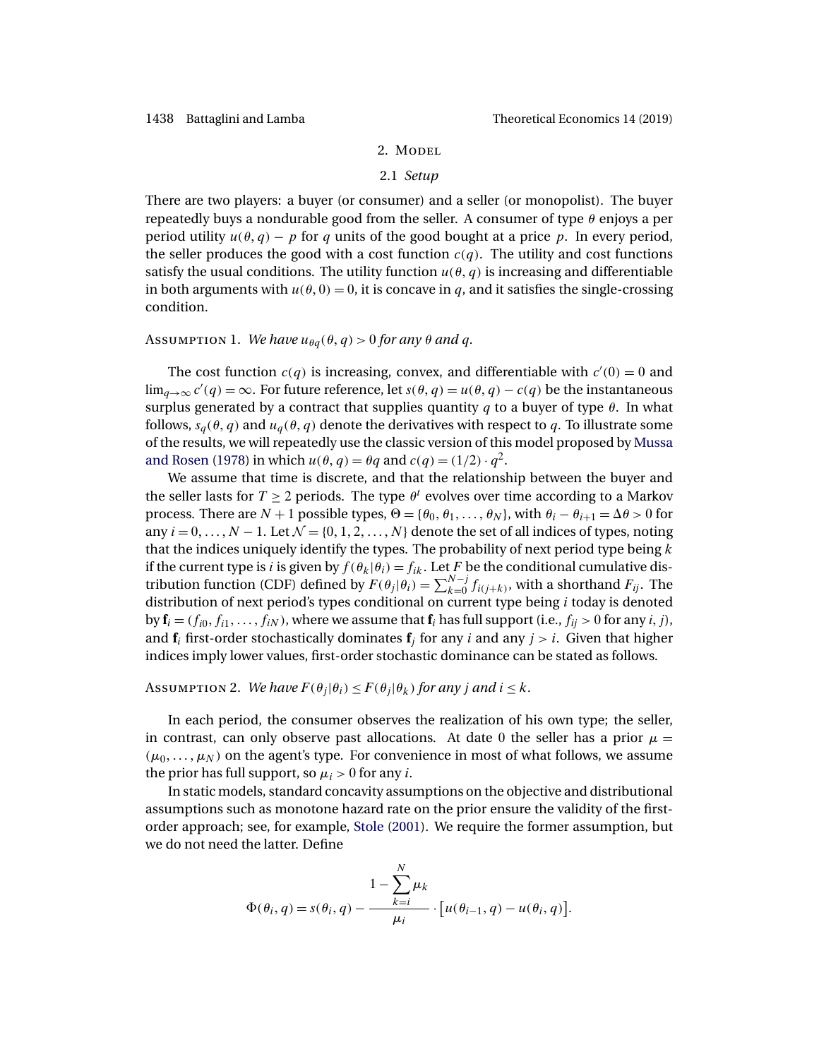## 2. Model

### 2.1 *Setup*

There are two players: a buyer (or consumer) and a seller (or monopolist). The buyer repeatedly buys a nondurable good from the seller. A consumer of type $\theta$ enjoys a per period utility $u(\theta, q) - p$ for $q$ units of the good bought at a price $p$. In every period, the seller produces the good with a cost function $c(q)$. The utility and cost functions satisfy the usual conditions. The utility function $u(\theta, q)$ is increasing and differentiable in both arguments with $u(\theta, 0) = 0$, it is concave in $q$, and it satisfies the single-crossing condition.

Assumption 1. *We have $u_{\theta q}(\theta, q) > 0$ for any $\theta$ and $q$.*

The cost function $c(q)$ is increasing, convex, and differentiable with $c'(0) = 0$ and $\lim_{q\to\infty} c'(q) = \infty$. For future reference, let $s(\theta, q) = u(\theta, q) - c(q)$ be the instantaneous surplus generated by a contract that supplies quantity $q$ to a buyer of type $\theta$. In what follows, $s_q(\theta, q)$ and $u_q(\theta, q)$ denote the derivatives with respect to $q$. To illustrate some of the results, we will repeatedly use the classic version of this model proposed by Mussa and Rosen (1978) in which $u(\theta, q) = \theta q$ and $c(q) = (1/2) \cdot q^2$.

We assume that time is discrete, and that the relationship between the buyer and the seller lasts for $T \geq 2$ periods. The type $\theta^t$ evolves over time according to a Markov process. There are $N + 1$ possible types, $\Theta = \{\theta_0, \theta_1, \ldots, \theta_N\}$, with $\theta_i - \theta_{i+1} = \Delta\theta > 0$ for any $i = 0, \ldots, N - 1$. Let $\mathcal{N} = \{0, 1, 2, \ldots, N\}$ denote the set of all indices of types, noting that the indices uniquely identify the types. The probability of next period type being $k$ if the current type is $i$ is given by $f(\theta_k|\theta_i) = f_{ik}$. Let $F$ be the conditional cumulative distribution function (CDF) defined by $F(\theta_j|\theta_i) = \sum_{k=0}^{N-j} f_{i(j+k)}$, with a shorthand $F_{ij}$. The distribution of next period's types conditional on current type being $i$ today is denoted by $\mathbf{f}_i = (f_{i0}, f_{i1}, \ldots, f_{iN})$, where we assume that $\mathbf{f}_i$ has full support (i.e., $f_{ij} > 0$ for any $i$, $j$), and $\mathbf{f}_i$ first-order stochastically dominates $\mathbf{f}_j$ for any $i$ and any $j > i$. Given that higher indices imply lower values, first-order stochastic dominance can be stated as follows.

Assumption 2. *We have $F(\theta_j|\theta_i) \leq F(\theta_j|\theta_k)$ for any $j$ and $i \leq k$.*

In each period, the consumer observes the realization of his own type; the seller, in contrast, can only observe past allocations. At date 0 the seller has a prior $\mu = (\mu_0, \ldots, \mu_N)$ on the agent's type. For convenience in most of what follows, we assume the prior has full support, so $\mu_i > 0$ for any $i$.

In static models, standard concavity assumptions on the objective and distributional assumptions such as monotone hazard rate on the prior ensure the validity of the first-order approach; see, for example, Stole (2001). We require the former assumption, but we do not need the latter. Define

$$\Phi(\theta_i, q) = s(\theta_i, q) - \frac{1 - \sum_{k=i}^{N} \mu_k}{\mu_i} \cdot \big[u(\theta_{i-1}, q) - u(\theta_i, q)\big].$$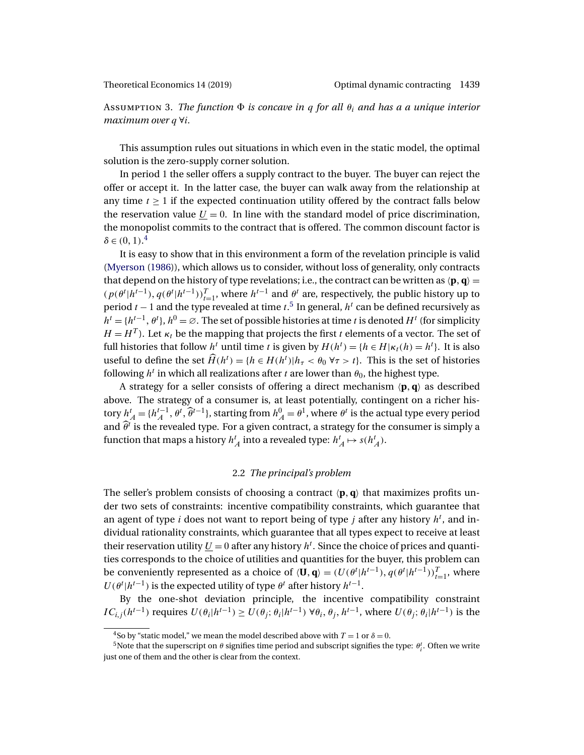Assumption 3. *The function $\Phi$ is concave in $q$ for all $\theta_i$ and has a a unique interior maximum over $q$ $\forall i$.*

This assumption rules out situations in which even in the static model, the optimal solution is the zero-supply corner solution.

In period 1 the seller offers a supply contract to the buyer. The buyer can reject the offer or accept it. In the latter case, the buyer can walk away from the relationship at any time $t \geq 1$ if the expected continuation utility offered by the contract falls below the reservation value $\underline{U} = 0$. In line with the standard model of price discrimination, the monopolist commits to the contract that is offered. The common discount factor is $\delta \in (0, 1)$.[4]

It is easy to show that in this environment a form of the revelation principle is valid (Myerson (1986)), which allows us to consider, without loss of generality, only contracts that depend on the history of type revelations; i.e., the contract can be written as $\langle \mathbf{p}, \mathbf{q} \rangle = (p(\theta^t | h^{t-1}), q(\theta^t | h^{t-1}))_{t=1}^{T}$, where $h^{t-1}$ and $\theta^t$ are, respectively, the public history up to period $t-1$ and the type revealed at time $t$.[5] In general, $h^t$ can be defined recursively as $h^t = \{h^{t-1}, \theta^t\}$, $h^0 = \varnothing$. The set of possible histories at time $t$ is denoted $H^t$ (for simplicity $H = H^T$). Let $\kappa_t$ be the mapping that projects the first $t$ elements of a vector. The set of full histories that follow $h^t$ until time $t$ is given by $H(h^t) = \{h \in H | \kappa_t(h) = h^t\}$. It is also useful to define the set $\widehat{H}(h^t) = \{h \in H(h^t) | h_\tau < \theta_0 \ \forall \tau > t\}$. This is the set of histories following $h^t$ in which all realizations after $t$ are lower than $\theta_0$, the highest type.

A strategy for a seller consists of offering a direct mechanism $\langle \mathbf{p}, \mathbf{q} \rangle$ as described above. The strategy of a consumer is, at least potentially, contingent on a richer history $h_A^t = \{h_A^{t-1}, \theta^t, \widehat{\theta}^{t-1}\}$, starting from $h_A^0 = \theta^1$, where $\theta^t$ is the actual type every period and $\widehat{\theta}^t$ is the revealed type. For a given contract, a strategy for the consumer is simply a function that maps a history $h_A^t$ into a revealed type: $h_A^t \mapsto s(h_A^t)$.

## 2.2 *The principal's problem*

The seller's problem consists of choosing a contract $\langle \mathbf{p}, \mathbf{q} \rangle$ that maximizes profits under two sets of constraints: incentive compatibility constraints, which guarantee that an agent of type $i$ does not want to report being of type $j$ after any history $h^t$, and individual rationality constraints, which guarantee that all types expect to receive at least their reservation utility $\underline{U} = 0$ after any history $h^t$. Since the choice of prices and quantities corresponds to the choice of utilities and quantities for the buyer, this problem can be conveniently represented as a choice of $\langle \mathbf{U}, \mathbf{q} \rangle = (U(\theta^t | h^{t-1}), q(\theta^t | h^{t-1}))_{t=1}^{T}$, where $U(\theta^t | h^{t-1})$ is the expected utility of type $\theta^t$ after history $h^{t-1}$.

By the one-shot deviation principle, the incentive compatibility constraint $IC_{i,j}(h^{t-1})$ requires $U(\theta_i | h^{t-1}) \geq U(\theta_j; \theta_i | h^{t-1})$ $\forall \theta_i, \theta_j, h^{t-1}$, where $U(\theta_j; \theta_i | h^{t-1})$ is the

[4] So by "static model," we mean the model described above with $T = 1$ or $\delta = 0$.

[5] Note that the superscript on $\theta$ signifies time period and subscript signifies the type: $\theta_i^t$. Often we write just one of them and the other is clear from the context.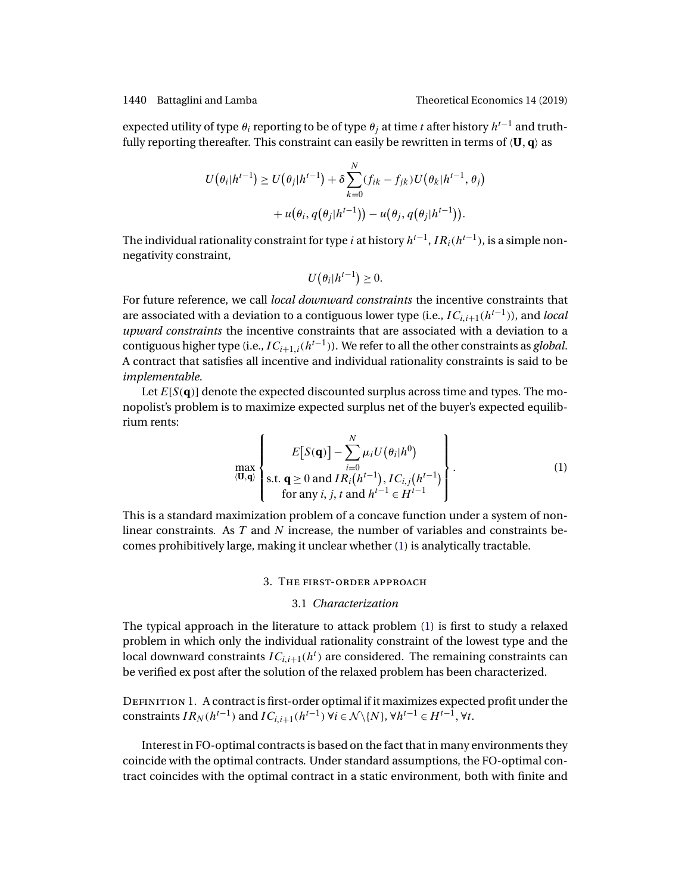expected utility of type $\theta_i$ reporting to be of type $\theta_j$ at time $t$ after history $h^{t-1}$ and truthfully reporting thereafter. This constraint can easily be rewritten in terms of $\langle \mathbf{U}, \mathbf{q} \rangle$ as

$$U(\theta_i|h^{t-1}) \geq U(\theta_j|h^{t-1}) + \delta \sum_{k=0}^{N} (f_{ik} - f_{jk}) U(\theta_k|h^{t-1}, \theta_j) + u(\theta_i, q(\theta_j|h^{t-1})) - u(\theta_j, q(\theta_j|h^{t-1})).$$

The individual rationality constraint for type $i$ at history $h^{t-1}$, $IR_i(h^{t-1})$, is a simple nonnegativity constraint,

$$U(\theta_i|h^{t-1}) \geq 0.$$

For future reference, we call *local downward constraints* the incentive constraints that are associated with a deviation to a contiguous lower type (i.e., $IC_{i,i+1}(h^{t-1})$), and *local upward constraints* the incentive constraints that are associated with a deviation to a contiguous higher type (i.e., $IC_{i+1,i}(h^{t-1})$). We refer to all the other constraints as *global*. A contract that satisfies all incentive and individual rationality constraints is said to be *implementable*.

Let $E[S(\mathbf{q})]$ denote the expected discounted surplus across time and types. The monopolist's problem is to maximize expected surplus net of the buyer's expected equilibrium rents:

$$\max_{\langle \mathbf{U}, \mathbf{q} \rangle} \left\{ \begin{array}{c} E[S(\mathbf{q})] - \sum_{i=0}^{N} \mu_i U(\theta_i|h^0) \\ \text{s.t. } \mathbf{q} \geq 0 \text{ and } IR_i(h^{t-1}), IC_{i,j}(h^{t-1}) \\ \text{for any } i, j, t \text{ and } h^{t-1} \in H^{t-1} \end{array} \right\}. \tag{1}$$

This is a standard maximization problem of a concave function under a system of nonlinear constraints. As $T$ and $N$ increase, the number of variables and constraints becomes prohibitively large, making it unclear whether (1) is analytically tractable.

## 3. The first-order approach

### 3.1 *Characterization*

The typical approach in the literature to attack problem (1) is first to study a relaxed problem in which only the individual rationality constraint of the lowest type and the local downward constraints $IC_{i,i+1}(h^t)$ are considered. The remaining constraints can be verified ex post after the solution of the relaxed problem has been characterized.

Definition 1. A contract is first-order optimal if it maximizes expected profit under the constraints $IR_N(h^{t-1})$ and $IC_{i,i+1}(h^{t-1})$ $\forall i \in \mathcal{N} \backslash \{N\}$, $\forall h^{t-1} \in H^{t-1}$, $\forall t$.

Interest in FO-optimal contracts is based on the fact that in many environments they coincide with the optimal contracts. Under standard assumptions, the FO-optimal contract coincides with the optimal contract in a static environment, both with finite and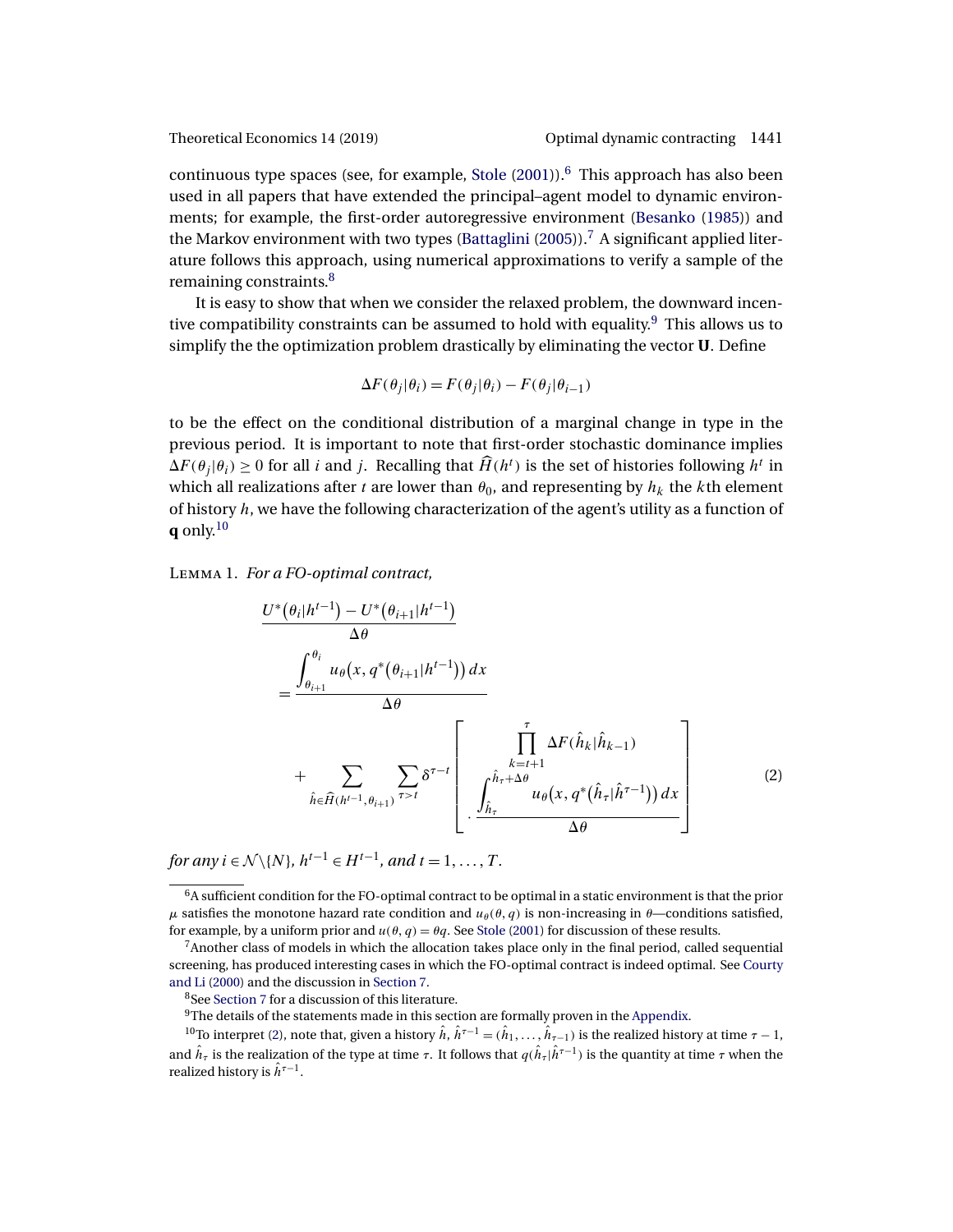continuous type spaces (see, for example, Stole (2001)).[6] This approach has also been used in all papers that have extended the principal–agent model to dynamic environments; for example, the first-order autoregressive environment (Besanko (1985)) and the Markov environment with two types (Battaglini (2005)).[7] A significant applied literature follows this approach, using numerical approximations to verify a sample of the remaining constraints.[8]

It is easy to show that when we consider the relaxed problem, the downward incentive compatibility constraints can be assumed to hold with equality.[9] This allows us to simplify the the optimization problem drastically by eliminating the vector $\mathbf{U}$. Define

$$\Delta F(\theta_j|\theta_i) = F(\theta_j|\theta_i) - F(\theta_j|\theta_{i-1})$$

to be the effect on the conditional distribution of a marginal change in type in the previous period. It is important to note that first-order stochastic dominance implies $\Delta F(\theta_j|\theta_i) \geq 0$ for all $i$ and $j$. Recalling that $\widehat{H}(h^t)$ is the set of histories following $h^t$ in which all realizations after $t$ are lower than $\theta_0$, and representing by $h_k$ the $k$th element of history $h$, we have the following characterization of the agent's utility as a function of $\mathbf{q}$ only.[10]

Lemma 1. *For a FO-optimal contract,*

$$\begin{aligned}
&\frac{U^*(\theta_i|h^{t-1}) - U^*(\theta_{i+1}|h^{t-1})}{\Delta\theta} \\
&= \frac{\int_{\theta_{i+1}}^{\theta_i} u_\theta\big(x, q^*(\theta_{i+1}|h^{t-1})\big)\, dx}{\Delta\theta} \\
&\quad + \sum_{\hat{h}\in\widehat{H}(h^{t-1},\theta_{i+1})} \sum_{\tau>t} \delta^{\tau-t} \left[ \prod_{k=t+1}^{\tau} \Delta F(\hat{h}_k|\hat{h}_{k-1}) \cdot \frac{\int_{\hat{h}_\tau}^{\hat{h}_\tau+\Delta\theta} u_\theta\big(x, q^*(\hat{h}_\tau|\hat{h}^{\tau-1})\big)\, dx}{\Delta\theta} \right]
\end{aligned} \tag{2}$$

*for any* $i \in \mathcal{N}\backslash\{N\}$, $h^{t-1} \in H^{t-1}$, *and* $t = 1, \ldots, T$.

---

[6] A sufficient condition for the FO-optimal contract to be optimal in a static environment is that the prior $\mu$ satisfies the monotone hazard rate condition and $u_\theta(\theta, q)$ is non-increasing in $\theta$—conditions satisfied, for example, by a uniform prior and $u(\theta, q) = \theta q$. See Stole (2001) for discussion of these results.

[7] Another class of models in which the allocation takes place only in the final period, called sequential screening, has produced interesting cases in which the FO-optimal contract is indeed optimal. See Courty and Li (2000) and the discussion in Section 7.

[8] See Section 7 for a discussion of this literature.

[9] The details of the statements made in this section are formally proven in the Appendix.

[10] To interpret (2), note that, given a history $\hat{h}$, $\hat{h}^{\tau-1} = (\hat{h}_1, \ldots, \hat{h}_{\tau-1})$ is the realized history at time $\tau - 1$, and $\hat{h}_\tau$ is the realization of the type at time $\tau$. It follows that $q(\hat{h}_\tau|\hat{h}^{\tau-1})$ is the quantity at time $\tau$ when the realized history is $\hat{h}^{\tau-1}$.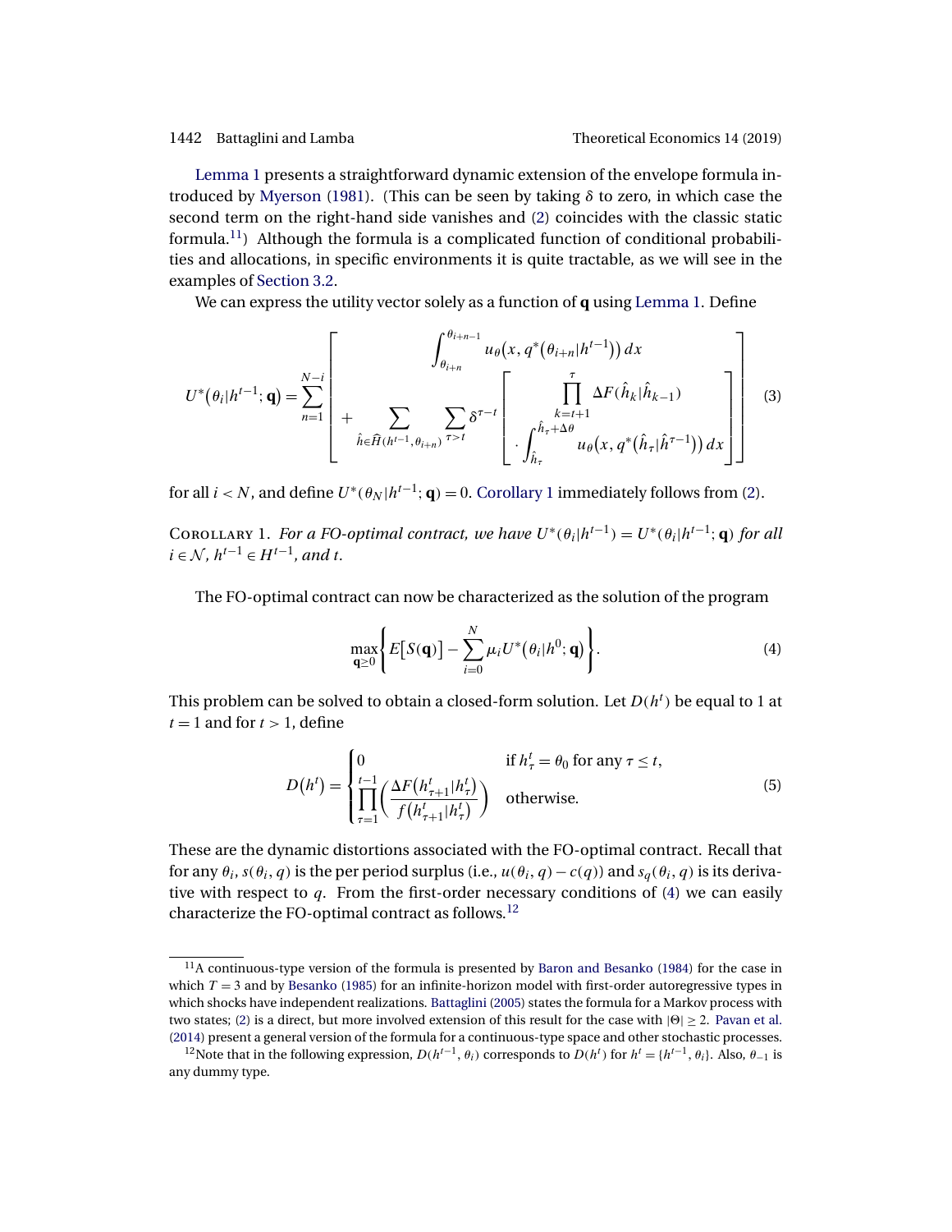Lemma 1 presents a straightforward dynamic extension of the envelope formula introduced by Myerson (1981). (This can be seen by taking $\delta$ to zero, in which case the second term on the right-hand side vanishes and (2) coincides with the classic static formula.[11]) Although the formula is a complicated function of conditional probabilities and allocations, in specific environments it is quite tractable, as we will see in the examples of Section 3.2.

We can express the utility vector solely as a function of $\mathbf{q}$ using Lemma 1. Define

$$
U^*\big(\theta_i|h^{t-1};\mathbf{q}\big)=\sum_{n=1}^{N-i}\left[\begin{array}{c}\displaystyle\int_{\theta_{i+n}}^{\theta_{i+n-1}} u_\theta\big(x,q^*\big(\theta_{i+n}|h^{t-1}\big)\big)\,dx \\ \displaystyle+\sum_{\hat{h}\in\widehat{H}(h^{t-1},\theta_{i+n})}\sum_{\tau>t}\delta^{\tau-t}\left[\begin{array}{c}\displaystyle\prod_{k=t+1}^{\tau}\Delta F(\hat{h}_k|\hat{h}_{k-1}) \\ \displaystyle\cdot\int_{\hat{h}_\tau}^{\hat{h}_\tau+\Delta\theta} u_\theta\big(x,q^*\big(\hat{h}_\tau|\hat{h}^{\tau-1}\big)\big)\,dx\end{array}\right]\end{array}\right] \tag{3}
$$

for all $i<N$, and define $U^*(\theta_N|h^{t-1};\mathbf{q})=0$. Corollary 1 immediately follows from (2).

Corollary 1. *For a FO-optimal contract, we have $U^*(\theta_i|h^{t-1})=U^*(\theta_i|h^{t-1};\mathbf{q})$ for all $i\in\mathcal{N}$, $h^{t-1}\in H^{t-1}$, and $t$.*

The FO-optimal contract can now be characterized as the solution of the program

$$
\max_{\mathbf{q}\geq 0}\left\{E\big[S(\mathbf{q})\big]-\sum_{i=0}^{N}\mu_i U^*\big(\theta_i|h^0;\mathbf{q}\big)\right\}. \tag{4}
$$

This problem can be solved to obtain a closed-form solution. Let $D(h^t)$ be equal to 1 at $t=1$ and for $t>1$, define

$$
D\big(h^t\big)=\begin{cases}0 & \text{if } h^t_\tau=\theta_0 \text{ for any } \tau\leq t,\\ \displaystyle\prod_{\tau=1}^{t-1}\left(\frac{\Delta F\big(h^t_{\tau+1}|h^t_\tau\big)}{f\big(h^t_{\tau+1}|h^t_\tau\big)}\right) & \text{otherwise.}\end{cases} \tag{5}
$$

These are the dynamic distortions associated with the FO-optimal contract. Recall that for any $\theta_i$, $s(\theta_i,q)$ is the per period surplus (i.e., $u(\theta_i,q)-c(q)$) and $s_q(\theta_i,q)$ is its derivative with respect to $q$. From the first-order necessary conditions of (4) we can easily characterize the FO-optimal contract as follows.[12]

---

[11] A continuous-type version of the formula is presented by Baron and Besanko (1984) for the case in which $T=3$ and by Besanko (1985) for an infinite-horizon model with first-order autoregressive types in which shocks have independent realizations. Battaglini (2005) states the formula for a Markov process with two states; (2) is a direct, but more involved extension of this result for the case with $|\Theta|\geq 2$. Pavan et al. (2014) present a general version of the formula for a continuous-type space and other stochastic processes.

[12] Note that in the following expression, $D(h^{t-1},\theta_i)$ corresponds to $D(h^t)$ for $h^t=\{h^{t-1},\theta_i\}$. Also, $\theta_{-1}$ is any dummy type.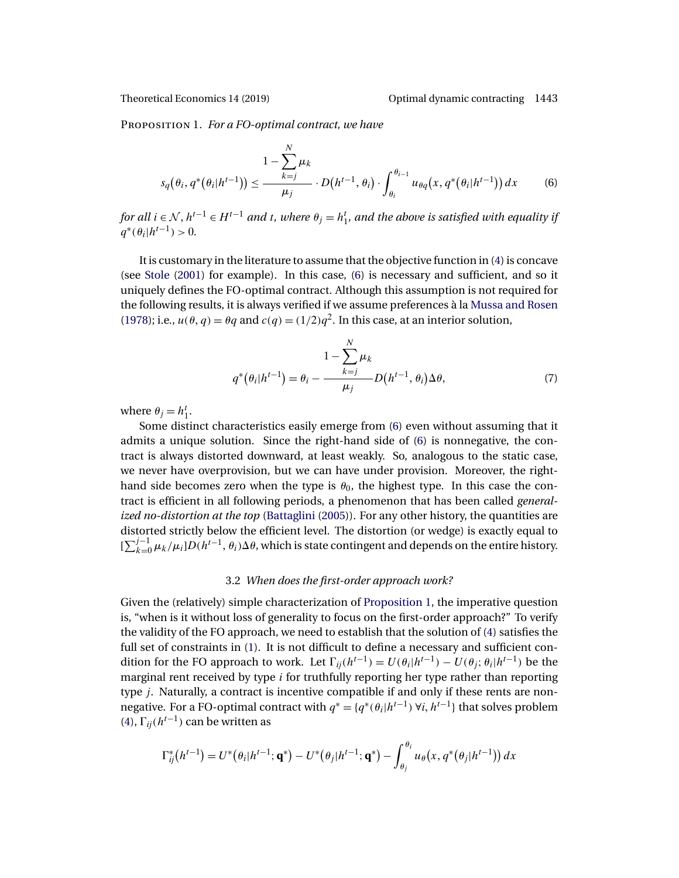Proposition 1. *For a FO-optimal contract, we have*

$$
s_q\big(\theta_i, q^*(\theta_i|h^{t-1})\big) \le \frac{1 - \sum_{k=j}^{N} \mu_k}{\mu_j} \cdot D\big(h^{t-1}, \theta_i\big) \cdot \int_{\theta_i}^{\theta_{i-1}} u_{\theta q}\big(x, q^*(\theta_i|h^{t-1})\big)\, dx \tag{6}
$$

*for all $i \in \mathcal{N}$, $h^{t-1} \in H^{t-1}$ and $t$, where $\theta_j = h_1^t$, and the above is satisfied with equality if $q^*(\theta_i|h^{t-1}) > 0$.*

It is customary in the literature to assume that the objective function in (4) is concave (see Stole (2001) for example). In this case, (6) is necessary and sufficient, and so it uniquely defines the FO-optimal contract. Although this assumption is not required for the following results, it is always verified if we assume preferences à la Mussa and Rosen (1978); i.e., $u(\theta, q) = \theta q$ and $c(q) = (1/2)q^2$. In this case, at an interior solution,

$$
q^*\big(\theta_i|h^{t-1}\big) = \theta_i - \frac{1 - \sum_{k=j}^{N} \mu_k}{\mu_j} D\big(h^{t-1}, \theta_i\big)\Delta\theta, \tag{7}
$$

where $\theta_j = h_1^t$.

Some distinct characteristics easily emerge from (6) even without assuming that it admits a unique solution. Since the right-hand side of (6) is nonnegative, the contract is always distorted downward, at least weakly. So, analogous to the static case, we never have overprovision, but we can have under provision. Moreover, the right-hand side becomes zero when the type is $\theta_0$, the highest type. In this case the contract is efficient in all following periods, a phenomenon that has been called *generalized no-distortion at the top* (Battaglini (2005)). For any other history, the quantities are distorted strictly below the efficient level. The distortion (or wedge) is exactly equal to $[\sum_{k=0}^{j-1} \mu_k/\mu_i] D(h^{t-1}, \theta_i)\Delta\theta$, which is state contingent and depends on the entire history.

### 3.2 *When does the first-order approach work?*

Given the (relatively) simple characterization of Proposition 1, the imperative question is, "when is it without loss of generality to focus on the first-order approach?" To verify the validity of the FO approach, we need to establish that the solution of (4) satisfies the full set of constraints in (1). It is not difficult to define a necessary and sufficient condition for the FO approach to work. Let $\Gamma_{ij}(h^{t-1}) = U(\theta_i|h^{t-1}) - U(\theta_j; \theta_i|h^{t-1})$ be the marginal rent received by type $i$ for truthfully reporting her type rather than reporting type $j$. Naturally, a contract is incentive compatible if and only if these rents are nonnegative. For a FO-optimal contract with $q^* = \{q^*(\theta_i|h^{t-1})\ \forall i, h^{t-1}\}$ that solves problem (4), $\Gamma_{ij}(h^{t-1})$ can be written as

$$
\Gamma_{ij}^*\big(h^{t-1}\big) = U^*\big(\theta_i|h^{t-1}; \mathbf{q}^*\big) - U^*\big(\theta_j|h^{t-1}; \mathbf{q}^*\big) - \int_{\theta_j}^{\theta_i} u_\theta\big(x, q^*(\theta_j|h^{t-1})\big)\, dx
$$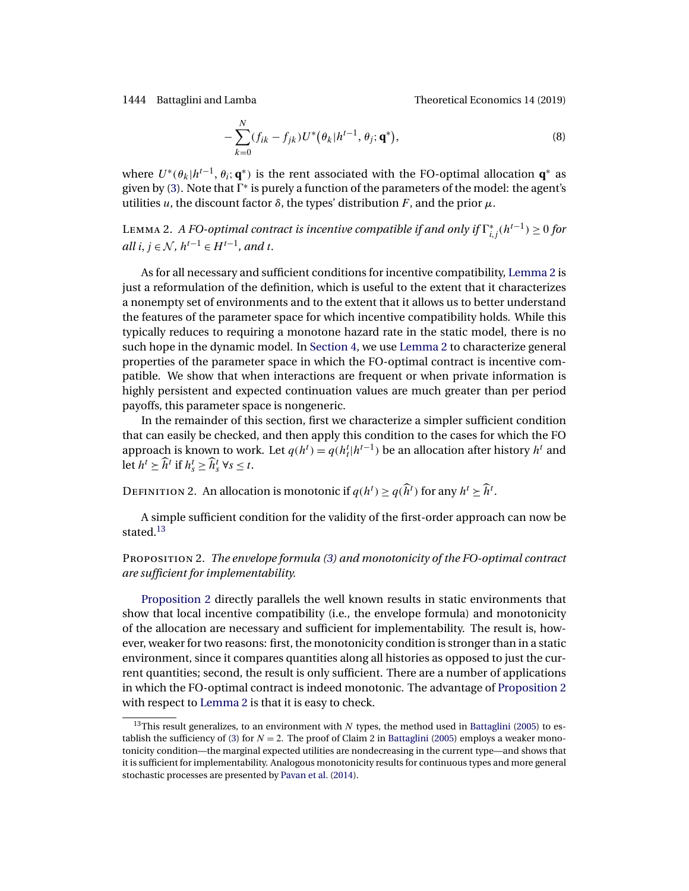$$- \sum_{k=0}^{N} (f_{ik} - f_{jk}) U^*\big(\theta_k | h^{t-1}, \theta_j; \mathbf{q}^*\big), \tag{8}$$

where $U^*(\theta_k | h^{t-1}, \theta_i; \mathbf{q}^*)$ is the rent associated with the FO-optimal allocation $\mathbf{q}^*$ as given by (3). Note that $\Gamma^*$ is purely a function of the parameters of the model: the agent's utilities $u$, the discount factor $\delta$, the types' distribution $F$, and the prior $\mu$.

Lemma 2. *A FO-optimal contract is incentive compatible if and only if $\Gamma^*_{i,j}(h^{t-1}) \geq 0$ for all $i, j \in \mathcal{N}$, $h^{t-1} \in H^{t-1}$, and $t$.*

As for all necessary and sufficient conditions for incentive compatibility, Lemma 2 is just a reformulation of the definition, which is useful to the extent that it characterizes a nonempty set of environments and to the extent that it allows us to better understand the features of the parameter space for which incentive compatibility holds. While this typically reduces to requiring a monotone hazard rate in the static model, there is no such hope in the dynamic model. In Section 4, we use Lemma 2 to characterize general properties of the parameter space in which the FO-optimal contract is incentive compatible. We show that when interactions are frequent or when private information is highly persistent and expected continuation values are much greater than per period payoffs, this parameter space is nongeneric.

In the remainder of this section, first we characterize a simpler sufficient condition that can easily be checked, and then apply this condition to the cases for which the FO approach is known to work. Let $q(h^t) = q(h^t_t | h^{t-1})$ be an allocation after history $h^t$ and let $h^t \succeq \widehat{h}^t$ if $h^t_s \geq \widehat{h}^t_s \ \forall s \leq t$.

Definition 2. An allocation is monotonic if $q(h^t) \geq q(\widehat{h}^t)$ for any $h^t \succeq \widehat{h}^t$.

A simple sufficient condition for the validity of the first-order approach can now be stated.[13]

Proposition 2. *The envelope formula (3) and monotonicity of the FO-optimal contract are sufficient for implementability.*

Proposition 2 directly parallels the well known results in static environments that show that local incentive compatibility (i.e., the envelope formula) and monotonicity of the allocation are necessary and sufficient for implementability. The result is, however, weaker for two reasons: first, the monotonicity condition is stronger than in a static environment, since it compares quantities along all histories as opposed to just the current quantities; second, the result is only sufficient. There are a number of applications in which the FO-optimal contract is indeed monotonic. The advantage of Proposition 2 with respect to Lemma 2 is that it is easy to check.

[13] This result generalizes, to an environment with $N$ types, the method used in Battaglini (2005) to establish the sufficiency of (3) for $N = 2$. The proof of Claim 2 in Battaglini (2005) employs a weaker monotonicity condition—the marginal expected utilities are nondecreasing in the current type—and shows that it is sufficient for implementability. Analogous monotonicity results for continuous types and more general stochastic processes are presented by Pavan et al. (2014).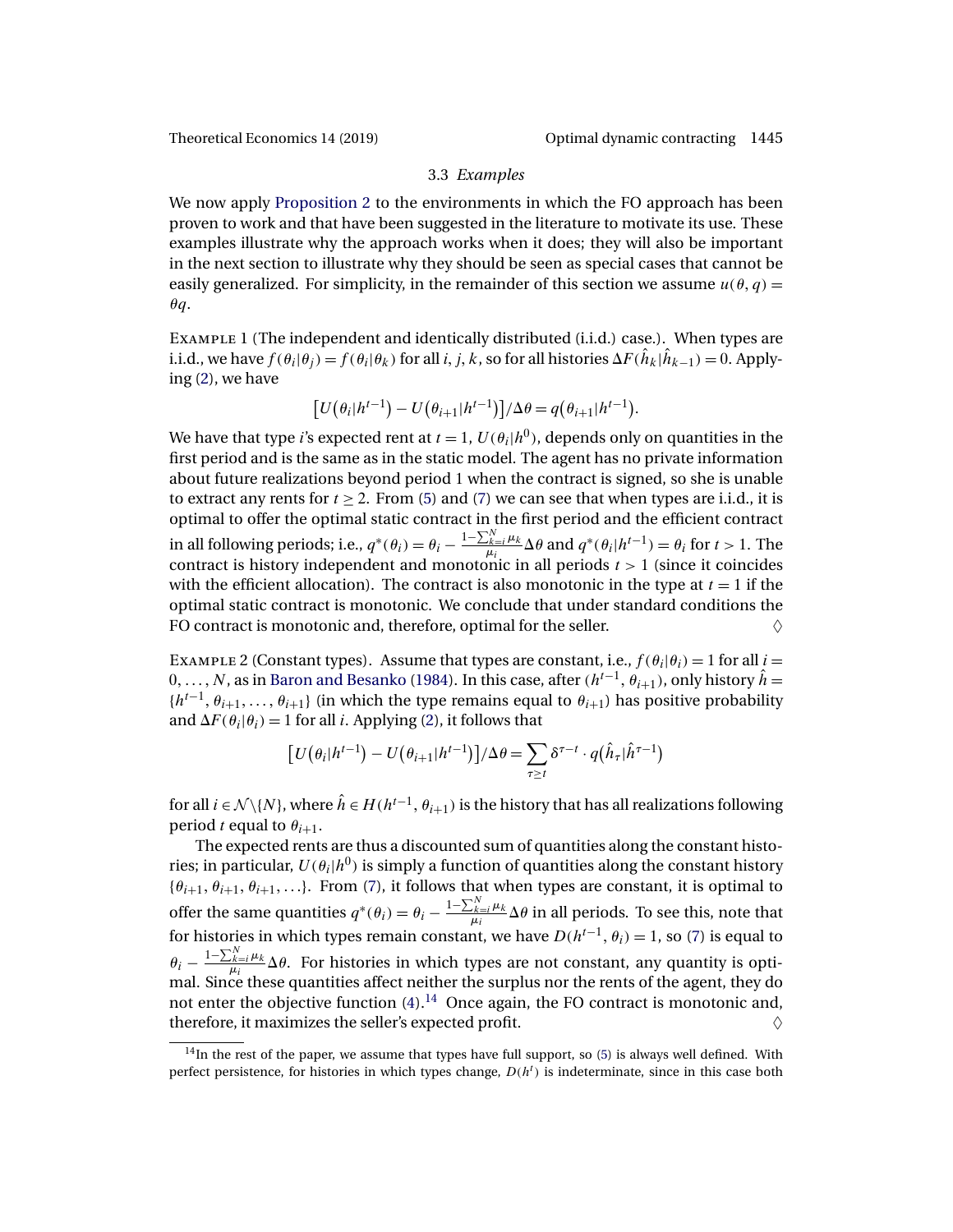### 3.3 *Examples*

We now apply Proposition 2 to the environments in which the FO approach has been proven to work and that have been suggested in the literature to motivate its use. These examples illustrate why the approach works when it does; they will also be important in the next section to illustrate why they should be seen as special cases that cannot be easily generalized. For simplicity, in the remainder of this section we assume $u(\theta, q) = \theta q$.

EXAMPLE 1 (The independent and identically distributed (i.i.d.) case.). When types are i.i.d., we have $f(\theta_i|\theta_j) = f(\theta_i|\theta_k)$ for all $i$, $j$, $k$, so for all histories $\Delta F(\hat{h}_k|\hat{h}_{k-1}) = 0$. Applying (2), we have

$$\left[U\left(\theta_i|h^{t-1}\right) - U\left(\theta_{i+1}|h^{t-1}\right)\right]/\Delta\theta = q\left(\theta_{i+1}|h^{t-1}\right).$$

We have that type $i$'s expected rent at $t = 1$, $U(\theta_i|h^0)$, depends only on quantities in the first period and is the same as in the static model. The agent has no private information about future realizations beyond period 1 when the contract is signed, so she is unable to extract any rents for $t \geq 2$. From (5) and (7) we can see that when types are i.i.d., it is optimal to offer the optimal static contract in the first period and the efficient contract in all following periods; i.e., $q^*(\theta_i) = \theta_i - \frac{1-\sum_{k=i}^{N}\mu_k}{\mu_i}\Delta\theta$ and $q^*(\theta_i|h^{t-1}) = \theta_i$ for $t > 1$. The contract is history independent and monotonic in all periods $t > 1$ (since it coincides with the efficient allocation). The contract is also monotonic in the type at $t = 1$ if the optimal static contract is monotonic. We conclude that under standard conditions the FO contract is monotonic and, therefore, optimal for the seller. ♢

EXAMPLE 2 (Constant types). Assume that types are constant, i.e., $f(\theta_i|\theta_i) = 1$ for all $i = 0, \ldots, N$, as in Baron and Besanko (1984). In this case, after $(h^{t-1}, \theta_{i+1})$, only history $\hat{h} = \{h^{t-1}, \theta_{i+1}, \ldots, \theta_{i+1}\}$ (in which the type remains equal to $\theta_{i+1}$) has positive probability and $\Delta F(\theta_i|\theta_i) = 1$ for all $i$. Applying (2), it follows that

$$\left[U\left(\theta_i|h^{t-1}\right) - U\left(\theta_{i+1}|h^{t-1}\right)\right]/\Delta\theta = \sum_{\tau \geq t} \delta^{\tau - t} \cdot q\left(\hat{h}_\tau|\hat{h}^{\tau-1}\right)$$

for all $i \in \mathcal{N}\backslash\{N\}$, where $\hat{h} \in H(h^{t-1}, \theta_{i+1})$ is the history that has all realizations following period $t$ equal to $\theta_{i+1}$.

The expected rents are thus a discounted sum of quantities along the constant histories; in particular, $U(\theta_i|h^0)$ is simply a function of quantities along the constant history $\{\theta_{i+1}, \theta_{i+1}, \theta_{i+1}, \ldots\}$. From (7), it follows that when types are constant, it is optimal to offer the same quantities $q^*(\theta_i) = \theta_i - \frac{1-\sum_{k=i}^{N}\mu_k}{\mu_i}\Delta\theta$ in all periods. To see this, note that for histories in which types remain constant, we have $D(h^{t-1}, \theta_i) = 1$, so (7) is equal to $\theta_i - \frac{1-\sum_{k=i}^{N}\mu_k}{\mu_i}\Delta\theta$. For histories in which types are not constant, any quantity is optimal. Since these quantities affect neither the surplus nor the rents of the agent, they do not enter the objective function (4).[14] Once again, the FO contract is monotonic and, therefore, it maximizes the seller's expected profit. ♢

[14] In the rest of the paper, we assume that types have full support, so (5) is always well defined. With perfect persistence, for histories in which types change, $D(h^t)$ is indeterminate, since in this case both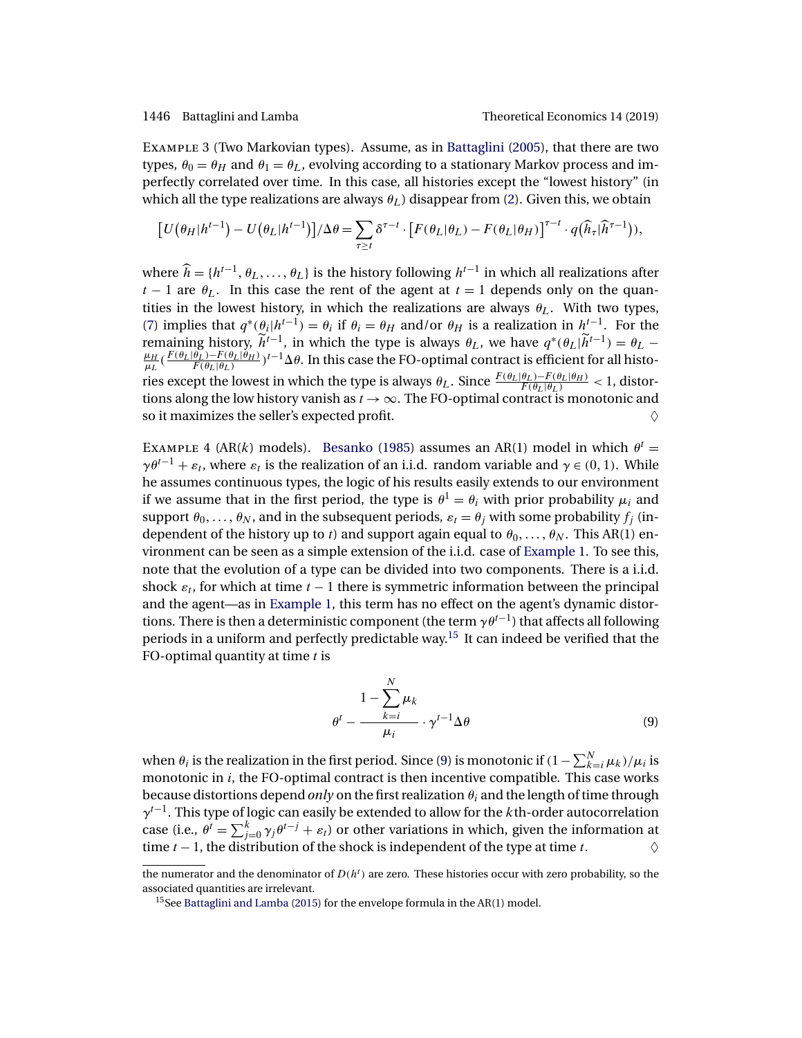Example 3 (Two Markovian types). Assume, as in Battaglini (2005), that there are two types, $\theta_0 = \theta_H$ and $\theta_1 = \theta_L$, evolving according to a stationary Markov process and imperfectly correlated over time. In this case, all histories except the "lowest history" (in which all the type realizations are always $\theta_L$) disappear from (2). Given this, we obtain

$$\left[U(\theta_H|h^{t-1}) - U(\theta_L|h^{t-1})\right]/\Delta\theta = \sum_{\tau \geq t} \delta^{\tau - t} \cdot \left[F(\theta_L|\theta_L) - F(\theta_L|\theta_H)\right]^{\tau - t} \cdot q(\widehat{h}_\tau|\widehat{h}^{\tau-1})),$$

where $\widehat{h} = \{h^{t-1}, \theta_L, \ldots, \theta_L\}$ is the history following $h^{t-1}$ in which all realizations after $t-1$ are $\theta_L$. In this case the rent of the agent at $t = 1$ depends only on the quantities in the lowest history, in which the realizations are always $\theta_L$. With two types, (7) implies that $q^*(\theta_i|h^{t-1}) = \theta_i$ if $\theta_i = \theta_H$ and/or $\theta_H$ is a realization in $h^{t-1}$. For the remaining history, $\widetilde{h}^{t-1}$, in which the type is always $\theta_L$, we have $q^*(\theta_L|\widetilde{h}^{t-1}) = \theta_L - \frac{\mu_H}{\mu_L}\left(\frac{F(\theta_L|\theta_L) - F(\theta_L|\theta_H)}{F(\theta_L|\theta_L)}\right)^{t-1}\Delta\theta$. In this case the FO-optimal contract is efficient for all histories except the lowest in which the type is always $\theta_L$. Since $\frac{F(\theta_L|\theta_L) - F(\theta_L|\theta_H)}{F(\theta_L|\theta_L)} < 1$, distortions along the low history vanish as $t \to \infty$. The FO-optimal contract is monotonic and so it maximizes the seller's expected profit. ♢

Example 4 (AR($k$) models). Besanko (1985) assumes an AR(1) model in which $\theta^t = \gamma\theta^{t-1} + \varepsilon_t$, where $\varepsilon_t$ is the realization of an i.i.d. random variable and $\gamma \in (0, 1)$. While he assumes continuous types, the logic of his results easily extends to our environment if we assume that in the first period, the type is $\theta^1 = \theta_i$ with prior probability $\mu_i$ and support $\theta_0, \ldots, \theta_N$, and in the subsequent periods, $\varepsilon_t = \theta_j$ with some probability $f_j$ (independent of the history up to $t$) and support again equal to $\theta_0, \ldots, \theta_N$. This AR(1) environment can be seen as a simple extension of the i.i.d. case of Example 1. To see this, note that the evolution of a type can be divided into two components. There is a i.i.d. shock $\varepsilon_t$, for which at time $t-1$ there is symmetric information between the principal and the agent—as in Example 1, this term has no effect on the agent's dynamic distortions. There is then a deterministic component (the term $\gamma\theta^{t-1}$) that affects all following periods in a uniform and perfectly predictable way.[15] It can indeed be verified that the FO-optimal quantity at time $t$ is

$$\theta^t - \frac{1 - \sum_{k=i}^{N} \mu_k}{\mu_i} \cdot \gamma^{t-1}\Delta\theta \tag{9}$$

when $\theta_i$ is the realization in the first period. Since (9) is monotonic if $(1 - \sum_{k=i}^{N} \mu_k)/\mu_i$ is monotonic in $i$, the FO-optimal contract is then incentive compatible. This case works because distortions depend *only* on the first realization $\theta_i$ and the length of time through $\gamma^{t-1}$. This type of logic can easily be extended to allow for the $k$th-order autocorrelation case (i.e., $\theta^t = \sum_{j=0}^{k} \gamma_j \theta^{t-j} + \varepsilon_t$) or other variations in which, given the information at time $t-1$, the distribution of the shock is independent of the type at time $t$. ♢

the numerator and the denominator of $D(h^t)$ are zero. These histories occur with zero probability, so the associated quantities are irrelevant.

[15] See Battaglini and Lamba (2015) for the envelope formula in the AR(1) model.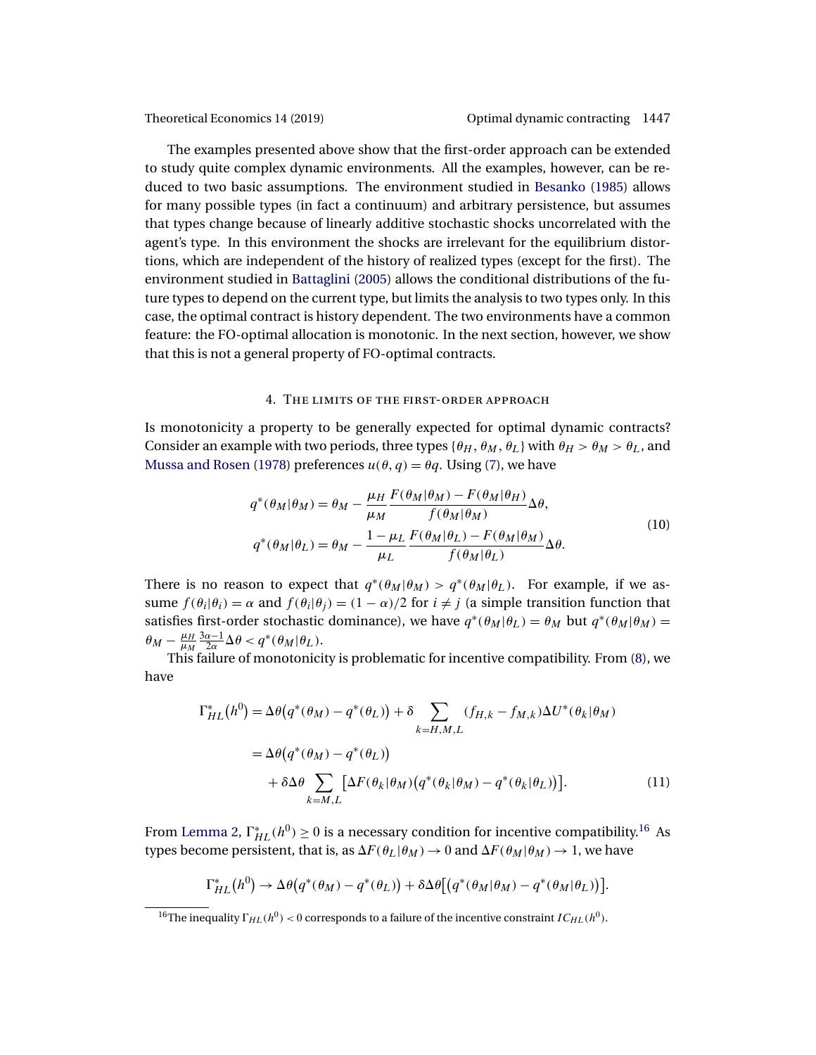The examples presented above show that the first-order approach can be extended to study quite complex dynamic environments. All the examples, however, can be reduced to two basic assumptions. The environment studied in Besanko (1985) allows for many possible types (in fact a continuum) and arbitrary persistence, but assumes that types change because of linearly additive stochastic shocks uncorrelated with the agent's type. In this environment the shocks are irrelevant for the equilibrium distortions, which are independent of the history of realized types (except for the first). The environment studied in Battaglini (2005) allows the conditional distributions of the future types to depend on the current type, but limits the analysis to two types only. In this case, the optimal contract is history dependent. The two environments have a common feature: the FO-optimal allocation is monotonic. In the next section, however, we show that this is not a general property of FO-optimal contracts.

## 4. The limits of the first-order approach

Is monotonicity a property to be generally expected for optimal dynamic contracts? Consider an example with two periods, three types $\{\theta_H, \theta_M, \theta_L\}$ with $\theta_H > \theta_M > \theta_L$, and Mussa and Rosen (1978) preferences $u(\theta, q) = \theta q$. Using (7), we have

$$
\begin{aligned}
q^*(\theta_M|\theta_M) &= \theta_M - \frac{\mu_H}{\mu_M}\frac{F(\theta_M|\theta_M) - F(\theta_M|\theta_H)}{f(\theta_M|\theta_M)}\Delta\theta, \\
q^*(\theta_M|\theta_L) &= \theta_M - \frac{1-\mu_L}{\mu_L}\frac{F(\theta_M|\theta_L) - F(\theta_M|\theta_M)}{f(\theta_M|\theta_L)}\Delta\theta.
\end{aligned} \tag{10}
$$

There is no reason to expect that $q^*(\theta_M|\theta_M) > q^*(\theta_M|\theta_L)$. For example, if we assume $f(\theta_i|\theta_i) = \alpha$ and $f(\theta_i|\theta_j) = (1-\alpha)/2$ for $i \neq j$ (a simple transition function that satisfies first-order stochastic dominance), we have $q^*(\theta_M|\theta_L) = \theta_M$ but $q^*(\theta_M|\theta_M) = \theta_M - \frac{\mu_H}{\mu_M}\frac{3\alpha-1}{2\alpha}\Delta\theta < q^*(\theta_M|\theta_L)$.

This failure of monotonicity is problematic for incentive compatibility. From (8), we have

$$
\begin{aligned}
\Gamma^*_{HL}(h^0) &= \Delta\theta\big(q^*(\theta_M) - q^*(\theta_L)\big) + \delta \sum_{k=H,M,L}(f_{H,k} - f_{M,k})\Delta U^*(\theta_k|\theta_M) \\
&= \Delta\theta\big(q^*(\theta_M) - q^*(\theta_L)\big) \\
&\quad + \delta\Delta\theta \sum_{k=M,L}\big[\Delta F(\theta_k|\theta_M)\big(q^*(\theta_k|\theta_M) - q^*(\theta_k|\theta_L)\big)\big].
\end{aligned} \tag{11}
$$

From Lemma 2, $\Gamma^*_{HL}(h^0) \geq 0$ is a necessary condition for incentive compatibility.[16] As types become persistent, that is, as $\Delta F(\theta_L|\theta_M) \to 0$ and $\Delta F(\theta_M|\theta_M) \to 1$, we have

$$
\Gamma^*_{HL}(h^0) \to \Delta\theta\big(q^*(\theta_M) - q^*(\theta_L)\big) + \delta\Delta\theta\big[\big(q^*(\theta_M|\theta_M) - q^*(\theta_M|\theta_L)\big)\big].
$$

[16] The inequality $\Gamma_{HL}(h^0) < 0$ corresponds to a failure of the incentive constraint $IC_{HL}(h^0)$.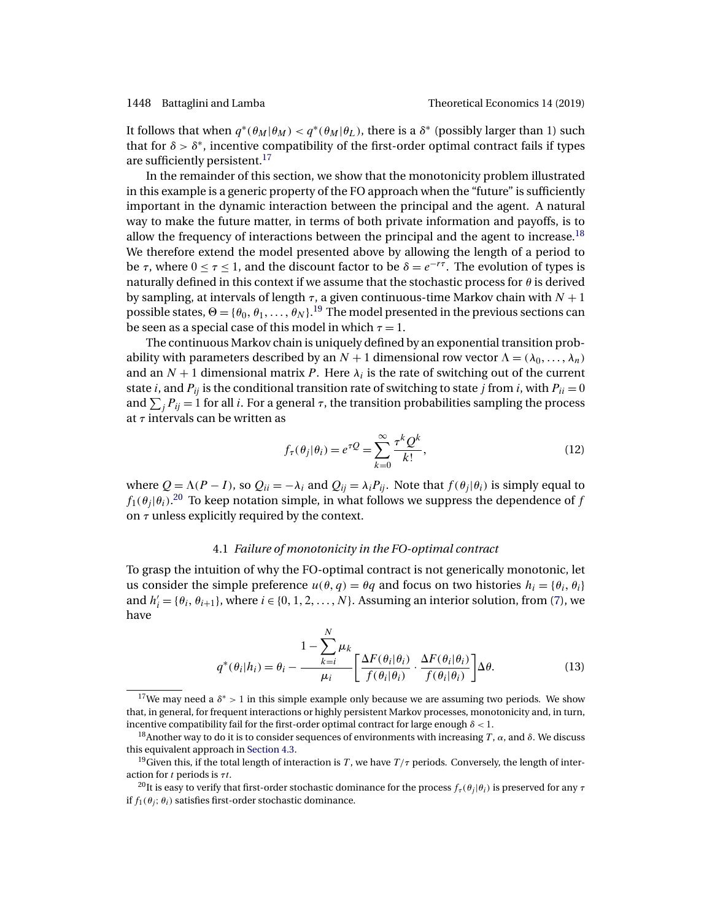It follows that when $q^*(\theta_M|\theta_M) < q^*(\theta_M|\theta_L)$, there is a $\delta^*$ (possibly larger than 1) such that for $\delta > \delta^*$, incentive compatibility of the first-order optimal contract fails if types are sufficiently persistent.[17]

In the remainder of this section, we show that the monotonicity problem illustrated in this example is a generic property of the FO approach when the "future" is sufficiently important in the dynamic interaction between the principal and the agent. A natural way to make the future matter, in terms of both private information and payoffs, is to allow the frequency of interactions between the principal and the agent to increase.[18] We therefore extend the model presented above by allowing the length of a period to be $\tau$, where $0 \leq \tau \leq 1$, and the discount factor to be $\delta = e^{-r\tau}$. The evolution of types is naturally defined in this context if we assume that the stochastic process for $\theta$ is derived by sampling, at intervals of length $\tau$, a given continuous-time Markov chain with $N+1$ possible states, $\Theta = \{\theta_0, \theta_1, \ldots, \theta_N\}$.[19] The model presented in the previous sections can be seen as a special case of this model in which $\tau = 1$.

The continuous Markov chain is uniquely defined by an exponential transition probability with parameters described by an $N+1$ dimensional row vector $\Lambda = (\lambda_0, \ldots, \lambda_n)$ and an $N+1$ dimensional matrix $P$. Here $\lambda_i$ is the rate of switching out of the current state $i$, and $P_{ij}$ is the conditional transition rate of switching to state $j$ from $i$, with $P_{ii} = 0$ and $\sum_j P_{ij} = 1$ for all $i$. For a general $\tau$, the transition probabilities sampling the process at $\tau$ intervals can be written as

$$f_\tau(\theta_j|\theta_i) = e^{\tau Q} = \sum_{k=0}^{\infty} \frac{\tau^k Q^k}{k!}, \tag{12}$$

where $Q = \Lambda(P - I)$, so $Q_{ii} = -\lambda_i$ and $Q_{ij} = \lambda_i P_{ij}$. Note that $f(\theta_j|\theta_i)$ is simply equal to $f_1(\theta_j|\theta_i)$.[20] To keep notation simple, in what follows we suppress the dependence of $f$ on $\tau$ unless explicitly required by the context.

### 4.1 *Failure of monotonicity in the FO-optimal contract*

To grasp the intuition of why the FO-optimal contract is not generically monotonic, let us consider the simple preference $u(\theta, q) = \theta q$ and focus on two histories $h_i = \{\theta_i, \theta_i\}$ and $h_i' = \{\theta_i, \theta_{i+1}\}$, where $i \in \{0, 1, 2, \ldots, N\}$. Assuming an interior solution, from (7), we have

$$q^*(\theta_i|h_i) = \theta_i - \frac{1 - \sum_{k=i}^{N} \mu_k}{\mu_i} \left[ \frac{\Delta F(\theta_i|\theta_i)}{f(\theta_i|\theta_i)} \cdot \frac{\Delta F(\theta_i|\theta_i)}{f(\theta_i|\theta_i)} \right] \Delta\theta. \tag{13}$$

[17] We may need a $\delta^* > 1$ in this simple example only because we are assuming two periods. We show that, in general, for frequent interactions or highly persistent Markov processes, monotonicity and, in turn, incentive compatibility fail for the first-order optimal contract for large enough $\delta < 1$.

[18] Another way to do it is to consider sequences of environments with increasing $T$, $\alpha$, and $\delta$. We discuss this equivalent approach in Section 4.3.

[19] Given this, if the total length of interaction is $T$, we have $T/\tau$ periods. Conversely, the length of interaction for $t$ periods is $\tau t$.

[20] It is easy to verify that first-order stochastic dominance for the process $f_\tau(\theta_j|\theta_i)$ is preserved for any $\tau$ if $f_1(\theta_j; \theta_i)$ satisfies first-order stochastic dominance.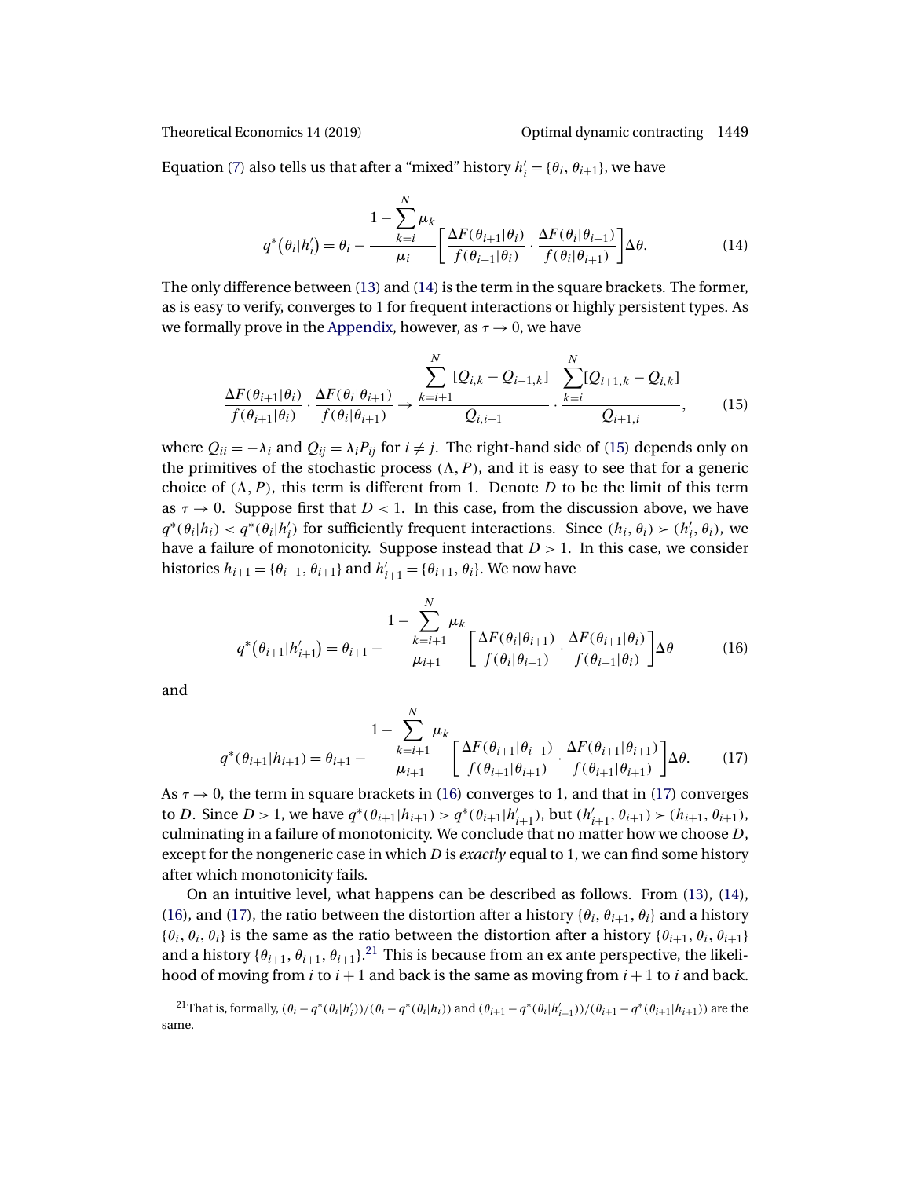Equation (7) also tells us that after a "mixed" history $h_i' = \{\theta_i, \theta_{i+1}\}$, we have

$$q^*(\theta_i | h_i') = \theta_i - \frac{1 - \sum_{k=i}^{N} \mu_k}{\mu_i} \left[ \frac{\Delta F(\theta_{i+1}|\theta_i)}{f(\theta_{i+1}|\theta_i)} \cdot \frac{\Delta F(\theta_i|\theta_{i+1})}{f(\theta_i|\theta_{i+1})} \right] \Delta\theta. \tag{14}$$

The only difference between (13) and (14) is the term in the square brackets. The former, as is easy to verify, converges to 1 for frequent interactions or highly persistent types. As we formally prove in the Appendix, however, as $\tau \to 0$, we have

$$\frac{\Delta F(\theta_{i+1}|\theta_i)}{f(\theta_{i+1}|\theta_i)} \cdot \frac{\Delta F(\theta_i|\theta_{i+1})}{f(\theta_i|\theta_{i+1})} \to \frac{\sum_{k=i+1}^{N} [Q_{i,k} - Q_{i-1,k}]}{Q_{i,i+1}} \cdot \frac{\sum_{k=i}^{N} [Q_{i+1,k} - Q_{i,k}]}{Q_{i+1,i}}, \tag{15}$$

where $Q_{ii} = -\lambda_i$ and $Q_{ij} = \lambda_i P_{ij}$ for $i \neq j$. The right-hand side of (15) depends only on the primitives of the stochastic process $(\Lambda, P)$, and it is easy to see that for a generic choice of $(\Lambda, P)$, this term is different from 1. Denote $D$ to be the limit of this term as $\tau \to 0$. Suppose first that $D < 1$. In this case, from the discussion above, we have $q^*(\theta_i|h_i) < q^*(\theta_i|h_i')$ for sufficiently frequent interactions. Since $(h_i, \theta_i) \succ (h_i', \theta_i)$, we have a failure of monotonicity. Suppose instead that $D > 1$. In this case, we consider histories $h_{i+1} = \{\theta_{i+1}, \theta_{i+1}\}$ and $h_{i+1}' = \{\theta_{i+1}, \theta_i\}$. We now have

$$q^*(\theta_{i+1} | h_{i+1}') = \theta_{i+1} - \frac{1 - \sum_{k=i+1}^{N} \mu_k}{\mu_{i+1}} \left[ \frac{\Delta F(\theta_i|\theta_{i+1})}{f(\theta_i|\theta_{i+1})} \cdot \frac{\Delta F(\theta_{i+1}|\theta_i)}{f(\theta_{i+1}|\theta_i)} \right] \Delta\theta \tag{16}$$

and

$$q^*(\theta_{i+1} | h_{i+1}) = \theta_{i+1} - \frac{1 - \sum_{k=i+1}^{N} \mu_k}{\mu_{i+1}} \left[ \frac{\Delta F(\theta_{i+1}|\theta_{i+1})}{f(\theta_{i+1}|\theta_{i+1})} \cdot \frac{\Delta F(\theta_{i+1}|\theta_{i+1})}{f(\theta_{i+1}|\theta_{i+1})} \right] \Delta\theta. \tag{17}$$

As $\tau \to 0$, the term in square brackets in (16) converges to 1, and that in (17) converges to $D$. Since $D > 1$, we have $q^*(\theta_{i+1}|h_{i+1}) > q^*(\theta_{i+1}|h_{i+1}')$, but $(h_{i+1}', \theta_{i+1}) \succ (h_{i+1}, \theta_{i+1})$, culminating in a failure of monotonicity. We conclude that no matter how we choose $D$, except for the nongeneric case in which $D$ is *exactly* equal to 1, we can find some history after which monotonicity fails.

On an intuitive level, what happens can be described as follows. From (13), (14), (16), and (17), the ratio between the distortion after a history $\{\theta_i, \theta_{i+1}, \theta_i\}$ and a history $\{\theta_i, \theta_i, \theta_i\}$ is the same as the ratio between the distortion after a history $\{\theta_{i+1}, \theta_i, \theta_{i+1}\}$ and a history $\{\theta_{i+1}, \theta_{i+1}, \theta_{i+1}\}$.[21] This is because from an ex ante perspective, the likelihood of moving from $i$ to $i+1$ and back is the same as moving from $i+1$ to $i$ and back.

[21] That is, formally, $(\theta_i - q^*(\theta_i|h_i'))/(\theta_i - q^*(\theta_i|h_i))$ and $(\theta_{i+1} - q^*(\theta_i|h_{i+1}'))/(\theta_{i+1} - q^*(\theta_{i+1}|h_{i+1}))$ are the same.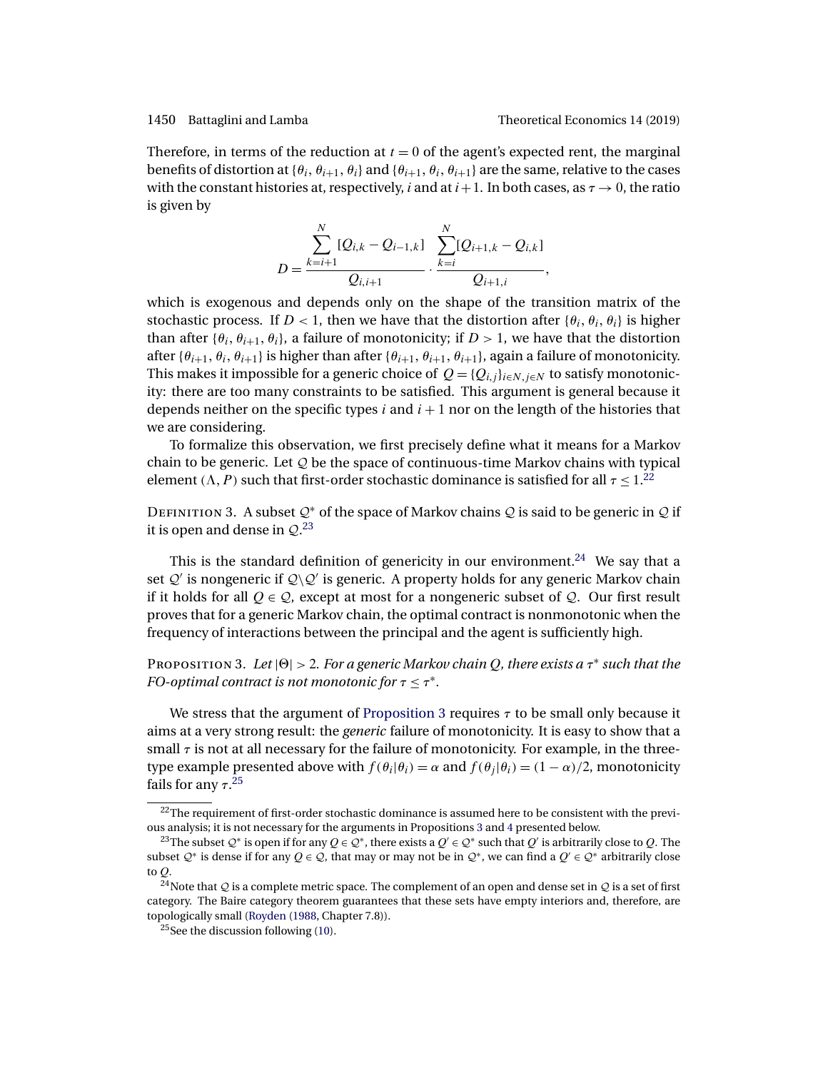Therefore, in terms of the reduction at $t = 0$ of the agent's expected rent, the marginal benefits of distortion at $\{\theta_i, \theta_{i+1}, \theta_i\}$ and $\{\theta_{i+1}, \theta_i, \theta_{i+1}\}$ are the same, relative to the cases with the constant histories at, respectively, $i$ and at $i+1$. In both cases, as $\tau \to 0$, the ratio is given by

$$D = \frac{\sum_{k=i+1}^{N} [Q_{i,k} - Q_{i-1,k}]}{Q_{i,i+1}} \cdot \frac{\sum_{k=i}^{N} [Q_{i+1,k} - Q_{i,k}]}{Q_{i+1,i}},$$

which is exogenous and depends only on the shape of the transition matrix of the stochastic process. If $D < 1$, then we have that the distortion after $\{\theta_i, \theta_i, \theta_i\}$ is higher than after $\{\theta_i, \theta_{i+1}, \theta_i\}$, a failure of monotonicity; if $D > 1$, we have that the distortion after $\{\theta_{i+1}, \theta_i, \theta_{i+1}\}$ is higher than after $\{\theta_{i+1}, \theta_{i+1}, \theta_{i+1}\}$, again a failure of monotonicity. This makes it impossible for a generic choice of $Q = \{Q_{i,j}\}_{i \in N, j \in N}$ to satisfy monotonicity: there are too many constraints to be satisfied. This argument is general because it depends neither on the specific types $i$ and $i+1$ nor on the length of the histories that we are considering.

To formalize this observation, we first precisely define what it means for a Markov chain to be generic. Let $\mathcal{Q}$ be the space of continuous-time Markov chains with typical element $(\Lambda, P)$ such that first-order stochastic dominance is satisfied for all $\tau \leq 1$.[22]

Definition 3. A subset $\mathcal{Q}^*$ of the space of Markov chains $\mathcal{Q}$ is said to be generic in $\mathcal{Q}$ if it is open and dense in $\mathcal{Q}$.[23]

This is the standard definition of genericity in our environment.[24] We say that a set $\mathcal{Q}'$ is nongeneric if $\mathcal{Q} \backslash \mathcal{Q}'$ is generic. A property holds for any generic Markov chain if it holds for all $Q \in \mathcal{Q}$, except at most for a nongeneric subset of $\mathcal{Q}$. Our first result proves that for a generic Markov chain, the optimal contract is nonmonotonic when the frequency of interactions between the principal and the agent is sufficiently high.

Proposition 3. *Let $|\Theta| > 2$. For a generic Markov chain $Q$, there exists a $\tau^*$ such that the FO-optimal contract is not monotonic for $\tau \leq \tau^*$.*

We stress that the argument of Proposition 3 requires $\tau$ to be small only because it aims at a very strong result: the *generic* failure of monotonicity. It is easy to show that a small $\tau$ is not at all necessary for the failure of monotonicity. For example, in the three-type example presented above with $f(\theta_i|\theta_i) = \alpha$ and $f(\theta_j|\theta_i) = (1-\alpha)/2$, monotonicity fails for any $\tau$.[25]

[22]The requirement of first-order stochastic dominance is assumed here to be consistent with the previous analysis; it is not necessary for the arguments in Propositions 3 and 4 presented below.

[23]The subset $\mathcal{Q}^*$ is open if for any $Q \in \mathcal{Q}^*$, there exists a $Q' \in \mathcal{Q}^*$ such that $Q'$ is arbitrarily close to $Q$. The subset $\mathcal{Q}^*$ is dense if for any $Q \in \mathcal{Q}$, that may or may not be in $\mathcal{Q}^*$, we can find a $Q' \in \mathcal{Q}^*$ arbitrarily close to $Q$.

[24]Note that $\mathcal{Q}$ is a complete metric space. The complement of an open and dense set in $\mathcal{Q}$ is a set of first category. The Baire category theorem guarantees that these sets have empty interiors and, therefore, are topologically small (Royden (1988, Chapter 7.8)).

[25]See the discussion following (10).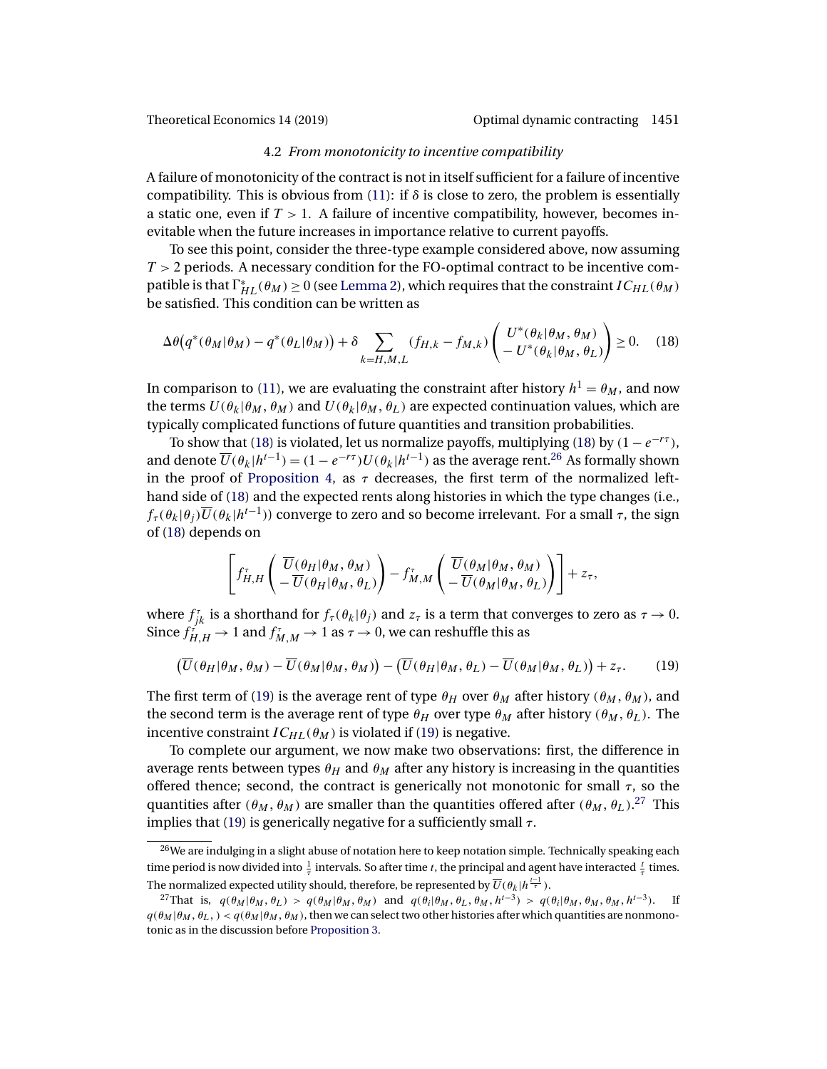### 4.2 *From monotonicity to incentive compatibility*

A failure of monotonicity of the contract is not in itself sufficient for a failure of incentive compatibility. This is obvious from (11): if $\delta$ is close to zero, the problem is essentially a static one, even if $T > 1$. A failure of incentive compatibility, however, becomes inevitable when the future increases in importance relative to current payoffs.

To see this point, consider the three-type example considered above, now assuming $T > 2$ periods. A necessary condition for the FO-optimal contract to be incentive compatible is that $\Gamma^*_{HL}(\theta_M) \geq 0$ (see Lemma 2), which requires that the constraint $IC_{HL}(\theta_M)$ be satisfied. This condition can be written as

$$\Delta\theta\big(q^*(\theta_M|\theta_M) - q^*(\theta_L|\theta_M)\big) + \delta \sum_{k=H,M,L} (f_{H,k} - f_{M,k}) \begin{pmatrix} U^*(\theta_k|\theta_M, \theta_M) \\ - U^*(\theta_k|\theta_M, \theta_L) \end{pmatrix} \geq 0. \quad (18)$$

In comparison to (11), we are evaluating the constraint after history $h^1 = \theta_M$, and now the terms $U(\theta_k|\theta_M, \theta_M)$ and $U(\theta_k|\theta_M, \theta_L)$ are expected continuation values, which are typically complicated functions of future quantities and transition probabilities.

To show that (18) is violated, let us normalize payoffs, multiplying (18) by $(1 - e^{-r\tau})$, and denote $\overline{U}(\theta_k|h^{t-1}) = (1 - e^{-r\tau})U(\theta_k|h^{t-1})$ as the average rent.[26] As formally shown in the proof of Proposition 4, as $\tau$ decreases, the first term of the normalized left-hand side of (18) and the expected rents along histories in which the type changes (i.e., $f_\tau(\theta_k|\theta_j)\overline{U}(\theta_k|h^{t-1})$) converge to zero and so become irrelevant. For a small $\tau$, the sign of (18) depends on

$$\left[f^\tau_{H,H} \begin{pmatrix} \overline{U}(\theta_H|\theta_M, \theta_M) \\ - \overline{U}(\theta_H|\theta_M, \theta_L) \end{pmatrix} - f^\tau_{M,M} \begin{pmatrix} \overline{U}(\theta_M|\theta_M, \theta_M) \\ - \overline{U}(\theta_M|\theta_M, \theta_L) \end{pmatrix}\right] + z_\tau,$$

where $f^\tau_{jk}$ is a shorthand for $f_\tau(\theta_k|\theta_j)$ and $z_\tau$ is a term that converges to zero as $\tau \to 0$. Since $f^\tau_{H,H} \to 1$ and $f^\tau_{M,M} \to 1$ as $\tau \to 0$, we can reshuffle this as

$$\big(\overline{U}(\theta_H|\theta_M, \theta_M) - \overline{U}(\theta_M|\theta_M, \theta_M)\big) - \big(\overline{U}(\theta_H|\theta_M, \theta_L) - \overline{U}(\theta_M|\theta_M, \theta_L)\big) + z_\tau. \quad (19)$$

The first term of (19) is the average rent of type $\theta_H$ over $\theta_M$ after history $(\theta_M, \theta_M)$, and the second term is the average rent of type $\theta_H$ over type $\theta_M$ after history $(\theta_M, \theta_L)$. The incentive constraint $IC_{HL}(\theta_M)$ is violated if (19) is negative.

To complete our argument, we now make two observations: first, the difference in average rents between types $\theta_H$ and $\theta_M$ after any history is increasing in the quantities offered thence; second, the contract is generically not monotonic for small $\tau$, so the quantities after $(\theta_M, \theta_M)$ are smaller than the quantities offered after $(\theta_M, \theta_L)$.[27] This implies that (19) is generically negative for a sufficiently small $\tau$.

[26]We are indulging in a slight abuse of notation here to keep notation simple. Technically speaking each time period is now divided into $\frac{1}{\tau}$ intervals. So after time $t$, the principal and agent have interacted $\frac{t}{\tau}$ times. The normalized expected utility should, therefore, be represented by $\overline{U}(\theta_k|h^{\frac{t-1}{\tau}})$.

[27]That is, $q(\theta_M|\theta_M, \theta_L) > q(\theta_M|\theta_M, \theta_M)$ and $q(\theta_i|\theta_M, \theta_L, \theta_M, h^{t-3}) > q(\theta_i|\theta_M, \theta_M, \theta_M, h^{t-3})$. If $q(\theta_M|\theta_M, \theta_L, ) < q(\theta_M|\theta_M, \theta_M)$, then we can select two other histories after which quantities are nonmonotonic as in the discussion before Proposition 3.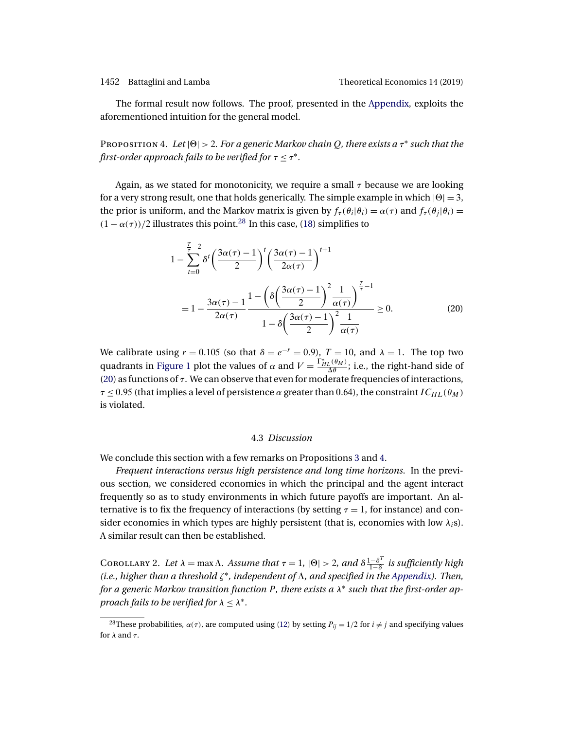The formal result now follows. The proof, presented in the Appendix, exploits the aforementioned intuition for the general model.

Proposition 4. *Let $|\Theta| > 2$. For a generic Markov chain $Q$, there exists a $\tau^*$ such that the first-order approach fails to be verified for $\tau \leq \tau^*$.*

Again, as we stated for monotonicity, we require a small $\tau$ because we are looking for a very strong result, one that holds generically. The simple example in which $|\Theta| = 3$, the prior is uniform, and the Markov matrix is given by $f_\tau(\theta_i|\theta_i) = \alpha(\tau)$ and $f_\tau(\theta_j|\theta_i) = (1-\alpha(\tau))/2$ illustrates this point.[28] In this case, (18) simplifies to

$$
\begin{aligned}
&1 - \sum_{t=0}^{\frac{T}{\tau}-2} \delta^t \left(\frac{3\alpha(\tau)-1}{2}\right)^t \left(\frac{3\alpha(\tau)-1}{2\alpha(\tau)}\right)^{t+1} \\
&\quad = 1 - \frac{3\alpha(\tau)-1}{2\alpha(\tau)} \frac{1 - \left(\delta\left(\frac{3\alpha(\tau)-1}{2}\right)^2 \frac{1}{\alpha(\tau)}\right)^{\frac{T}{\tau}-1}}{1 - \delta\left(\frac{3\alpha(\tau)-1}{2}\right)^2 \frac{1}{\alpha(\tau)}} \geq 0. \qquad (20)
\end{aligned}
$$

We calibrate using $r = 0.105$ (so that $\delta = e^{-r} = 0.9$), $T = 10$, and $\lambda = 1$. The top two quadrants in Figure 1 plot the values of $\alpha$ and $V = \frac{\Gamma^*_{HL}(\theta_M)}{\Delta\theta}$; i.e., the right-hand side of (20) as functions of $\tau$. We can observe that even for moderate frequencies of interactions, $\tau \leq 0.95$ (that implies a level of persistence $\alpha$ greater than 0.64), the constraint $IC_{HL}(\theta_M)$ is violated.

### 4.3 *Discussion*

We conclude this section with a few remarks on Propositions 3 and 4.

*Frequent interactions versus high persistence and long time horizons.* In the previous section, we considered economies in which the principal and the agent interact frequently so as to study environments in which future payoffs are important. An alternative is to fix the frequency of interactions (by setting $\tau = 1$, for instance) and consider economies in which types are highly persistent (that is, economies with low $\lambda_i$s). A similar result can then be established.

Corollary 2. *Let $\lambda = \max \Lambda$. Assume that $\tau = 1$, $|\Theta| > 2$, and $\delta\frac{1-\delta^T}{1-\delta}$ is sufficiently high (i.e., higher than a threshold $\zeta^*$, independent of $\Lambda$, and specified in the Appendix). Then, for a generic Markov transition function $P$, there exists a $\lambda^*$ such that the first-order approach fails to be verified for $\lambda \leq \lambda^*$.*

[28] These probabilities, $\alpha(\tau)$, are computed using (12) by setting $P_{ij} = 1/2$ for $i \neq j$ and specifying values for $\lambda$ and $\tau$.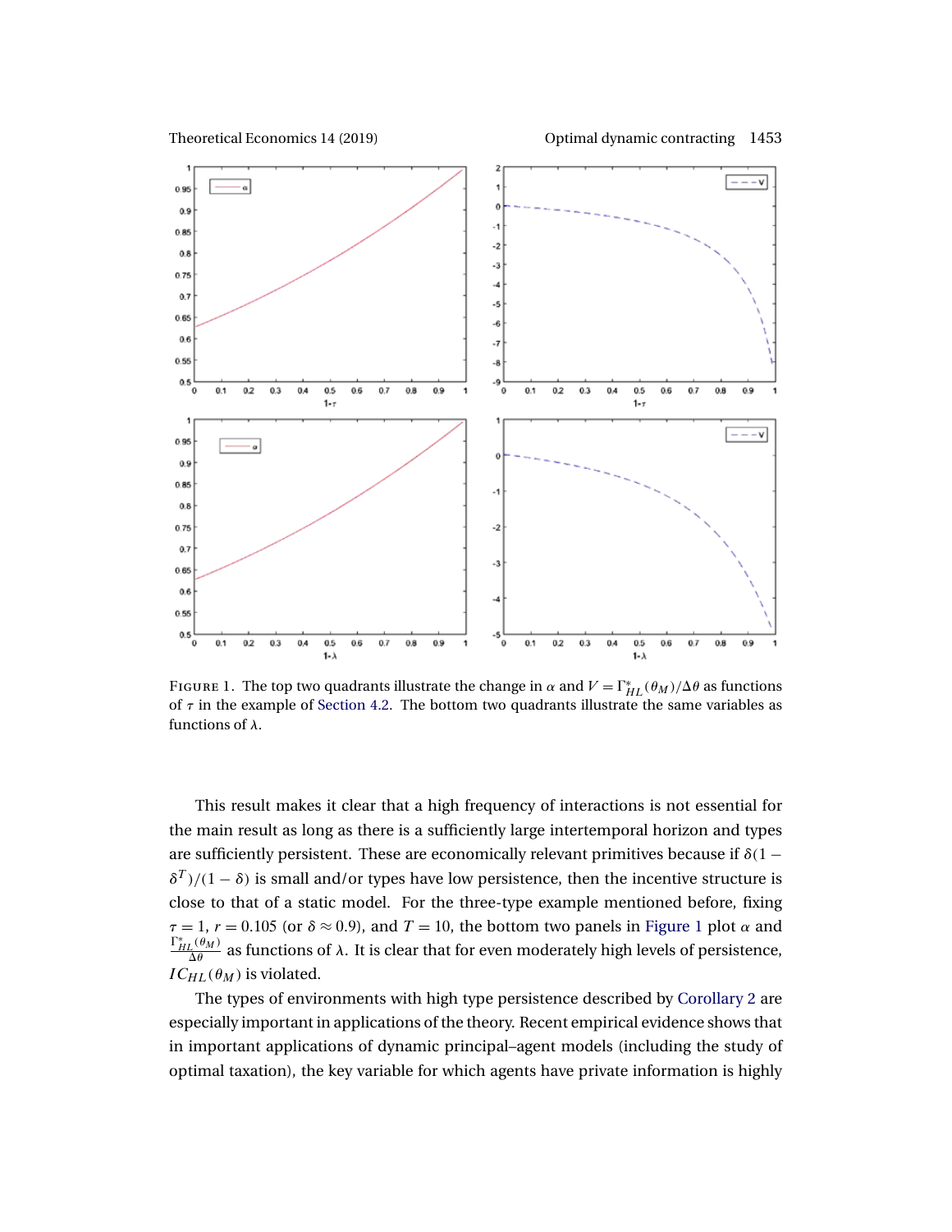FIGURE 1. The top two quadrants illustrate the change in $\alpha$ and $V = \Gamma^*_{HL}(\theta_M)/\Delta\theta$ as functions of $\tau$ in the example of Section 4.2. The bottom two quadrants illustrate the same variables as functions of $\lambda$.

This result makes it clear that a high frequency of interactions is not essential for the main result as long as there is a sufficiently large intertemporal horizon and types are sufficiently persistent. These are economically relevant primitives because if $\delta(1 - \delta^T)/(1 - \delta)$ is small and/or types have low persistence, then the incentive structure is close to that of a static model. For the three-type example mentioned before, fixing $\tau = 1$, $r = 0.105$ (or $\delta \approx 0.9$), and $T = 10$, the bottom two panels in Figure 1 plot $\alpha$ and $\frac{\Gamma^*_{HL}(\theta_M)}{\Delta\theta}$ as functions of $\lambda$. It is clear that for even moderately high levels of persistence, $IC_{HL}(\theta_M)$ is violated.

The types of environments with high type persistence described by Corollary 2 are especially important in applications of the theory. Recent empirical evidence shows that in important applications of dynamic principal–agent models (including the study of optimal taxation), the key variable for which agents have private information is highly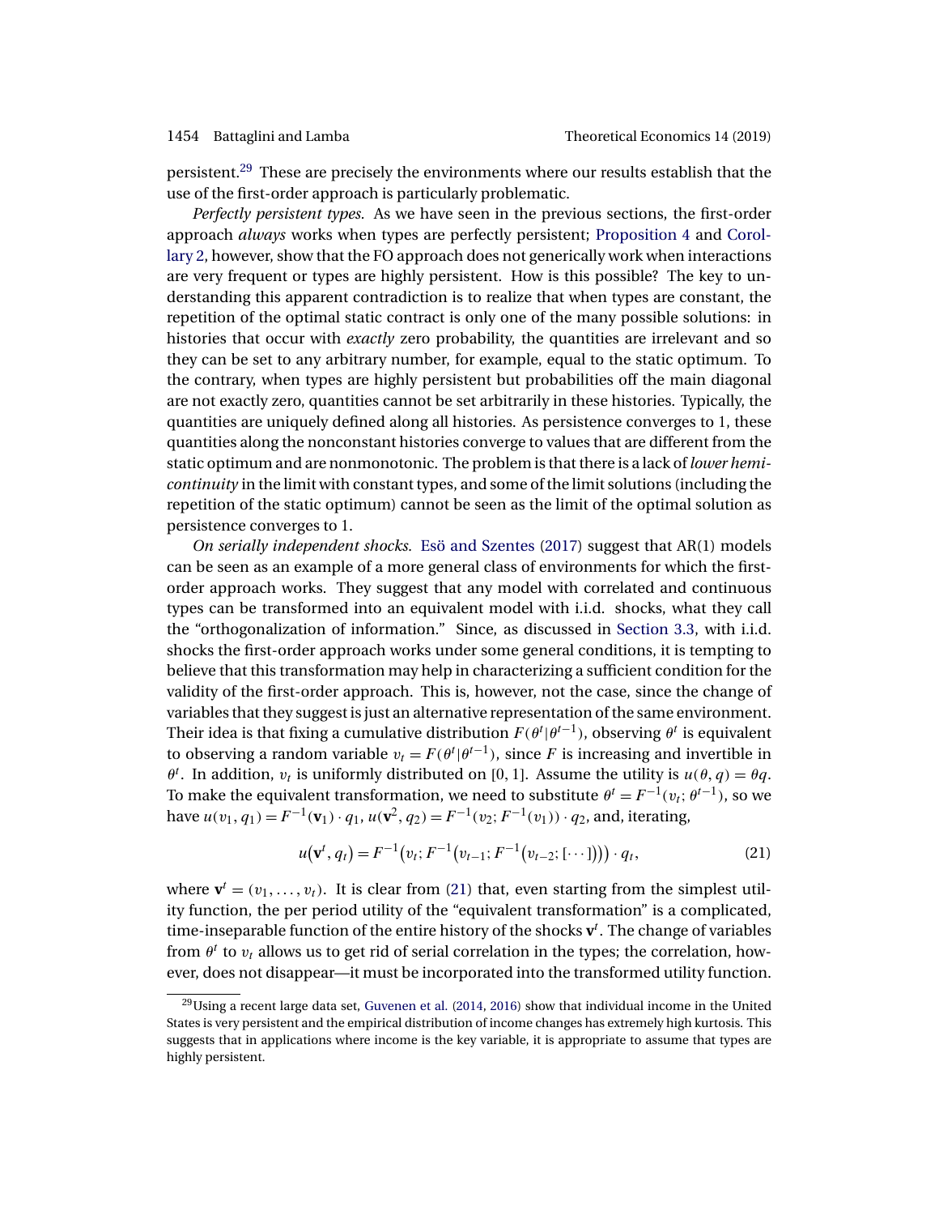persistent.[29] These are precisely the environments where our results establish that the use of the first-order approach is particularly problematic.

*Perfectly persistent types.* As we have seen in the previous sections, the first-order approach *always* works when types are perfectly persistent; Proposition 4 and Corollary 2, however, show that the FO approach does not generically work when interactions are very frequent or types are highly persistent. How is this possible? The key to understanding this apparent contradiction is to realize that when types are constant, the repetition of the optimal static contract is only one of the many possible solutions: in histories that occur with *exactly* zero probability, the quantities are irrelevant and so they can be set to any arbitrary number, for example, equal to the static optimum. To the contrary, when types are highly persistent but probabilities off the main diagonal are not exactly zero, quantities cannot be set arbitrarily in these histories. Typically, the quantities are uniquely defined along all histories. As persistence converges to 1, these quantities along the nonconstant histories converge to values that are different from the static optimum and are nonmonotonic. The problem is that there is a lack of *lower hemicontinuity* in the limit with constant types, and some of the limit solutions (including the repetition of the static optimum) cannot be seen as the limit of the optimal solution as persistence converges to 1.

*On serially independent shocks.* Esö and Szentes (2017) suggest that AR(1) models can be seen as an example of a more general class of environments for which the first-order approach works. They suggest that any model with correlated and continuous types can be transformed into an equivalent model with i.i.d. shocks, what they call the "orthogonalization of information." Since, as discussed in Section 3.3, with i.i.d. shocks the first-order approach works under some general conditions, it is tempting to believe that this transformation may help in characterizing a sufficient condition for the validity of the first-order approach. This is, however, not the case, since the change of variables that they suggest is just an alternative representation of the same environment. Their idea is that fixing a cumulative distribution $F(\theta^t|\theta^{t-1})$, observing $\theta^t$ is equivalent to observing a random variable $v_t = F(\theta^t|\theta^{t-1})$, since $F$ is increasing and invertible in $\theta^t$. In addition, $v_t$ is uniformly distributed on $[0, 1]$. Assume the utility is $u(\theta, q) = \theta q$. To make the equivalent transformation, we need to substitute $\theta^t = F^{-1}(v_t; \theta^{t-1})$, so we have $u(v_1, q_1) = F^{-1}(\mathbf{v}_1) \cdot q_1$, $u(\mathbf{v}^2, q_2) = F^{-1}(v_2; F^{-1}(v_1)) \cdot q_2$, and, iterating,

$$u(\mathbf{v}^t, q_t) = F^{-1}\big(v_t; F^{-1}\big(v_{t-1}; F^{-1}\big(v_{t-2}; [\cdots]\big)\big)\big) \cdot q_t, \tag{21}$$

where $\mathbf{v}^t = (v_1, \ldots, v_t)$. It is clear from (21) that, even starting from the simplest utility function, the per period utility of the "equivalent transformation" is a complicated, time-inseparable function of the entire history of the shocks $\mathbf{v}^t$. The change of variables from $\theta^t$ to $v_t$ allows us to get rid of serial correlation in the types; the correlation, however, does not disappear—it must be incorporated into the transformed utility function.

[29] Using a recent large data set, Guvenen et al. (2014, 2016) show that individual income in the United States is very persistent and the empirical distribution of income changes has extremely high kurtosis. This suggests that in applications where income is the key variable, it is appropriate to assume that types are highly persistent.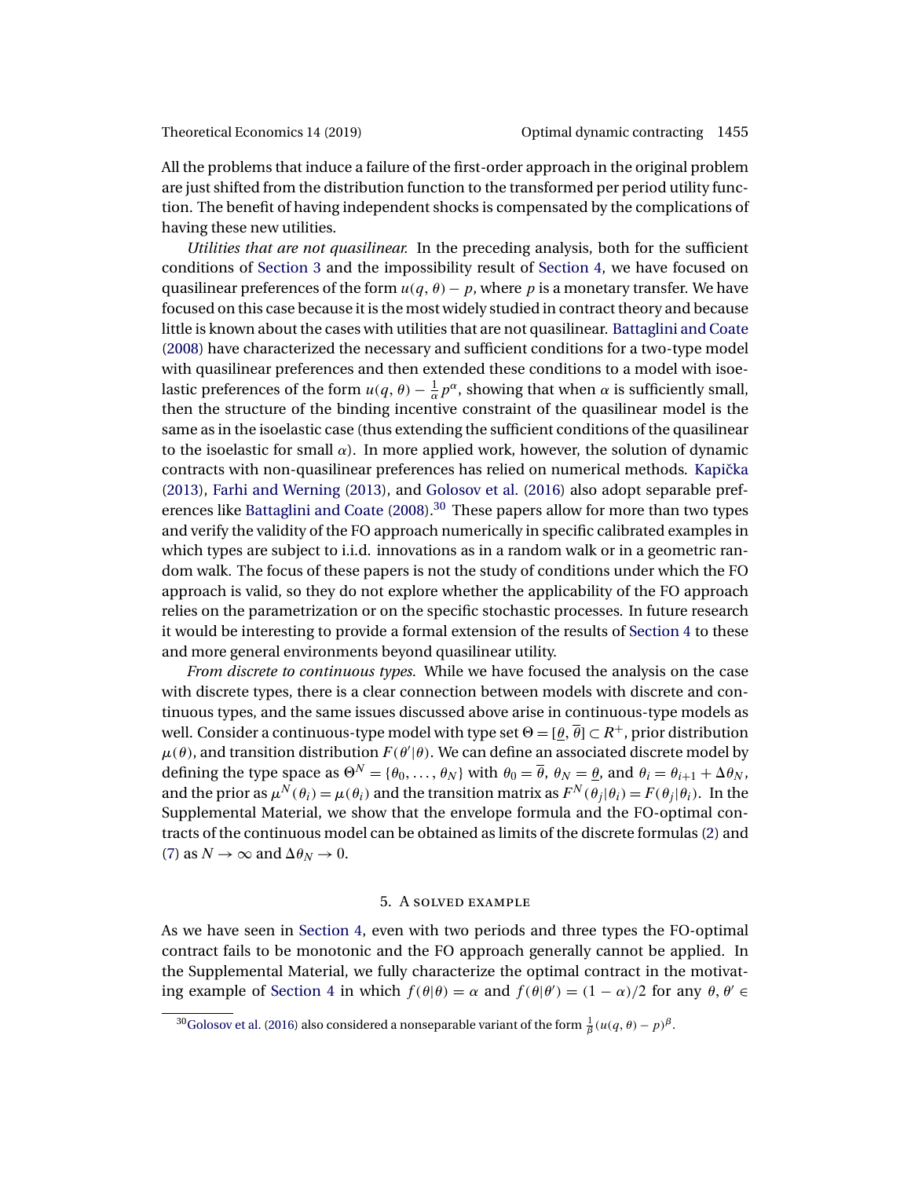All the problems that induce a failure of the first-order approach in the original problem are just shifted from the distribution function to the transformed per period utility function. The benefit of having independent shocks is compensated by the complications of having these new utilities.

*Utilities that are not quasilinear.* In the preceding analysis, both for the sufficient conditions of Section 3 and the impossibility result of Section 4, we have focused on quasilinear preferences of the form $u(q, \theta) - p$, where $p$ is a monetary transfer. We have focused on this case because it is the most widely studied in contract theory and because little is known about the cases with utilities that are not quasilinear. Battaglini and Coate (2008) have characterized the necessary and sufficient conditions for a two-type model with quasilinear preferences and then extended these conditions to a model with isoelastic preferences of the form $u(q, \theta) - \frac{1}{\alpha}p^{\alpha}$, showing that when $\alpha$ is sufficiently small, then the structure of the binding incentive constraint of the quasilinear model is the same as in the isoelastic case (thus extending the sufficient conditions of the quasilinear to the isoelastic for small $\alpha$). In more applied work, however, the solution of dynamic contracts with non-quasilinear preferences has relied on numerical methods. Kapička (2013), Farhi and Werning (2013), and Golosov et al. (2016) also adopt separable preferences like Battaglini and Coate (2008).[30] These papers allow for more than two types and verify the validity of the FO approach numerically in specific calibrated examples in which types are subject to i.i.d. innovations as in a random walk or in a geometric random walk. The focus of these papers is not the study of conditions under which the FO approach is valid, so they do not explore whether the applicability of the FO approach relies on the parametrization or on the specific stochastic processes. In future research it would be interesting to provide a formal extension of the results of Section 4 to these and more general environments beyond quasilinear utility.

*From discrete to continuous types.* While we have focused the analysis on the case with discrete types, there is a clear connection between models with discrete and continuous types, and the same issues discussed above arise in continuous-type models as well. Consider a continuous-type model with type set $\Theta = [\underline{\theta}, \overline{\theta}] \subset R^{+}$, prior distribution $\mu(\theta)$, and transition distribution $F(\theta'|\theta)$. We can define an associated discrete model by defining the type space as $\Theta^N = \{\theta_0, \dots, \theta_N\}$ with $\theta_0 = \overline{\theta}$, $\theta_N = \underline{\theta}$, and $\theta_i = \theta_{i+1} + \Delta\theta_N$, and the prior as $\mu^N(\theta_i) = \mu(\theta_i)$ and the transition matrix as $F^N(\theta_j|\theta_i) = F(\theta_j|\theta_i)$. In the Supplemental Material, we show that the envelope formula and the FO-optimal contracts of the continuous model can be obtained as limits of the discrete formulas (2) and (7) as $N \to \infty$ and $\Delta\theta_N \to 0$.

## 5. A solved example

As we have seen in Section 4, even with two periods and three types the FO-optimal contract fails to be monotonic and the FO approach generally cannot be applied. In the Supplemental Material, we fully characterize the optimal contract in the motivating example of Section 4 in which $f(\theta|\theta) = \alpha$ and $f(\theta|\theta') = (1-\alpha)/2$ for any $\theta, \theta' \in$

[30] Golosov et al. (2016) also considered a nonseparable variant of the form $\frac{1}{\beta}(u(q, \theta) - p)^{\beta}$.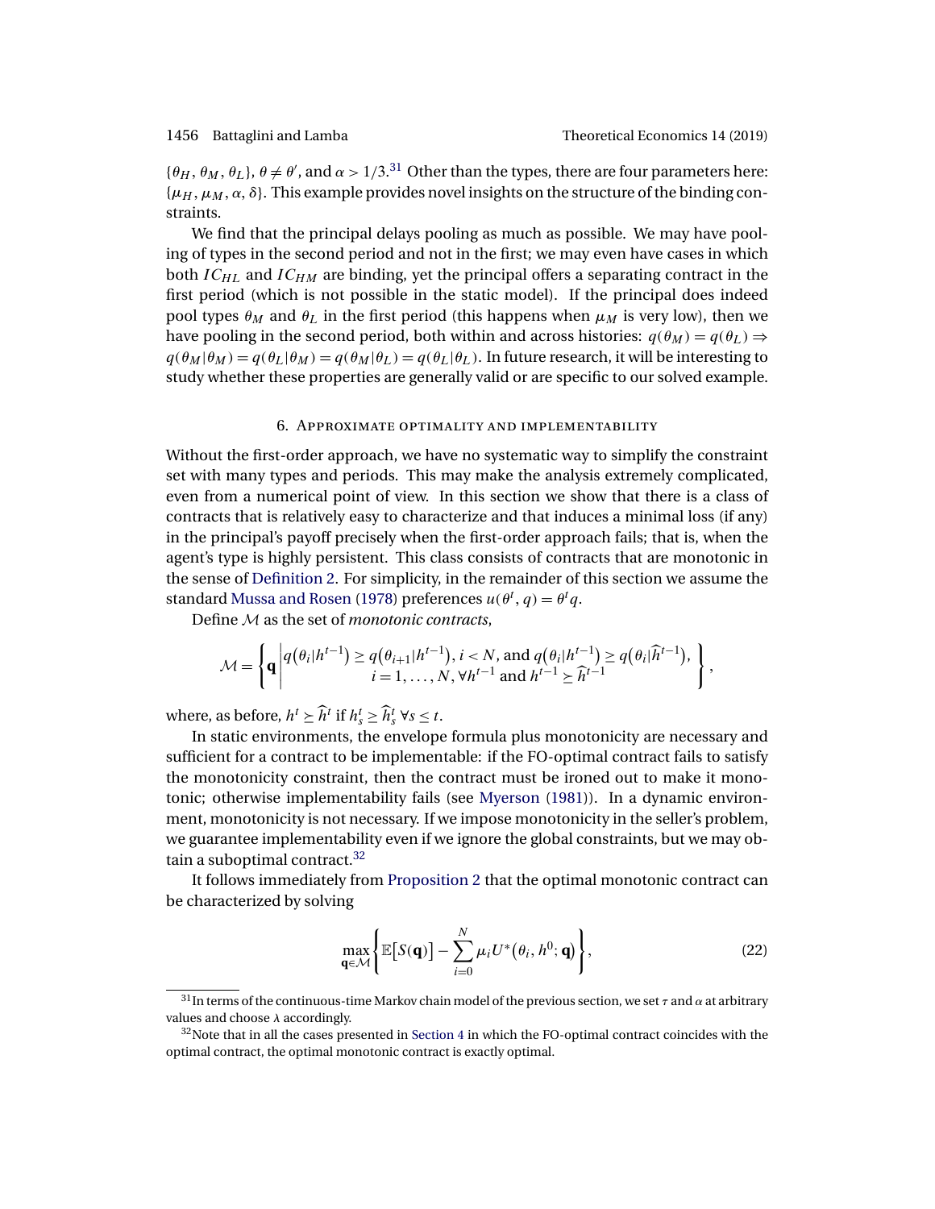$\{\theta_H, \theta_M, \theta_L\}$, $\theta \neq \theta'$, and $\alpha > 1/3$.[31] Other than the types, there are four parameters here: $\{\mu_H, \mu_M, \alpha, \delta\}$. This example provides novel insights on the structure of the binding constraints.

We find that the principal delays pooling as much as possible. We may have pooling of types in the second period and not in the first; we may even have cases in which both $IC_{HL}$ and $IC_{HM}$ are binding, yet the principal offers a separating contract in the first period (which is not possible in the static model). If the principal does indeed pool types $\theta_M$ and $\theta_L$ in the first period (this happens when $\mu_M$ is very low), then we have pooling in the second period, both within and across histories: $q(\theta_M) = q(\theta_L) \Rightarrow q(\theta_M|\theta_M) = q(\theta_L|\theta_M) = q(\theta_M|\theta_L) = q(\theta_L|\theta_L)$. In future research, it will be interesting to study whether these properties are generally valid or are specific to our solved example.

## 6. Approximate optimality and implementability

Without the first-order approach, we have no systematic way to simplify the constraint set with many types and periods. This may make the analysis extremely complicated, even from a numerical point of view. In this section we show that there is a class of contracts that is relatively easy to characterize and that induces a minimal loss (if any) in the principal's payoff precisely when the first-order approach fails; that is, when the agent's type is highly persistent. This class consists of contracts that are monotonic in the sense of Definition 2. For simplicity, in the remainder of this section we assume the standard Mussa and Rosen (1978) preferences $u(\theta^t, q) = \theta^t q$.

Define $\mathcal{M}$ as the set of *monotonic contracts*,

$$\mathcal{M} = \left\{ \mathbf{q} \,\middle|\, \begin{array}{c} q(\theta_i|h^{t-1}) \geq q(\theta_{i+1}|h^{t-1}),\ i < N, \text{ and } q(\theta_i|h^{t-1}) \geq q(\theta_i|\widehat{h}^{t-1}), \\ i = 1, \ldots, N, \forall h^{t-1} \text{ and } h^{t-1} \succeq \widehat{h}^{t-1} \end{array} \right\},$$

where, as before, $h^t \succeq \widehat{h}^t$ if $h_s^t \geq \widehat{h}_s^t$ $\forall s \leq t$.

In static environments, the envelope formula plus monotonicity are necessary and sufficient for a contract to be implementable: if the FO-optimal contract fails to satisfy the monotonicity constraint, then the contract must be ironed out to make it monotonic; otherwise implementability fails (see Myerson (1981)). In a dynamic environment, monotonicity is not necessary. If we impose monotonicity in the seller's problem, we guarantee implementability even if we ignore the global constraints, but we may obtain a suboptimal contract.[32]

It follows immediately from Proposition 2 that the optimal monotonic contract can be characterized by solving

$$\max_{\mathbf{q} \in \mathcal{M}} \left\{ \mathbb{E}\big[S(\mathbf{q})\big] - \sum_{i=0}^{N} \mu_i U^*(\theta_i, h^0; \mathbf{q}) \right\}, \tag{22}$$

[31] In terms of the continuous-time Markov chain model of the previous section, we set $\tau$ and $\alpha$ at arbitrary values and choose $\lambda$ accordingly.

[32] Note that in all the cases presented in Section 4 in which the FO-optimal contract coincides with the optimal contract, the optimal monotonic contract is exactly optimal.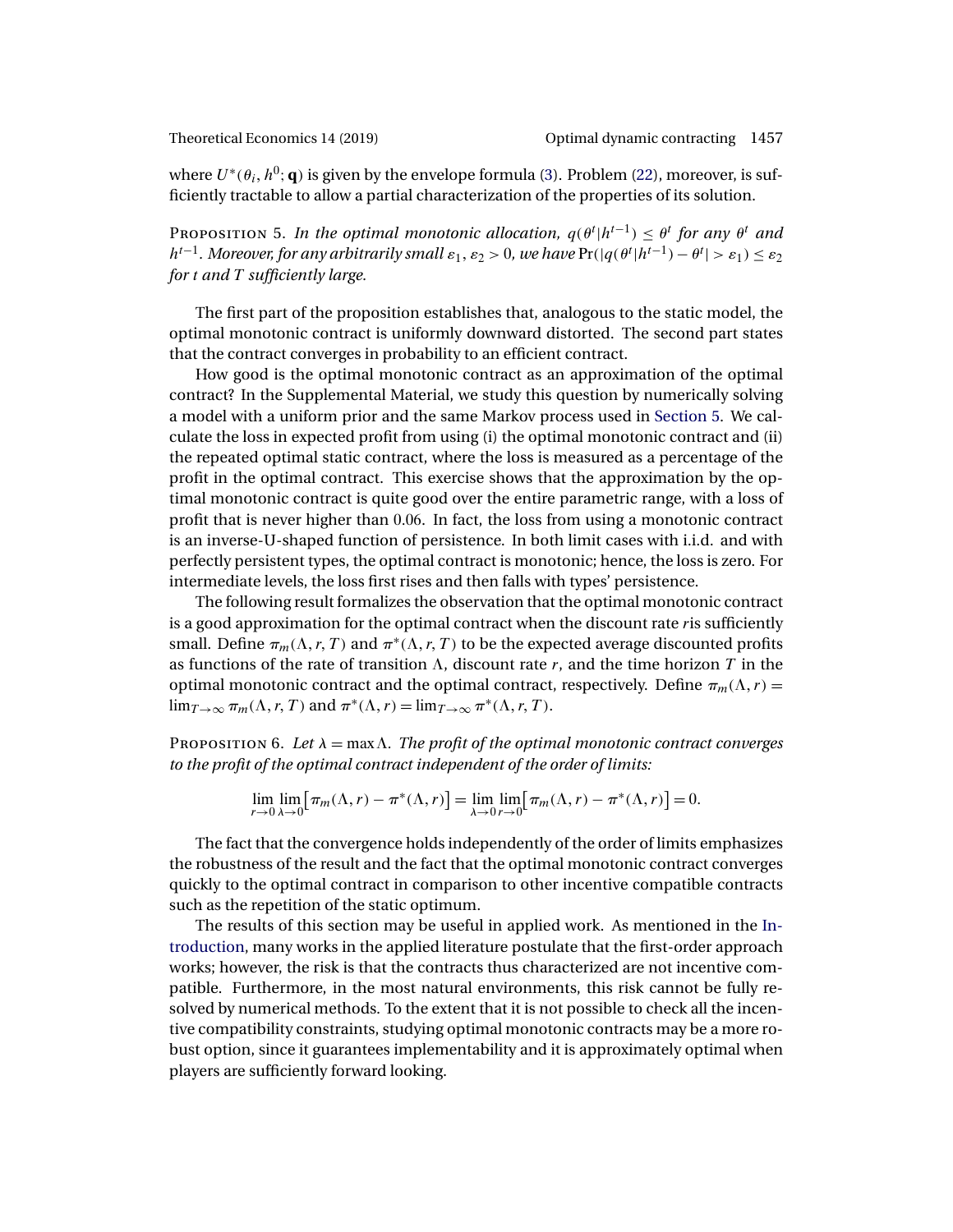where $U^*(\theta_i, h^0; \mathbf{q})$ is given by the envelope formula (3). Problem (22), moreover, is sufficiently tractable to allow a partial characterization of the properties of its solution.

Proposition 5. *In the optimal monotonic allocation, $q(\theta^t|h^{t-1}) \leq \theta^t$ for any $\theta^t$ and $h^{t-1}$. Moreover, for any arbitrarily small $\varepsilon_1, \varepsilon_2 > 0$, we have $\Pr(|q(\theta^t|h^{t-1}) - \theta^t| > \varepsilon_1) \leq \varepsilon_2$ for $t$ and $T$ sufficiently large.*

The first part of the proposition establishes that, analogous to the static model, the optimal monotonic contract is uniformly downward distorted. The second part states that the contract converges in probability to an efficient contract.

How good is the optimal monotonic contract as an approximation of the optimal contract? In the Supplemental Material, we study this question by numerically solving a model with a uniform prior and the same Markov process used in Section 5. We calculate the loss in expected profit from using (i) the optimal monotonic contract and (ii) the repeated optimal static contract, where the loss is measured as a percentage of the profit in the optimal contract. This exercise shows that the approximation by the optimal monotonic contract is quite good over the entire parametric range, with a loss of profit that is never higher than 0.06. In fact, the loss from using a monotonic contract is an inverse-U-shaped function of persistence. In both limit cases with i.i.d. and with perfectly persistent types, the optimal contract is monotonic; hence, the loss is zero. For intermediate levels, the loss first rises and then falls with types' persistence.

The following result formalizes the observation that the optimal monotonic contract is a good approximation for the optimal contract when the discount rate $r$is sufficiently small. Define $\pi_m(\Lambda, r, T)$ and $\pi^*(\Lambda, r, T)$ to be the expected average discounted profits as functions of the rate of transition $\Lambda$, discount rate $r$, and the time horizon $T$ in the optimal monotonic contract and the optimal contract, respectively. Define $\pi_m(\Lambda, r) = \lim_{T\to\infty} \pi_m(\Lambda, r, T)$ and $\pi^*(\Lambda, r) = \lim_{T\to\infty} \pi^*(\Lambda, r, T)$.

Proposition 6. *Let $\lambda = \max \Lambda$. The profit of the optimal monotonic contract converges to the profit of the optimal contract independent of the order of limits:*

$$\lim_{r\to 0} \lim_{\lambda\to 0} \left[\pi_m(\Lambda, r) - \pi^*(\Lambda, r)\right] = \lim_{\lambda\to 0} \lim_{r\to 0} \left[\pi_m(\Lambda, r) - \pi^*(\Lambda, r)\right] = 0.$$

The fact that the convergence holds independently of the order of limits emphasizes the robustness of the result and the fact that the optimal monotonic contract converges quickly to the optimal contract in comparison to other incentive compatible contracts such as the repetition of the static optimum.

The results of this section may be useful in applied work. As mentioned in the Introduction, many works in the applied literature postulate that the first-order approach works; however, the risk is that the contracts thus characterized are not incentive compatible. Furthermore, in the most natural environments, this risk cannot be fully resolved by numerical methods. To the extent that it is not possible to check all the incentive compatibility constraints, studying optimal monotonic contracts may be a more robust option, since it guarantees implementability and it is approximately optimal when players are sufficiently forward looking.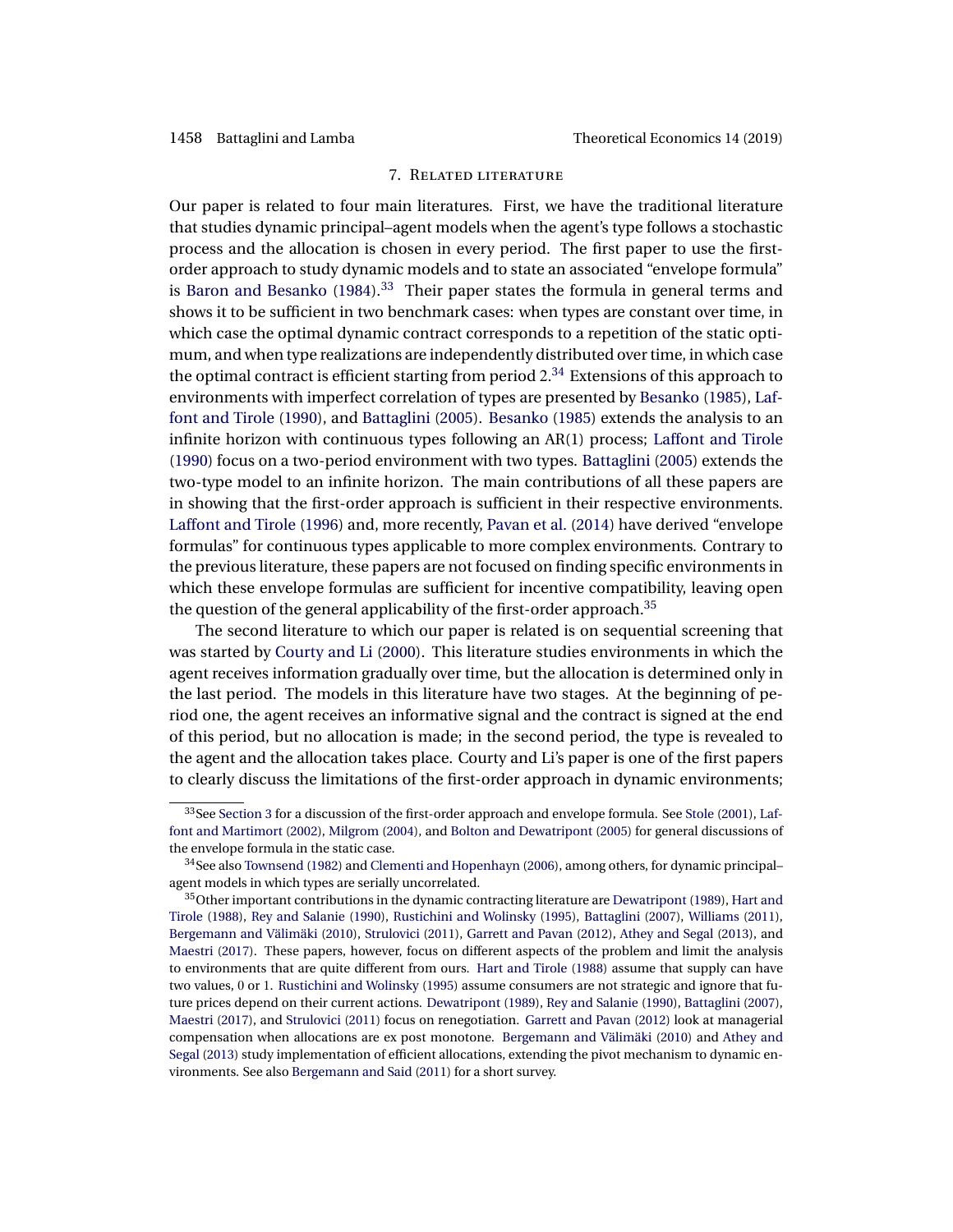## 7. Related literature

Our paper is related to four main literatures. First, we have the traditional literature that studies dynamic principal–agent models when the agent's type follows a stochastic process and the allocation is chosen in every period. The first paper to use the first-order approach to study dynamic models and to state an associated "envelope formula" is Baron and Besanko (1984).[33] Their paper states the formula in general terms and shows it to be sufficient in two benchmark cases: when types are constant over time, in which case the optimal dynamic contract corresponds to a repetition of the static optimum, and when type realizations are independently distributed over time, in which case the optimal contract is efficient starting from period 2.[34] Extensions of this approach to environments with imperfect correlation of types are presented by Besanko (1985), Laffont and Tirole (1990), and Battaglini (2005). Besanko (1985) extends the analysis to an infinite horizon with continuous types following an AR(1) process; Laffont and Tirole (1990) focus on a two-period environment with two types. Battaglini (2005) extends the two-type model to an infinite horizon. The main contributions of all these papers are in showing that the first-order approach is sufficient in their respective environments. Laffont and Tirole (1996) and, more recently, Pavan et al. (2014) have derived "envelope formulas" for continuous types applicable to more complex environments. Contrary to the previous literature, these papers are not focused on finding specific environments in which these envelope formulas are sufficient for incentive compatibility, leaving open the question of the general applicability of the first-order approach.[35]

The second literature to which our paper is related is on sequential screening that was started by Courty and Li (2000). This literature studies environments in which the agent receives information gradually over time, but the allocation is determined only in the last period. The models in this literature have two stages. At the beginning of period one, the agent receives an informative signal and the contract is signed at the end of this period, but no allocation is made; in the second period, the type is revealed to the agent and the allocation takes place. Courty and Li's paper is one of the first papers to clearly discuss the limitations of the first-order approach in dynamic environments;

[33] See Section 3 for a discussion of the first-order approach and envelope formula. See Stole (2001), Laffont and Martimort (2002), Milgrom (2004), and Bolton and Dewatripont (2005) for general discussions of the envelope formula in the static case.

[34] See also Townsend (1982) and Clementi and Hopenhayn (2006), among others, for dynamic principal–agent models in which types are serially uncorrelated.

[35] Other important contributions in the dynamic contracting literature are Dewatripont (1989), Hart and Tirole (1988), Rey and Salanie (1990), Rustichini and Wolinsky (1995), Battaglini (2007), Williams (2011), Bergemann and Välimäki (2010), Strulovici (2011), Garrett and Pavan (2012), Athey and Segal (2013), and Maestri (2017). These papers, however, focus on different aspects of the problem and limit the analysis to environments that are quite different from ours. Hart and Tirole (1988) assume that supply can have two values, 0 or 1. Rustichini and Wolinsky (1995) assume consumers are not strategic and ignore that future prices depend on their current actions. Dewatripont (1989), Rey and Salanie (1990), Battaglini (2007), Maestri (2017), and Strulovici (2011) focus on renegotiation. Garrett and Pavan (2012) look at managerial compensation when allocations are ex post monotone. Bergemann and Välimäki (2010) and Athey and Segal (2013) study implementation of efficient allocations, extending the pivot mechanism to dynamic environments. See also Bergemann and Said (2011) for a short survey.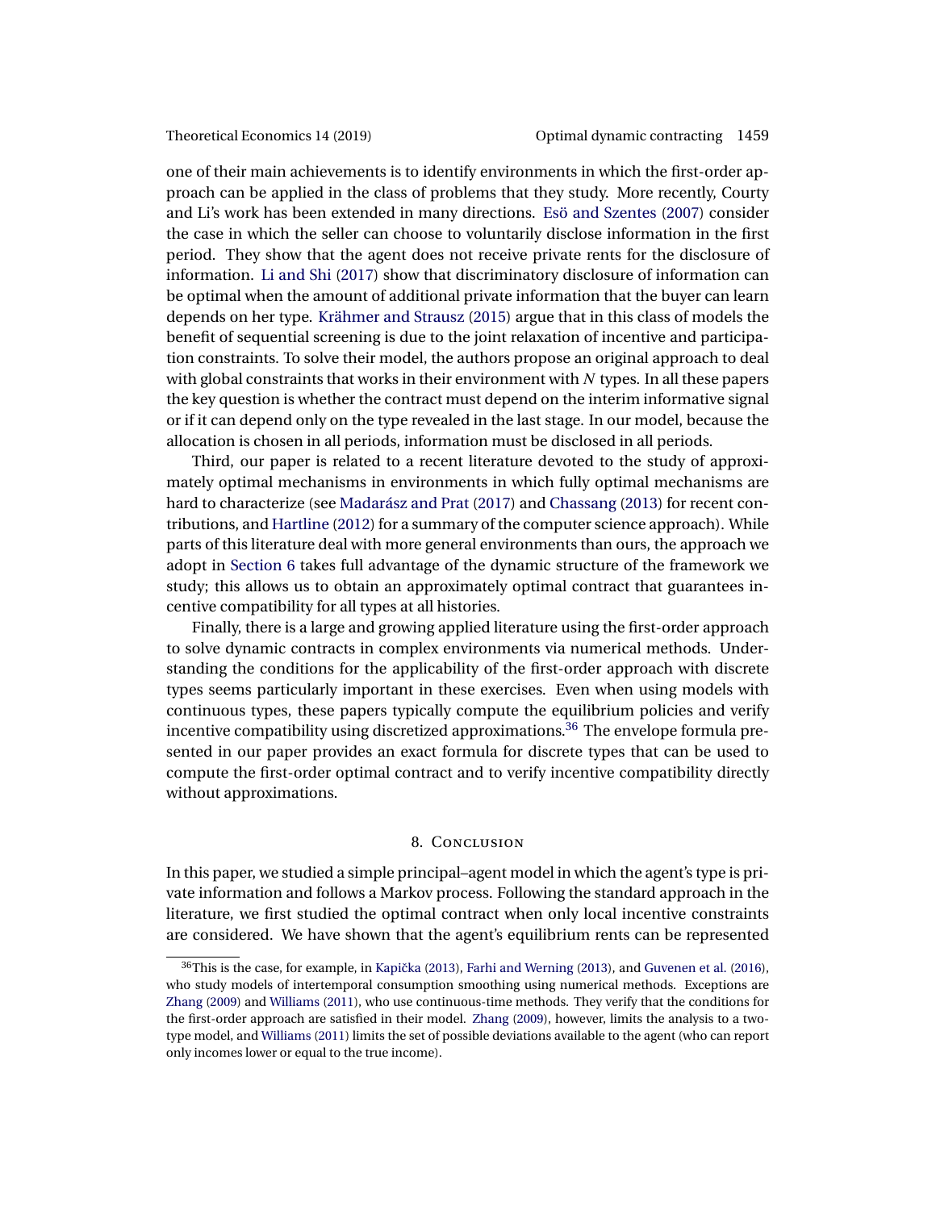one of their main achievements is to identify environments in which the first-order approach can be applied in the class of problems that they study. More recently, Courty and Li's work has been extended in many directions. Esö and Szentes (2007) consider the case in which the seller can choose to voluntarily disclose information in the first period. They show that the agent does not receive private rents for the disclosure of information. Li and Shi (2017) show that discriminatory disclosure of information can be optimal when the amount of additional private information that the buyer can learn depends on her type. Krähmer and Strausz (2015) argue that in this class of models the benefit of sequential screening is due to the joint relaxation of incentive and participation constraints. To solve their model, the authors propose an original approach to deal with global constraints that works in their environment with $N$ types. In all these papers the key question is whether the contract must depend on the interim informative signal or if it can depend only on the type revealed in the last stage. In our model, because the allocation is chosen in all periods, information must be disclosed in all periods.

Third, our paper is related to a recent literature devoted to the study of approximately optimal mechanisms in environments in which fully optimal mechanisms are hard to characterize (see Madarász and Prat (2017) and Chassang (2013) for recent contributions, and Hartline (2012) for a summary of the computer science approach). While parts of this literature deal with more general environments than ours, the approach we adopt in Section 6 takes full advantage of the dynamic structure of the framework we study; this allows us to obtain an approximately optimal contract that guarantees incentive compatibility for all types at all histories.

Finally, there is a large and growing applied literature using the first-order approach to solve dynamic contracts in complex environments via numerical methods. Understanding the conditions for the applicability of the first-order approach with discrete types seems particularly important in these exercises. Even when using models with continuous types, these papers typically compute the equilibrium policies and verify incentive compatibility using discretized approximations.[36] The envelope formula presented in our paper provides an exact formula for discrete types that can be used to compute the first-order optimal contract and to verify incentive compatibility directly without approximations.

## 8. Conclusion

In this paper, we studied a simple principal–agent model in which the agent's type is private information and follows a Markov process. Following the standard approach in the literature, we first studied the optimal contract when only local incentive constraints are considered. We have shown that the agent's equilibrium rents can be represented

[36] This is the case, for example, in Kapička (2013), Farhi and Werning (2013), and Guvenen et al. (2016), who study models of intertemporal consumption smoothing using numerical methods. Exceptions are Zhang (2009) and Williams (2011), who use continuous-time methods. They verify that the conditions for the first-order approach are satisfied in their model. Zhang (2009), however, limits the analysis to a two-type model, and Williams (2011) limits the set of possible deviations available to the agent (who can report only incomes lower or equal to the true income).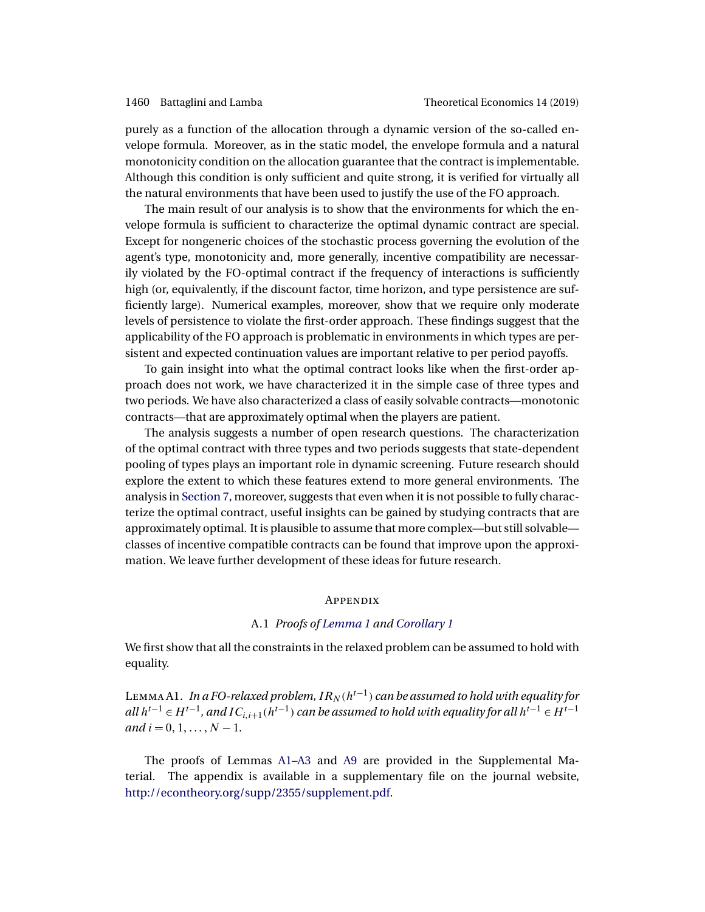purely as a function of the allocation through a dynamic version of the so-called envelope formula. Moreover, as in the static model, the envelope formula and a natural monotonicity condition on the allocation guarantee that the contract is implementable. Although this condition is only sufficient and quite strong, it is verified for virtually all the natural environments that have been used to justify the use of the FO approach.

The main result of our analysis is to show that the environments for which the envelope formula is sufficient to characterize the optimal dynamic contract are special. Except for nongeneric choices of the stochastic process governing the evolution of the agent's type, monotonicity and, more generally, incentive compatibility are necessarily violated by the FO-optimal contract if the frequency of interactions is sufficiently high (or, equivalently, if the discount factor, time horizon, and type persistence are sufficiently large). Numerical examples, moreover, show that we require only moderate levels of persistence to violate the first-order approach. These findings suggest that the applicability of the FO approach is problematic in environments in which types are persistent and expected continuation values are important relative to per period payoffs.

To gain insight into what the optimal contract looks like when the first-order approach does not work, we have characterized it in the simple case of three types and two periods. We have also characterized a class of easily solvable contracts—monotonic contracts—that are approximately optimal when the players are patient.

The analysis suggests a number of open research questions. The characterization of the optimal contract with three types and two periods suggests that state-dependent pooling of types plays an important role in dynamic screening. Future research should explore the extent to which these features extend to more general environments. The analysis in Section 7, moreover, suggests that even when it is not possible to fully characterize the optimal contract, useful insights can be gained by studying contracts that are approximately optimal. It is plausible to assume that more complex—but still solvable—classes of incentive compatible contracts can be found that improve upon the approximation. We leave further development of these ideas for future research.

## Appendix

### A.1 *Proofs of Lemma 1 and Corollary 1*

We first show that all the constraints in the relaxed problem can be assumed to hold with equality.

Lemma A1. *In a FO-relaxed problem, $IR_N(h^{t-1})$ can be assumed to hold with equality for all $h^{t-1} \in H^{t-1}$, and $IC_{i,i+1}(h^{t-1})$ can be assumed to hold with equality for all $h^{t-1} \in H^{t-1}$ and $i = 0, 1, \ldots, N-1$.*

The proofs of Lemmas A1–A3 and A9 are provided in the Supplemental Material. The appendix is available in a supplementary file on the journal website, http://econtheory.org/supp/2355/supplement.pdf.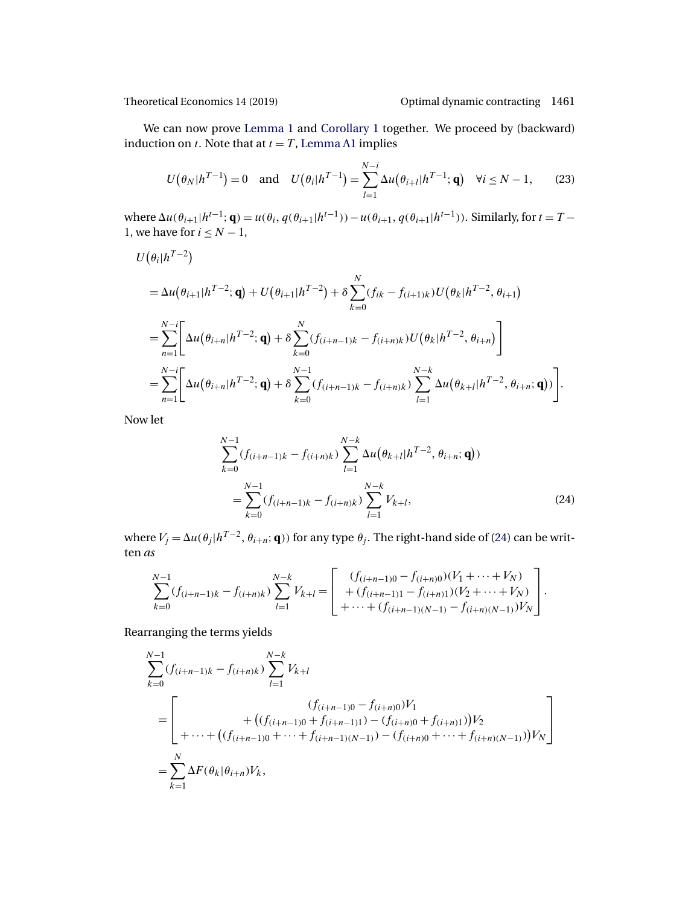We can now prove Lemma 1 and Corollary 1 together. We proceed by (backward) induction on $t$. Note that at $t = T$, Lemma A1 implies

$$U(\theta_N | h^{T-1}) = 0 \quad \text{and} \quad U(\theta_i | h^{T-1}) = \sum_{l=1}^{N-i} \Delta u(\theta_{i+l} | h^{T-1}; \mathbf{q}) \quad \forall i \leq N-1, \tag{23}$$

where $\Delta u(\theta_{i+1} | h^{t-1}; \mathbf{q}) = u(\theta_i, q(\theta_{i+1} | h^{t-1})) - u(\theta_{i+1}, q(\theta_{i+1} | h^{t-1}))$. Similarly, for $t = T - 1$, we have for $i \leq N - 1$,

$$\begin{aligned}
&U(\theta_i | h^{T-2}) \\
&= \Delta u(\theta_{i+1} | h^{T-2}; \mathbf{q}) + U(\theta_{i+1} | h^{T-2}) + \delta \sum_{k=0}^{N} (f_{ik} - f_{(i+1)k}) U(\theta_k | h^{T-2}, \theta_{i+1}) \\
&= \sum_{n=1}^{N-i} \left[ \Delta u(\theta_{i+n} | h^{T-2}; \mathbf{q}) + \delta \sum_{k=0}^{N} (f_{(i+n-1)k} - f_{(i+n)k}) U(\theta_k | h^{T-2}, \theta_{i+n}) \right] \\
&= \sum_{n=1}^{N-i} \left[ \Delta u(\theta_{i+n} | h^{T-2}; \mathbf{q}) + \delta \sum_{k=0}^{N-1} (f_{(i+n-1)k} - f_{(i+n)k}) \sum_{l=1}^{N-k} \Delta u(\theta_{k+l} | h^{T-2}, \theta_{i+n}; \mathbf{q})) \right].
\end{aligned}$$

Now let

$$\begin{aligned}
&\sum_{k=0}^{N-1} (f_{(i+n-1)k} - f_{(i+n)k}) \sum_{l=1}^{N-k} \Delta u(\theta_{k+l} | h^{T-2}, \theta_{i+n}; \mathbf{q})) \\
&\quad = \sum_{k=0}^{N-1} (f_{(i+n-1)k} - f_{(i+n)k}) \sum_{l=1}^{N-k} V_{k+l},
\end{aligned} \tag{24}$$

where $V_j = \Delta u(\theta_j | h^{T-2}, \theta_{i+n}; \mathbf{q}))$ for any type $\theta_j$. The right-hand side of (24) can be written *as*

$$\sum_{k=0}^{N-1} (f_{(i+n-1)k} - f_{(i+n)k}) \sum_{l=1}^{N-k} V_{k+l} = \begin{bmatrix} (f_{(i+n-1)0} - f_{(i+n)0})(V_1 + \cdots + V_N) \\ + (f_{(i+n-1)1} - f_{(i+n)1})(V_2 + \cdots + V_N) \\ + \cdots + (f_{(i+n-1)(N-1)} - f_{(i+n)(N-1)}) V_N \end{bmatrix}.$$

Rearranging the terms yields

$$\begin{aligned}
&\sum_{k=0}^{N-1} (f_{(i+n-1)k} - f_{(i+n)k}) \sum_{l=1}^{N-k} V_{k+l} \\
&= \begin{bmatrix} (f_{(i+n-1)0} - f_{(i+n)0}) V_1 \\ + \big((f_{(i+n-1)0} + f_{(i+n-1)1}) - (f_{(i+n)0} + f_{(i+n)1})\big) V_2 \\ + \cdots + \big((f_{(i+n-1)0} + \cdots + f_{(i+n-1)(N-1)}) - (f_{(i+n)0} + \cdots + f_{(i+n)(N-1)})\big) V_N \end{bmatrix} \\
&= \sum_{k=1}^{N} \Delta F(\theta_k | \theta_{i+n}) V_k,
\end{aligned}$$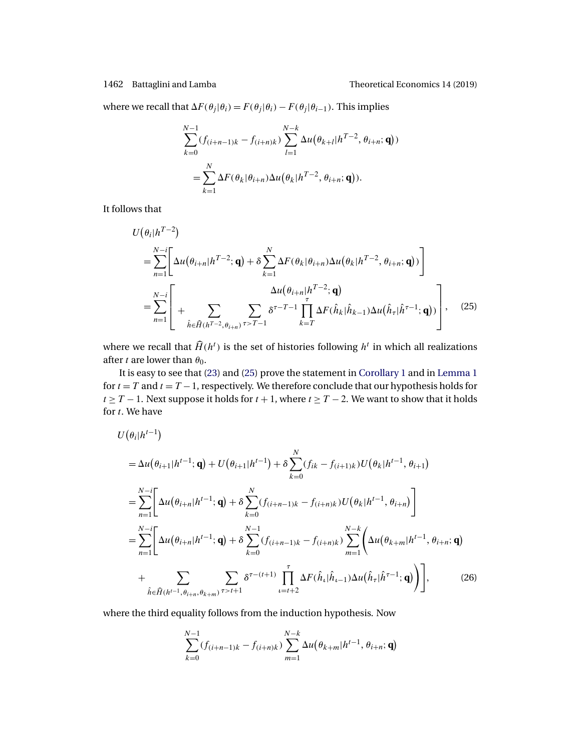where we recall that $\Delta F(\theta_j|\theta_i) = F(\theta_j|\theta_i) - F(\theta_j|\theta_{i-1})$. This implies

$$\sum_{k=0}^{N-1}(f_{(i+n-1)k} - f_{(i+n)k}) \sum_{l=1}^{N-k} \Delta u\big(\theta_{k+l}|h^{T-2}, \theta_{i+n}; \mathbf{q}\big)) \\ = \sum_{k=1}^{N} \Delta F(\theta_k|\theta_{i+n}) \Delta u\big(\theta_k|h^{T-2}, \theta_{i+n}; \mathbf{q}\big)).$$

It follows that

$$\begin{aligned} &U\big(\theta_i|h^{T-2}\big) \\ &= \sum_{n=1}^{N-i}\left[\Delta u\big(\theta_{i+n}|h^{T-2}; \mathbf{q}\big) + \delta \sum_{k=1}^{N} \Delta F(\theta_k|\theta_{i+n}) \Delta u\big(\theta_k|h^{T-2}, \theta_{i+n}; \mathbf{q}\big))\right] \\ &= \sum_{n=1}^{N-i}\left[\begin{array}{c} \Delta u\big(\theta_{i+n}|h^{T-2}; \mathbf{q}\big) \\ + \displaystyle\sum_{\hat{h} \in \widehat{H}(h^{T-2}, \theta_{i+n})} \sum_{\tau > T-1} \delta^{\tau - T - 1} \prod_{k=T}^{\tau} \Delta F(\hat{h}_k|\hat{h}_{k-1}) \Delta u\big(\hat{h}_\tau|\hat{h}^{\tau-1}; \mathbf{q}\big)) \end{array}\right], \end{aligned} \tag{25}$$

where we recall that $\widehat{H}(h^t)$ is the set of histories following $h^t$ in which all realizations after $t$ are lower than $\theta_0$.

It is easy to see that (23) and (25) prove the statement in Corollary 1 and in Lemma 1 for $t = T$ and $t = T-1$, respectively. We therefore conclude that our hypothesis holds for $t \geq T-1$. Next suppose it holds for $t+1$, where $t \geq T-2$. We want to show that it holds for $t$. We have

$$\begin{aligned} &U\big(\theta_i|h^{t-1}\big) \\ &= \Delta u\big(\theta_{i+1}|h^{t-1}; \mathbf{q}\big) + U\big(\theta_{i+1}|h^{t-1}\big) + \delta \sum_{k=0}^{N}(f_{ik} - f_{(i+1)k}) U\big(\theta_k|h^{t-1}, \theta_{i+1}\big) \\ &= \sum_{n=1}^{N-i}\left[\Delta u\big(\theta_{i+n}|h^{t-1}; \mathbf{q}\big) + \delta \sum_{k=0}^{N}(f_{(i+n-1)k} - f_{(i+n)k}) U\big(\theta_k|h^{t-1}, \theta_{i+n}\big)\right] \\ &= \sum_{n=1}^{N-i}\Bigg[\Delta u\big(\theta_{i+n}|h^{t-1}; \mathbf{q}\big) + \delta \sum_{k=0}^{N-1}(f_{(i+n-1)k} - f_{(i+n)k}) \sum_{m=1}^{N-k}\Bigg(\Delta u\big(\theta_{k+m}|h^{t-1}, \theta_{i+n}; \mathbf{q}\big) \\ &\quad + \sum_{\hat{h} \in \widehat{H}(h^{t-1}, \theta_{i+n}, \theta_{k+m})} \sum_{\tau > t+1} \delta^{\tau-(t+1)} \prod_{\iota=t+2}^{\tau} \Delta F(\hat{h}_\iota|\hat{h}_{\iota-1}) \Delta u\big(\hat{h}_\tau|\hat{h}^{\tau-1}; \mathbf{q}\big)\Bigg)\Bigg], \end{aligned} \tag{26}$$

where the third equality follows from the induction hypothesis. Now

$$\sum_{k=0}^{N-1}(f_{(i+n-1)k} - f_{(i+n)k}) \sum_{m=1}^{N-k} \Delta u\big(\theta_{k+m}|h^{t-1}, \theta_{i+n}; \mathbf{q}\big)$$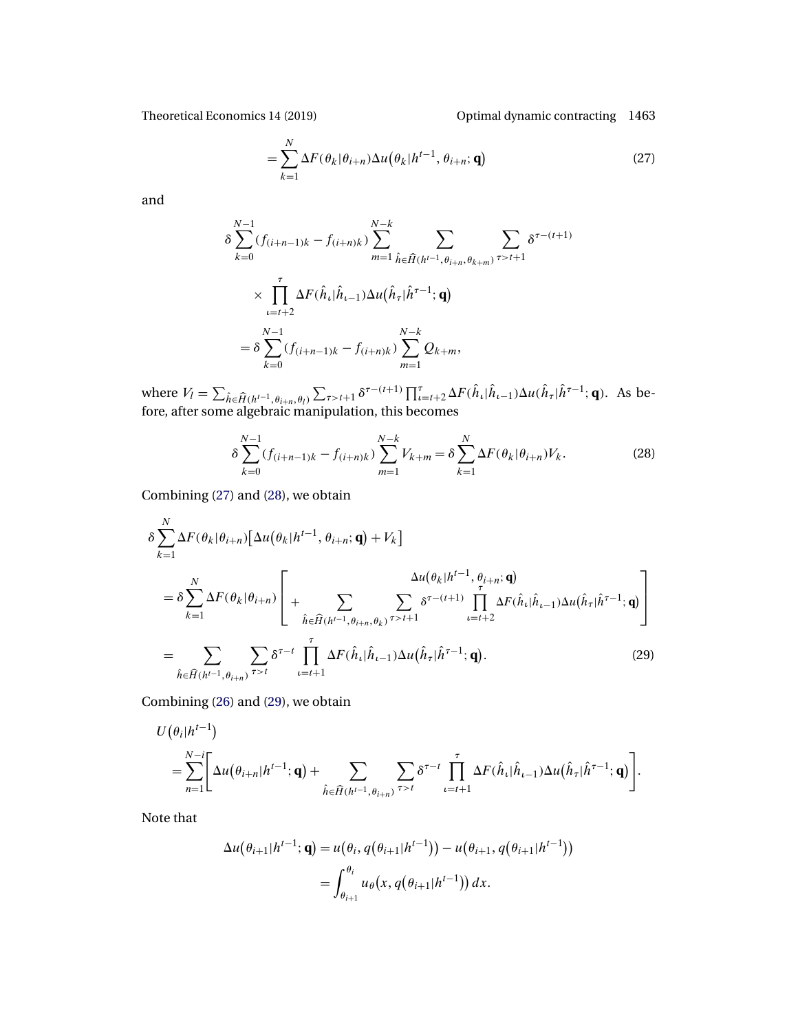$$= \sum_{k=1}^{N} \Delta F(\theta_k|\theta_{i+n}) \Delta u\big(\theta_k|h^{t-1}, \theta_{i+n}; \mathbf{q}\big) \tag{27}$$

and

$$\delta \sum_{k=0}^{N-1} (f_{(i+n-1)k} - f_{(i+n)k}) \sum_{m=1}^{N-k} \sum_{\hat{h} \in \widehat{H}(h^{t-1}, \theta_{i+n}, \theta_{k+m})} \sum_{\tau > t+1} \delta^{\tau-(t+1)}$$

$$\times \prod_{\iota=t+2}^{\tau} \Delta F(\hat{h}_\iota|\hat{h}_{\iota-1}) \Delta u\big(\hat{h}_\tau|\hat{h}^{\tau-1}; \mathbf{q}\big)$$

$$= \delta \sum_{k=0}^{N-1} (f_{(i+n-1)k} - f_{(i+n)k}) \sum_{m=1}^{N-k} Q_{k+m},$$

where $V_l = \sum_{\hat{h} \in \widehat{H}(h^{t-1}, \theta_{i+n}, \theta_l)} \sum_{\tau > t+1} \delta^{\tau-(t+1)} \prod_{\iota=t+2}^{\tau} \Delta F(\hat{h}_\iota|\hat{h}_{\iota-1}) \Delta u(\hat{h}_\tau|\hat{h}^{\tau-1}; \mathbf{q})$. As before, after some algebraic manipulation, this becomes

$$\delta \sum_{k=0}^{N-1} (f_{(i+n-1)k} - f_{(i+n)k}) \sum_{m=1}^{N-k} V_{k+m} = \delta \sum_{k=1}^{N} \Delta F(\theta_k|\theta_{i+n}) V_k. \tag{28}$$

Combining (27) and (28), we obtain

$$\delta \sum_{k=1}^{N} \Delta F(\theta_k|\theta_{i+n}) \big[\Delta u\big(\theta_k|h^{t-1}, \theta_{i+n}; \mathbf{q}\big) + V_k\big]$$

$$= \delta \sum_{k=1}^{N} \Delta F(\theta_k|\theta_{i+n}) \left[ \begin{array}{c} \Delta u\big(\theta_k|h^{t-1}, \theta_{i+n}; \mathbf{q}\big) \\ + \displaystyle\sum_{\hat{h} \in \widehat{H}(h^{t-1}, \theta_{i+n}, \theta_k)} \sum_{\tau > t+1} \delta^{\tau-(t+1)} \prod_{\iota=t+2}^{\tau} \Delta F(\hat{h}_\iota|\hat{h}_{\iota-1}) \Delta u\big(\hat{h}_\tau|\hat{h}^{\tau-1}; \mathbf{q}\big) \end{array} \right]$$

$$= \sum_{\hat{h} \in \widehat{H}(h^{t-1}, \theta_{i+n})} \sum_{\tau > t} \delta^{\tau-t} \prod_{\iota=t+1}^{\tau} \Delta F(\hat{h}_\iota|\hat{h}_{\iota-1}) \Delta u\big(\hat{h}_\tau|\hat{h}^{\tau-1}; \mathbf{q}\big). \tag{29}$$

Combining (26) and (29), we obtain

$$U\big(\theta_i|h^{t-1}\big)$$

$$= \sum_{n=1}^{N-i} \left[ \Delta u\big(\theta_{i+n}|h^{t-1}; \mathbf{q}\big) + \sum_{\hat{h} \in \widehat{H}(h^{t-1}, \theta_{i+n})} \sum_{\tau > t} \delta^{\tau-t} \prod_{\iota=t+1}^{\tau} \Delta F(\hat{h}_\iota|\hat{h}_{\iota-1}) \Delta u\big(\hat{h}_\tau|\hat{h}^{\tau-1}; \mathbf{q}\big) \right].$$

Note that

$$\Delta u\big(\theta_{i+1}|h^{t-1}; \mathbf{q}\big) = u\big(\theta_i, q\big(\theta_{i+1}|h^{t-1}\big)\big) - u\big(\theta_{i+1}, q\big(\theta_{i+1}|h^{t-1}\big)\big)$$

$$= \int_{\theta_{i+1}}^{\theta_i} u_\theta\big(x, q\big(\theta_{i+1}|h^{t-1}\big)\big)\, dx.$$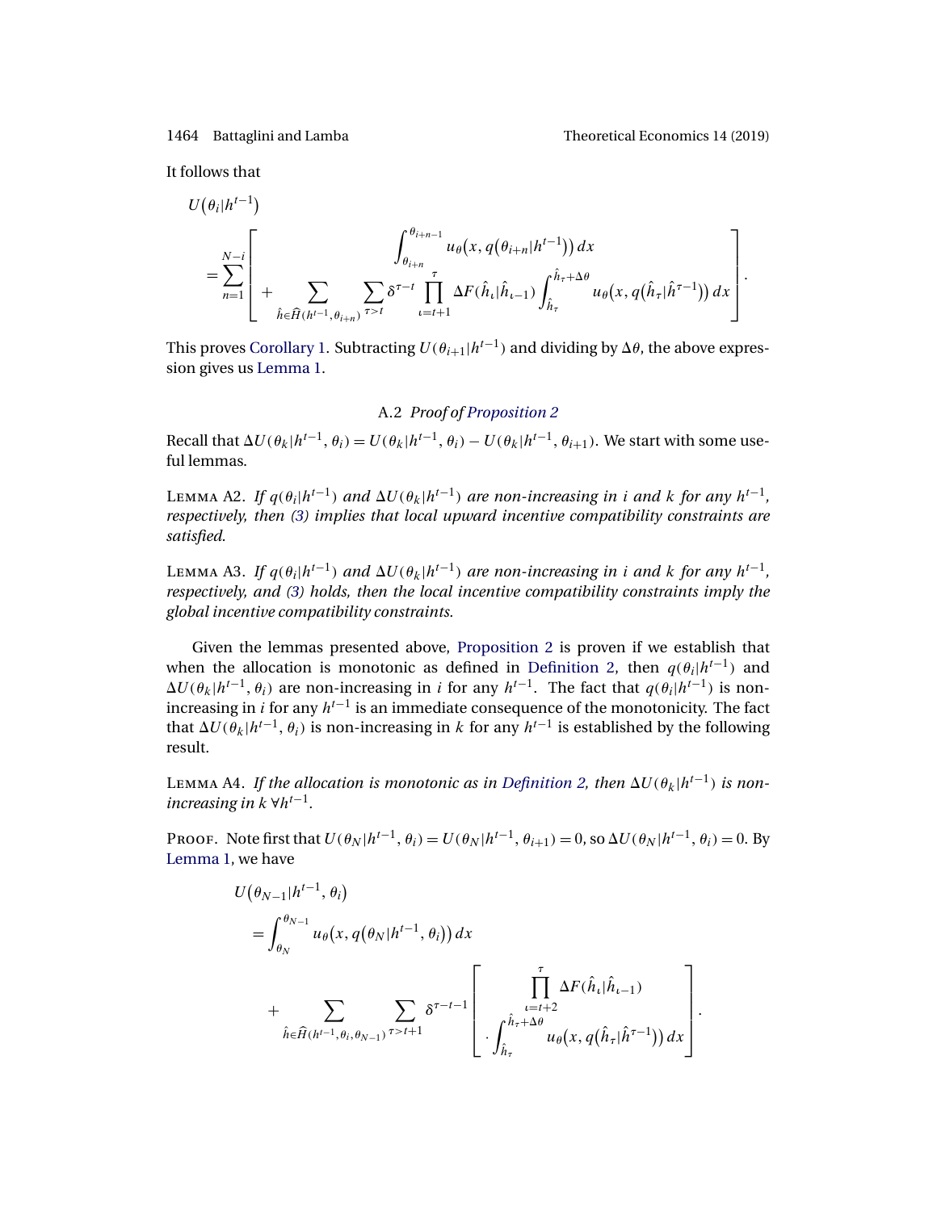It follows that

$$
U(\theta_i|h^{t-1}) = \sum_{n=1}^{N-i} \left[ \begin{array}{c} \int_{\theta_{i+n}}^{\theta_{i+n-1}} u_\theta(x, q(\theta_{i+n}|h^{t-1}))\, dx \\ + \sum_{\hat{h} \in \widehat{H}(h^{t-1}, \theta_{i+n})} \sum_{\tau > t} \delta^{\tau - t} \prod_{\iota = t+1}^{\tau} \Delta F(\hat{h}_\iota | \hat{h}_{\iota-1}) \int_{\hat{h}_\tau}^{\hat{h}_\tau + \Delta\theta} u_\theta(x, q(\hat{h}_\tau | \hat{h}^{\tau-1}))\, dx \end{array} \right].
$$

This proves Corollary 1. Subtracting $U(\theta_{i+1}|h^{t-1})$ and dividing by $\Delta\theta$, the above expression gives us Lemma 1.

### A.2 *Proof of Proposition 2*

Recall that $\Delta U(\theta_k|h^{t-1}, \theta_i) = U(\theta_k|h^{t-1}, \theta_i) - U(\theta_k|h^{t-1}, \theta_{i+1})$. We start with some useful lemmas.

Lemma A2. *If $q(\theta_i|h^{t-1})$ and $\Delta U(\theta_k|h^{t-1})$ are non-increasing in $i$ and $k$ for any $h^{t-1}$, respectively, then (3) implies that local upward incentive compatibility constraints are satisfied.*

Lemma A3. *If $q(\theta_i|h^{t-1})$ and $\Delta U(\theta_k|h^{t-1})$ are non-increasing in $i$ and $k$ for any $h^{t-1}$, respectively, and (3) holds, then the local incentive compatibility constraints imply the global incentive compatibility constraints.*

Given the lemmas presented above, Proposition 2 is proven if we establish that when the allocation is monotonic as defined in Definition 2, then $q(\theta_i|h^{t-1})$ and $\Delta U(\theta_k|h^{t-1}, \theta_i)$ are non-increasing in $i$ for any $h^{t-1}$. The fact that $q(\theta_i|h^{t-1})$ is non-increasing in $i$ for any $h^{t-1}$ is an immediate consequence of the monotonicity. The fact that $\Delta U(\theta_k|h^{t-1}, \theta_i)$ is non-increasing in $k$ for any $h^{t-1}$ is established by the following result.

Lemma A4. *If the allocation is monotonic as in Definition 2, then $\Delta U(\theta_k|h^{t-1})$ is non-increasing in $k$ $\forall h^{t-1}$.*

Proof. Note first that $U(\theta_N|h^{t-1}, \theta_i) = U(\theta_N|h^{t-1}, \theta_{i+1}) = 0$, so $\Delta U(\theta_N|h^{t-1}, \theta_i) = 0$. By Lemma 1, we have

$$
\begin{aligned}
& U(\theta_{N-1}|h^{t-1}, \theta_i) \\
&\quad = \int_{\theta_N}^{\theta_{N-1}} u_\theta(x, q(\theta_N|h^{t-1}, \theta_i))\, dx \\
&\quad\quad + \sum_{\hat{h} \in \widehat{H}(h^{t-1}, \theta_i, \theta_{N-1})} \sum_{\tau > t+1} \delta^{\tau - t - 1} \left[ \begin{array}{c} \prod_{\iota = t+2}^{\tau} \Delta F(\hat{h}_\iota | \hat{h}_{\iota-1}) \\ \cdot \int_{\hat{h}_\tau}^{\hat{h}_\tau + \Delta\theta} u_\theta(x, q(\hat{h}_\tau | \hat{h}^{\tau-1}))\, dx \end{array} \right].
\end{aligned}
$$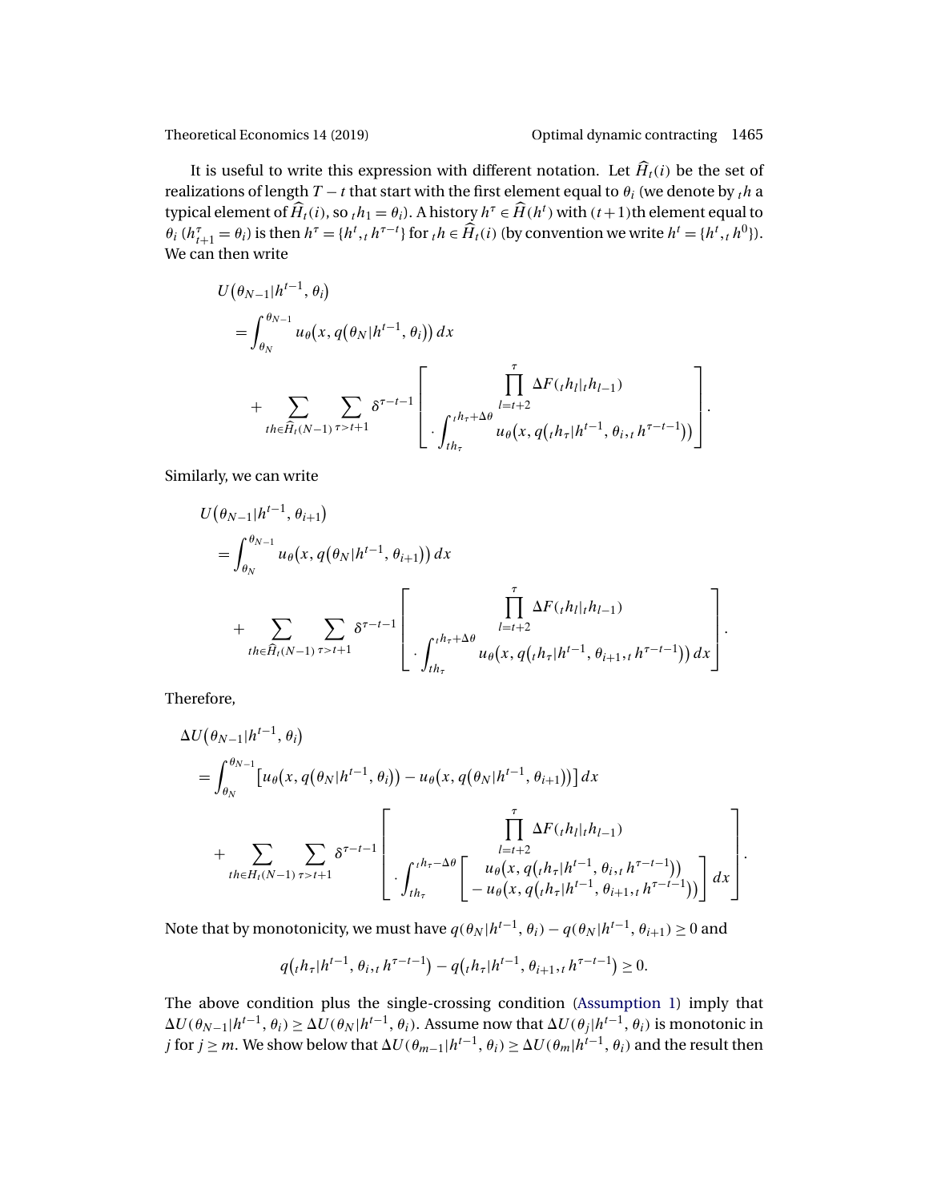It is useful to write this expression with different notation. Let $\widehat{H}_t(i)$ be the set of realizations of length $T-t$ that start with the first element equal to $\theta_i$ (we denote by ${}_th$ a typical element of $\widehat{H}_t(i)$, so ${}_th_1 = \theta_i$). A history $h^\tau \in \widehat{H}(h^t)$ with $(t+1)$th element equal to $\theta_i$ ($h^\tau_{t+1} = \theta_i$) is then $h^\tau = \{h^t, {}_t h^{\tau-t}\}$ for ${}_th \in \widehat{H}_t(i)$ (by convention we write $h^t = \{h^t, {}_t h^0\}$). We can then write

$$
\begin{aligned}
&U\big(\theta_{N-1}|h^{t-1}, \theta_i\big) \\
&\quad = \int_{\theta_N}^{\theta_{N-1}} u_\theta\big(x, q\big(\theta_N|h^{t-1}, \theta_i\big)\big)\, dx \\
&\qquad + \sum_{{}_th \in \widehat{H}_t(N-1)} \sum_{\tau > t+1} \delta^{\tau-t-1} \left[ \begin{array}{c} \displaystyle\prod_{l=t+2}^{\tau} \Delta F({}_th_l|{}_th_{l-1}) \\ \displaystyle\cdot \int_{{}_th_\tau}^{{}_th_\tau + \Delta\theta} u_\theta\big(x, q\big({}_th_\tau|h^{t-1}, \theta_i, {}_t h^{\tau-t-1}\big)\big) \end{array} \right].
\end{aligned}
$$

Similarly, we can write

$$
\begin{aligned}
&U\big(\theta_{N-1}|h^{t-1}, \theta_{i+1}\big) \\
&\quad = \int_{\theta_N}^{\theta_{N-1}} u_\theta\big(x, q\big(\theta_N|h^{t-1}, \theta_{i+1}\big)\big)\, dx \\
&\qquad + \sum_{{}_th \in \widehat{H}_t(N-1)} \sum_{\tau > t+1} \delta^{\tau-t-1} \left[ \begin{array}{c} \displaystyle\prod_{l=t+2}^{\tau} \Delta F({}_th_l|{}_th_{l-1}) \\ \displaystyle\cdot \int_{{}_th_\tau}^{{}_th_\tau + \Delta\theta} u_\theta\big(x, q\big({}_th_\tau|h^{t-1}, \theta_{i+1}, {}_t h^{\tau-t-1}\big)\big)\, dx \end{array} \right].
\end{aligned}
$$

Therefore,

$$
\begin{aligned}
&\Delta U\big(\theta_{N-1}|h^{t-1}, \theta_i\big) \\
&\quad = \int_{\theta_N}^{\theta_{N-1}} \big[u_\theta\big(x, q\big(\theta_N|h^{t-1}, \theta_i\big)\big) - u_\theta\big(x, q\big(\theta_N|h^{t-1}, \theta_{i+1}\big)\big)\big]\, dx \\
&\qquad + \sum_{{}_th \in H_t(N-1)} \sum_{\tau > t+1} \delta^{\tau-t-1} \left[ \begin{array}{c} \displaystyle\prod_{l=t+2}^{\tau} \Delta F({}_th_l|{}_th_{l-1}) \\ \displaystyle\cdot \int_{{}_th_\tau}^{{}_th_\tau - \Delta\theta} \left[ \begin{array}{c} u_\theta\big(x, q\big({}_th_\tau|h^{t-1}, \theta_i, {}_t h^{\tau-t-1}\big)\big) \\ - u_\theta\big(x, q\big({}_th_\tau|h^{t-1}, \theta_{i+1}, {}_t h^{\tau-t-1}\big)\big) \end{array} \right] dx \end{array} \right].
\end{aligned}
$$

Note that by monotonicity, we must have $q(\theta_N|h^{t-1}, \theta_i) - q(\theta_N|h^{t-1}, \theta_{i+1}) \geq 0$ and

$$
q\big({}_th_\tau|h^{t-1}, \theta_i, {}_t h^{\tau-t-1}\big) - q\big({}_th_\tau|h^{t-1}, \theta_{i+1}, {}_t h^{\tau-t-1}\big) \geq 0.
$$

The above condition plus the single-crossing condition (Assumption 1) imply that $\Delta U(\theta_{N-1}|h^{t-1}, \theta_i) \geq \Delta U(\theta_N|h^{t-1}, \theta_i)$. Assume now that $\Delta U(\theta_j|h^{t-1}, \theta_i)$ is monotonic in $j$ for $j \geq m$. We show below that $\Delta U(\theta_{m-1}|h^{t-1}, \theta_i) \geq \Delta U(\theta_m|h^{t-1}, \theta_i)$ and the result then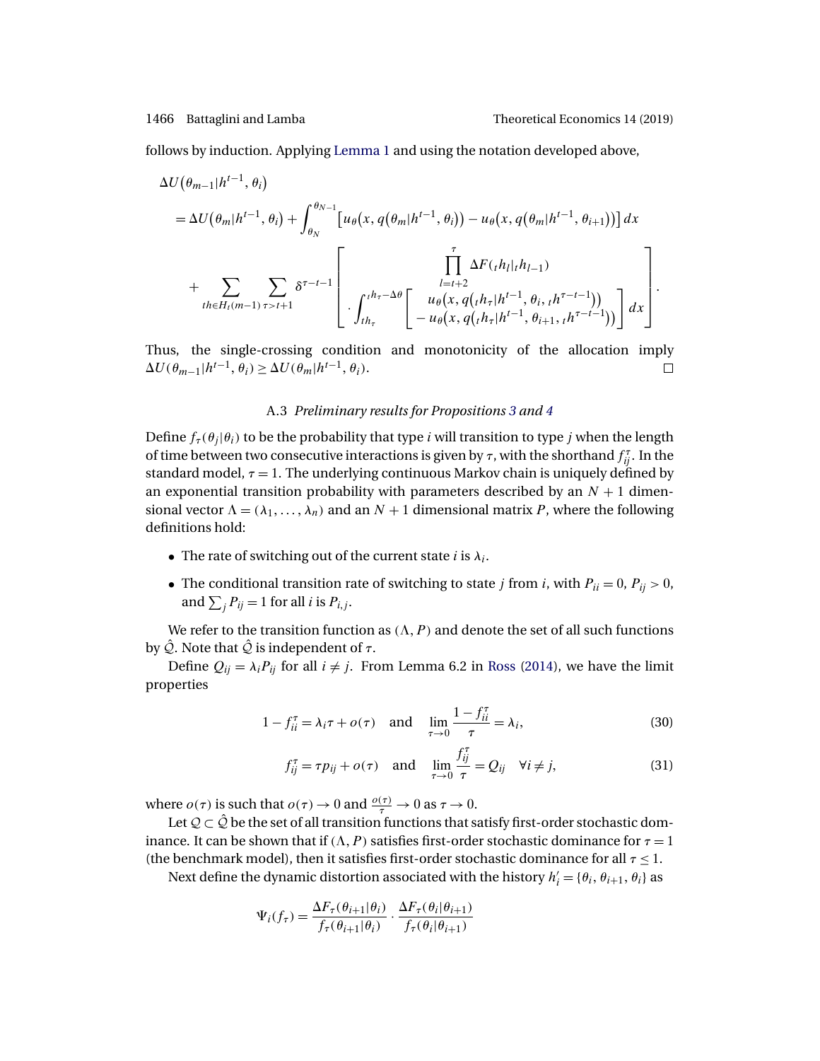follows by induction. Applying Lemma 1 and using the notation developed above,

$$
\begin{aligned}
&\Delta U\big(\theta_{m-1}|h^{t-1}, \theta_i\big) \\
&= \Delta U\big(\theta_m|h^{t-1}, \theta_i\big) + \int_{\theta_N}^{\theta_{N-1}} \big[u_\theta\big(x, q\big(\theta_m|h^{t-1}, \theta_i\big)\big) - u_\theta\big(x, q\big(\theta_m|h^{t-1}, \theta_{i+1}\big)\big)\big]\, dx \\
&\quad + \sum_{{}_t h \in H_t(m-1)} \sum_{\tau > t+1} \delta^{\tau-t-1} \left[ \begin{array}{c} \displaystyle\prod_{l=t+2}^{\tau} \Delta F({}_t h_l|{}_t h_{l-1}) \\ \displaystyle\cdot \int_{{}_t h_\tau}^{{}_t h_\tau - \Delta\theta} \left[ \begin{array}{c} u_\theta\big(x, q\big({}_t h_\tau|h^{t-1}, \theta_i, {}_t h^{\tau-t-1}\big)\big) \\ - u_\theta\big(x, q\big({}_t h_\tau|h^{t-1}, \theta_{i+1}, {}_t h^{\tau-t-1}\big)\big) \end{array} \right] dx \end{array} \right].
\end{aligned}
$$

Thus, the single-crossing condition and monotonicity of the allocation imply $\Delta U(\theta_{m-1}|h^{t-1}, \theta_i) \geq \Delta U(\theta_m|h^{t-1}, \theta_i)$. □

### A.3 *Preliminary results for Propositions 3 and 4*

Define $f_\tau(\theta_j|\theta_i)$ to be the probability that type $i$ will transition to type $j$ when the length of time between two consecutive interactions is given by $\tau$, with the shorthand $f_{ij}^\tau$. In the standard model, $\tau = 1$. The underlying continuous Markov chain is uniquely defined by an exponential transition probability with parameters described by an $N+1$ dimensional vector $\Lambda = (\lambda_1, \ldots, \lambda_n)$ and an $N+1$ dimensional matrix $P$, where the following definitions hold:

- The rate of switching out of the current state $i$ is $\lambda_i$.
- The conditional transition rate of switching to state $j$ from $i$, with $P_{ii} = 0$, $P_{ij} > 0$, and $\sum_j P_{ij} = 1$ for all $i$ is $P_{i,j}$.

We refer to the transition function as $(\Lambda, P)$ and denote the set of all such functions by $\hat{\mathcal{Q}}$. Note that $\hat{\mathcal{Q}}$ is independent of $\tau$.

Define $Q_{ij} = \lambda_i P_{ij}$ for all $i \neq j$. From Lemma 6.2 in Ross (2014), we have the limit properties

$$
1 - f_{ii}^\tau = \lambda_i \tau + o(\tau) \quad \text{and} \quad \lim_{\tau \to 0} \frac{1 - f_{ii}^\tau}{\tau} = \lambda_i, \tag{30}
$$

$$
f_{ij}^\tau = \tau p_{ij} + o(\tau) \quad \text{and} \quad \lim_{\tau \to 0} \frac{f_{ij}^\tau}{\tau} = Q_{ij} \quad \forall i \neq j, \tag{31}
$$

where $o(\tau)$ is such that $o(\tau) \to 0$ and $\frac{o(\tau)}{\tau} \to 0$ as $\tau \to 0$.

Let $\mathcal{Q} \subset \hat{\mathcal{Q}}$ be the set of all transition functions that satisfy first-order stochastic dominance. It can be shown that if $(\Lambda, P)$ satisfies first-order stochastic dominance for $\tau = 1$ (the benchmark model), then it satisfies first-order stochastic dominance for all $\tau \leq 1$.

Next define the dynamic distortion associated with the history $h_i' = \{\theta_i, \theta_{i+1}, \theta_i\}$ as

$$
\Psi_i(f_\tau) = \frac{\Delta F_\tau(\theta_{i+1}|\theta_i)}{f_\tau(\theta_{i+1}|\theta_i)} \cdot \frac{\Delta F_\tau(\theta_i|\theta_{i+1})}{f_\tau(\theta_i|\theta_{i+1})}
$$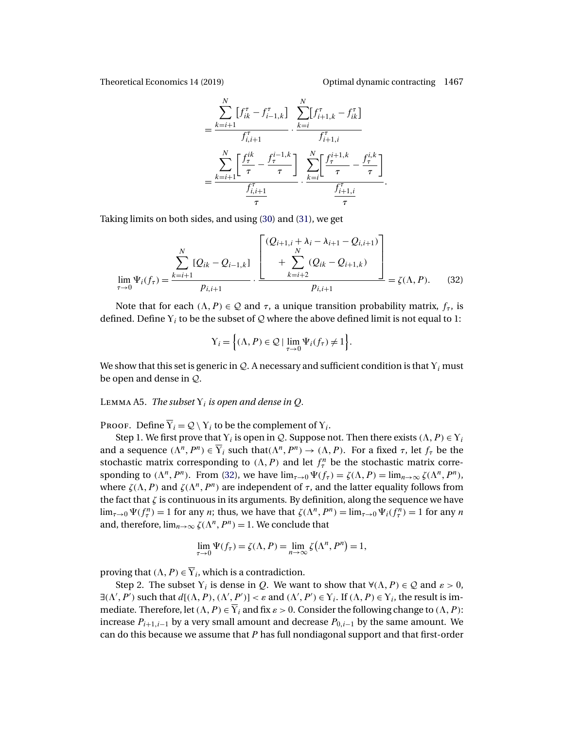$$= \frac{\sum_{k=i+1}^{N} \left[f_{ik}^{\tau} - f_{i-1,k}^{\tau}\right]}{f_{i,i+1}^{\tau}} \cdot \frac{\sum_{k=i}^{N} \left[f_{i+1,k}^{\tau} - f_{ik}^{\tau}\right]}{f_{i+1,i}^{\tau}}$$

$$= \frac{\sum_{k=i+1}^{N} \left[\frac{f_{\tau}^{ik}}{\tau} - \frac{f_{\tau}^{i-1,k}}{\tau}\right]}{\frac{f_{i,i+1}^{\tau}}{\tau}} \cdot \frac{\sum_{k=i}^{N} \left[\frac{f_{\tau}^{i+1,k}}{\tau} - \frac{f_{\tau}^{i,k}}{\tau}\right]}{\frac{f_{i+1,i}^{\tau}}{\tau}}.$$

Taking limits on both sides, and using (30) and (31), we get

$$\lim_{\tau \to 0} \Psi_i(f_\tau) = \frac{\sum_{k=i+1}^{N} \left[Q_{ik} - Q_{i-1,k}\right]}{p_{i,i+1}} \cdot \frac{\left[\begin{array}{c}(Q_{i+1,i} + \lambda_i - \lambda_{i+1} - Q_{i,i+1}) \\ + \sum_{k=i+2}^{N} (Q_{ik} - Q_{i+1,k})\end{array}\right]}{p_{i,i+1}} = \zeta(\Lambda, P). \tag{32}$$

Note that for each $(\Lambda, P) \in \mathcal{Q}$ and $\tau$, a unique transition probability matrix, $f_\tau$, is defined. Define $\Upsilon_i$ to be the subset of $\mathcal{Q}$ where the above defined limit is not equal to 1:

$$\Upsilon_i = \Big\{(\Lambda, P) \in \mathcal{Q} \mid \lim_{\tau \to 0} \Psi_i(f_\tau) \neq 1\Big\}.$$

We show that this set is generic in $\mathcal{Q}$. A necessary and sufficient condition is that $\Upsilon_i$ must be open and dense in $\mathcal{Q}$.

Lemma A5. *The subset $\Upsilon_i$ is open and dense in $Q$.*

Proof. Define $\overline{\Upsilon}_i = \mathcal{Q} \setminus \Upsilon_i$ to be the complement of $\Upsilon_i$.

Step 1. We first prove that $\Upsilon_i$ is open in $\mathcal{Q}$. Suppose not. Then there exists $(\Lambda, P) \in \Upsilon_i$ and a sequence $(\Lambda^n, P^n) \in \overline{\Upsilon}_i$ such that $(\Lambda^n, P^n) \to (\Lambda, P)$. For a fixed $\tau$, let $f_\tau$ be the stochastic matrix corresponding to $(\Lambda, P)$ and let $f_\tau^n$ be the stochastic matrix corresponding to $(\Lambda^n, P^n)$. From (32), we have $\lim_{\tau \to 0} \Psi(f_\tau) = \zeta(\Lambda, P) = \lim_{n \to \infty} \zeta(\Lambda^n, P^n)$, where $\zeta(\Lambda, P)$ and $\zeta(\Lambda^n, P^n)$ are independent of $\tau$, and the latter equality follows from the fact that $\zeta$ is continuous in its arguments. By definition, along the sequence we have $\lim_{\tau \to 0} \Psi(f_\tau^n) = 1$ for any $n$; thus, we have that $\zeta(\Lambda^n, P^n) = \lim_{\tau \to 0} \Psi_i(f_\tau^n) = 1$ for any $n$ and, therefore, $\lim_{n \to \infty} \zeta(\Lambda^n, P^n) = 1$. We conclude that

$$\lim_{\tau \to 0} \Psi(f_\tau) = \zeta(\Lambda, P) = \lim_{n \to \infty} \zeta(\Lambda^n, P^n) = 1,$$

proving that $(\Lambda, P) \in \overline{\Upsilon}_i$, which is a contradiction.

Step 2. The subset $\Upsilon_i$ is dense in $Q$. We want to show that $\forall (\Lambda, P) \in \mathcal{Q}$ and $\varepsilon > 0$, $\exists (\Lambda', P')$ such that $d[(\Lambda, P), (\Lambda', P')] < \varepsilon$ and $(\Lambda', P') \in \Upsilon_i$. If $(\Lambda, P) \in \Upsilon_i$, the result is immediate. Therefore, let $(\Lambda, P) \in \overline{\Upsilon}_i$ and fix $\varepsilon > 0$. Consider the following change to $(\Lambda, P)$: increase $P_{i+1,i-1}$ by a very small amount and decrease $P_{0,i-1}$ by the same amount. We can do this because we assume that $P$ has full nondiagonal support and that first-order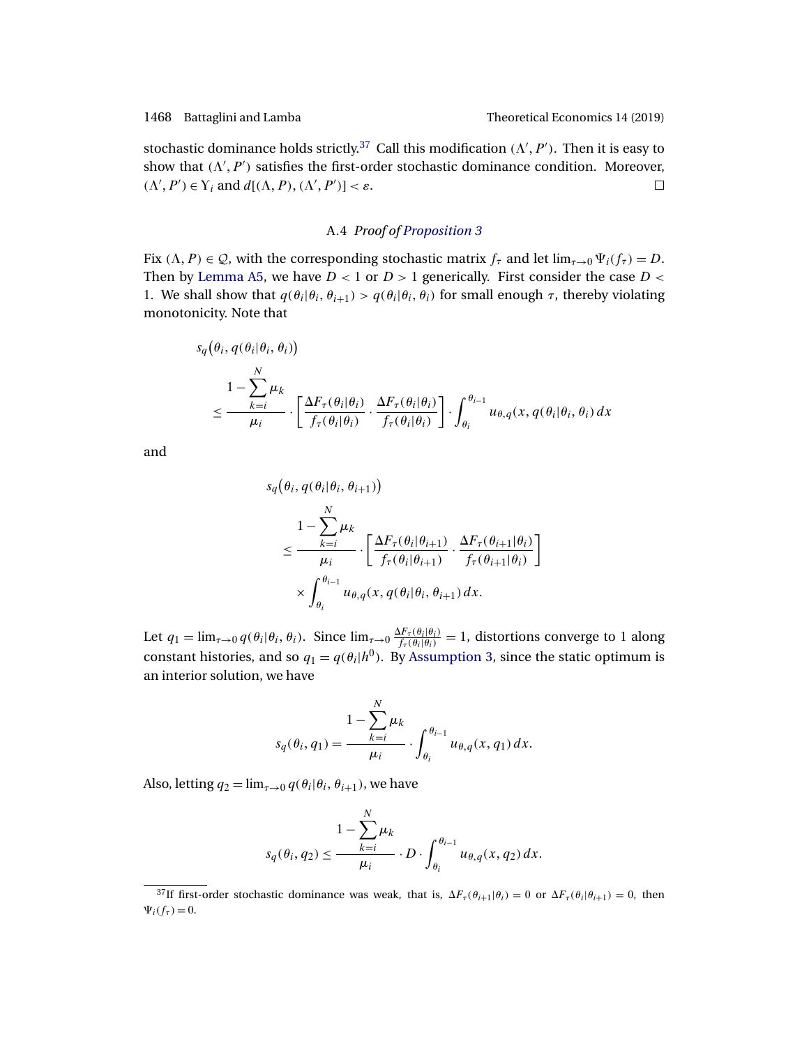stochastic dominance holds strictly.[37] Call this modification $(\Lambda', P')$. Then it is easy to show that $(\Lambda', P')$ satisfies the first-order stochastic dominance condition. Moreover, $(\Lambda', P') \in \Upsilon_i$ and $d[(\Lambda, P), (\Lambda', P')] < \varepsilon$. □

### A.4 *Proof of Proposition 3*

Fix $(\Lambda, P) \in \mathcal{Q}$, with the corresponding stochastic matrix $f_\tau$ and let $\lim_{\tau\to 0} \Psi_i(f_\tau) = D$. Then by Lemma A5, we have $D < 1$ or $D > 1$ generically. First consider the case $D < 1$. We shall show that $q(\theta_i|\theta_i, \theta_{i+1}) > q(\theta_i|\theta_i, \theta_i)$ for small enough $\tau$, thereby violating monotonicity. Note that

$$
\begin{aligned}
&s_q\big(\theta_i, q(\theta_i|\theta_i, \theta_i)\big) \\
&\quad \le \frac{1 - \sum_{k=i}^{N} \mu_k}{\mu_i} \cdot \left[ \frac{\Delta F_\tau(\theta_i|\theta_i)}{f_\tau(\theta_i|\theta_i)} \cdot \frac{\Delta F_\tau(\theta_i|\theta_i)}{f_\tau(\theta_i|\theta_i)} \right] \cdot \int_{\theta_i}^{\theta_{i-1}} u_{\theta,q}(x, q(\theta_i|\theta_i, \theta_i)\, dx
\end{aligned}
$$

and

$$
\begin{aligned}
&s_q\big(\theta_i, q(\theta_i|\theta_i, \theta_{i+1})\big) \\
&\quad \le \frac{1 - \sum_{k=i}^{N} \mu_k}{\mu_i} \cdot \left[ \frac{\Delta F_\tau(\theta_i|\theta_{i+1})}{f_\tau(\theta_i|\theta_{i+1})} \cdot \frac{\Delta F_\tau(\theta_{i+1}|\theta_i)}{f_\tau(\theta_{i+1}|\theta_i)} \right] \\
&\quad \times \int_{\theta_i}^{\theta_{i-1}} u_{\theta,q}(x, q(\theta_i|\theta_i, \theta_{i+1})\, dx.
\end{aligned}
$$

Let $q_1 = \lim_{\tau\to 0} q(\theta_i|\theta_i, \theta_i)$. Since $\lim_{\tau\to 0} \frac{\Delta F_\tau(\theta_i|\theta_i)}{f_\tau(\theta_i|\theta_i)} = 1$, distortions converge to 1 along constant histories, and so $q_1 = q(\theta_i|h^0)$. By Assumption 3, since the static optimum is an interior solution, we have

$$
s_q(\theta_i, q_1) = \frac{1 - \sum_{k=i}^{N} \mu_k}{\mu_i} \cdot \int_{\theta_i}^{\theta_{i-1}} u_{\theta,q}(x, q_1)\, dx.
$$

Also, letting $q_2 = \lim_{\tau\to 0} q(\theta_i|\theta_i, \theta_{i+1})$, we have

$$
s_q(\theta_i, q_2) \le \frac{1 - \sum_{k=i}^{N} \mu_k}{\mu_i} \cdot D \cdot \int_{\theta_i}^{\theta_{i-1}} u_{\theta,q}(x, q_2)\, dx.
$$

[37] If first-order stochastic dominance was weak, that is, $\Delta F_\tau(\theta_{i+1}|\theta_i) = 0$ or $\Delta F_\tau(\theta_i|\theta_{i+1}) = 0$, then $\Psi_i(f_\tau) = 0$.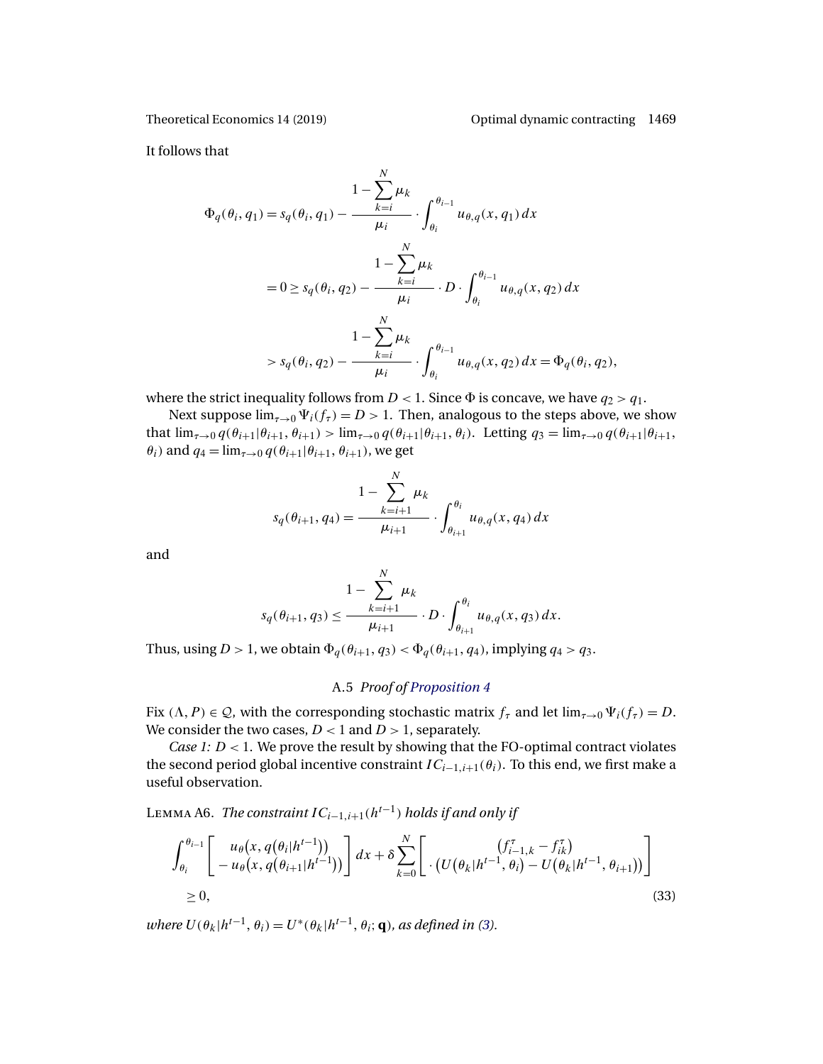It follows that

$$
\begin{aligned}
\Phi_q(\theta_i, q_1) &= s_q(\theta_i, q_1) - \frac{1 - \sum_{k=i}^{N} \mu_k}{\mu_i} \cdot \int_{\theta_i}^{\theta_{i-1}} u_{\theta,q}(x, q_1)\, dx \\
&= 0 \geq s_q(\theta_i, q_2) - \frac{1 - \sum_{k=i}^{N} \mu_k}{\mu_i} \cdot D \cdot \int_{\theta_i}^{\theta_{i-1}} u_{\theta,q}(x, q_2)\, dx \\
&> s_q(\theta_i, q_2) - \frac{1 - \sum_{k=i}^{N} \mu_k}{\mu_i} \cdot \int_{\theta_i}^{\theta_{i-1}} u_{\theta,q}(x, q_2)\, dx = \Phi_q(\theta_i, q_2),
\end{aligned}
$$

where the strict inequality follows from $D < 1$. Since $\Phi$ is concave, we have $q_2 > q_1$.

Next suppose $\lim_{\tau \to 0} \Psi_i(f_\tau) = D > 1$. Then, analogous to the steps above, we show that $\lim_{\tau \to 0} q(\theta_{i+1}|\theta_{i+1}, \theta_{i+1}) > \lim_{\tau \to 0} q(\theta_{i+1}|\theta_{i+1}, \theta_i)$. Letting $q_3 = \lim_{\tau \to 0} q(\theta_{i+1}|\theta_{i+1}, \theta_i)$ and $q_4 = \lim_{\tau \to 0} q(\theta_{i+1}|\theta_{i+1}, \theta_{i+1})$, we get

$$
s_q(\theta_{i+1}, q_4) = \frac{1 - \sum_{k=i+1}^{N} \mu_k}{\mu_{i+1}} \cdot \int_{\theta_{i+1}}^{\theta_i} u_{\theta,q}(x, q_4)\, dx
$$

and

$$
s_q(\theta_{i+1}, q_3) \leq \frac{1 - \sum_{k=i+1}^{N} \mu_k}{\mu_{i+1}} \cdot D \cdot \int_{\theta_{i+1}}^{\theta_i} u_{\theta,q}(x, q_3)\, dx.
$$

Thus, using $D > 1$, we obtain $\Phi_q(\theta_{i+1}, q_3) < \Phi_q(\theta_{i+1}, q_4)$, implying $q_4 > q_3$.

### A.5 *Proof of Proposition 4*

Fix $(\Lambda, P) \in \mathcal{Q}$, with the corresponding stochastic matrix $f_\tau$ and let $\lim_{\tau \to 0} \Psi_i(f_\tau) = D$. We consider the two cases, $D < 1$ and $D > 1$, separately.

*Case 1: $D < 1$.* We prove the result by showing that the FO-optimal contract violates the second period global incentive constraint $IC_{i-1,i+1}(\theta_i)$. To this end, we first make a useful observation.

Lemma A6. *The constraint $IC_{i-1,i+1}(h^{t-1})$ holds if and only if*

$$
\begin{aligned}
&\int_{\theta_i}^{\theta_{i-1}} \begin{bmatrix} u_\theta\big(x, q(\theta_i|h^{t-1})\big) \\ - u_\theta\big(x, q(\theta_{i+1}|h^{t-1})\big) \end{bmatrix} dx + \delta \sum_{k=0}^{N} \begin{bmatrix} \big(f_{i-1,k}^{\tau} - f_{ik}^{\tau}\big) \\ \cdot \big(U(\theta_k|h^{t-1}, \theta_i) - U(\theta_k|h^{t-1}, \theta_{i+1})\big) \end{bmatrix} \\
&\geq 0,
\end{aligned} \tag{33}
$$

*where $U(\theta_k|h^{t-1}, \theta_i) = U^*(\theta_k|h^{t-1}, \theta_i; \mathbf{q})$, as defined in (3).*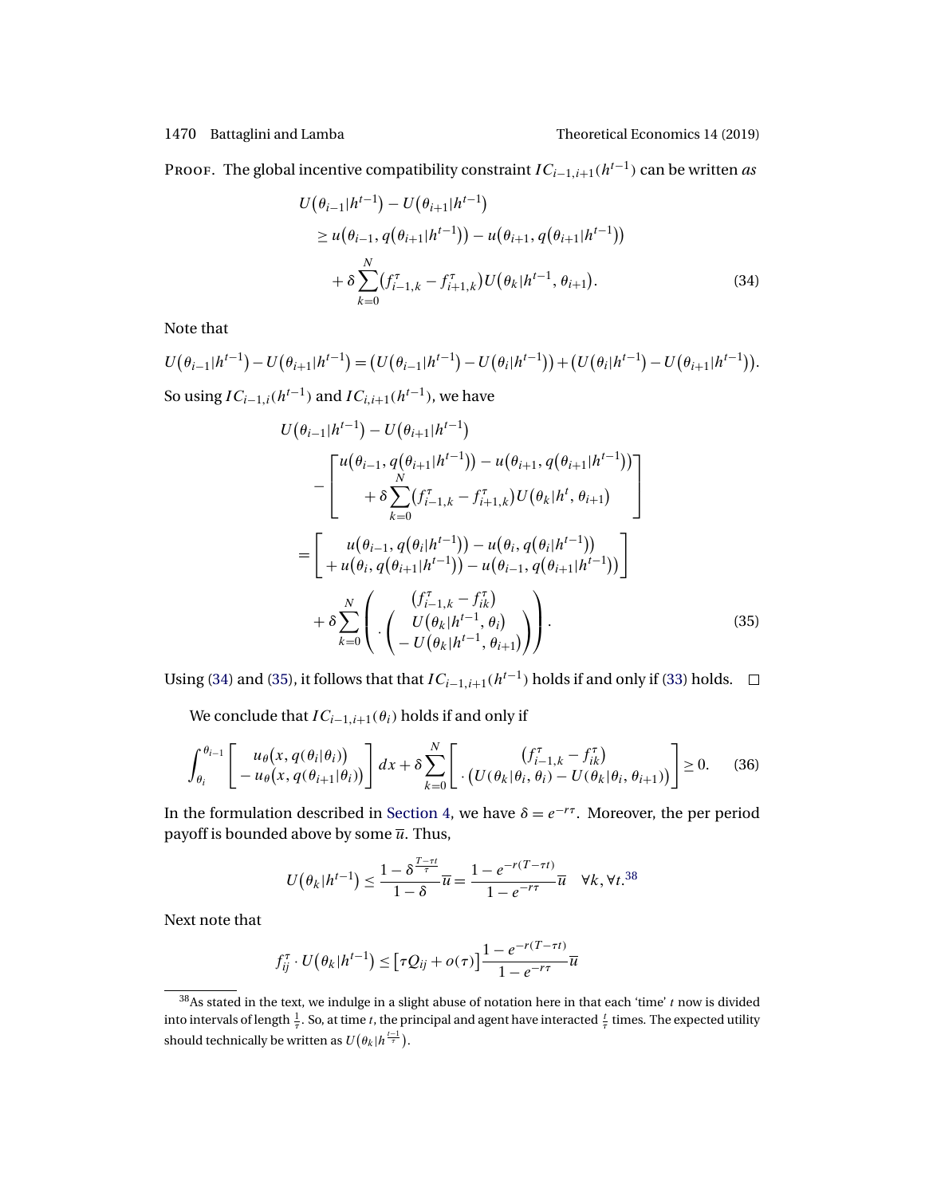PROOF. The global incentive compatibility constraint $IC_{i-1,i+1}(h^{t-1})$ can be written *as*

$$
\begin{aligned}
& U(\theta_{i-1}|h^{t-1}) - U(\theta_{i+1}|h^{t-1}) \\
& \quad \geq u(\theta_{i-1}, q(\theta_{i+1}|h^{t-1})) - u(\theta_{i+1}, q(\theta_{i+1}|h^{t-1})) \\
& \qquad + \delta \sum_{k=0}^{N} (f^{\tau}_{i-1,k} - f^{\tau}_{i+1,k}) U(\theta_k|h^{t-1}, \theta_{i+1}).
\end{aligned} \tag{34}
$$

Note that

$$
U(\theta_{i-1}|h^{t-1}) - U(\theta_{i+1}|h^{t-1}) = \big(U(\theta_{i-1}|h^{t-1}) - U(\theta_i|h^{t-1})\big) + \big(U(\theta_i|h^{t-1}) - U(\theta_{i+1}|h^{t-1})\big).
$$

So using $IC_{i-1,i}(h^{t-1})$ and $IC_{i,i+1}(h^{t-1})$, we have

$$
\begin{aligned}
& U(\theta_{i-1}|h^{t-1}) - U(\theta_{i+1}|h^{t-1}) \\
& \quad - \begin{bmatrix} u(\theta_{i-1}, q(\theta_{i+1}|h^{t-1})) - u(\theta_{i+1}, q(\theta_{i+1}|h^{t-1})) \\ + \delta \displaystyle\sum_{k=0}^{N} (f^{\tau}_{i-1,k} - f^{\tau}_{i+1,k}) U(\theta_k|h^t, \theta_{i+1}) \end{bmatrix} \\
& = \begin{bmatrix} u(\theta_{i-1}, q(\theta_i|h^{t-1})) - u(\theta_i, q(\theta_i|h^{t-1})) \\ + u(\theta_i, q(\theta_{i+1}|h^{t-1})) - u(\theta_{i-1}, q(\theta_{i+1}|h^{t-1})) \end{bmatrix} \\
& \quad + \delta \sum_{k=0}^{N} \left( \begin{matrix} (f^{\tau}_{i-1,k} - f^{\tau}_{ik}) \\ \cdot \begin{pmatrix} U(\theta_k|h^{t-1}, \theta_i) \\ - U(\theta_k|h^{t-1}, \theta_{i+1}) \end{pmatrix} \end{matrix} \right).
\end{aligned} \tag{35}
$$

Using (34) and (35), it follows that that $IC_{i-1,i+1}(h^{t-1})$ holds if and only if (33) holds. $\square$

We conclude that $IC_{i-1,i+1}(\theta_i)$ holds if and only if

$$
\int_{\theta_i}^{\theta_{i-1}} \begin{bmatrix} u_\theta(x, q(\theta_i|\theta_i)) \\ - u_\theta(x, q(\theta_{i+1}|\theta_i)) \end{bmatrix} dx + \delta \sum_{k=0}^{N} \begin{bmatrix} (f^{\tau}_{i-1,k} - f^{\tau}_{ik}) \\ \cdot \big(U(\theta_k|\theta_i, \theta_i) - U(\theta_k|\theta_i, \theta_{i+1})\big) \end{bmatrix} \geq 0. \tag{36}
$$

In the formulation described in Section 4, we have $\delta = e^{-r\tau}$. Moreover, the per period payoff is bounded above by some $\overline{u}$. Thus,

$$
U(\theta_k|h^{t-1}) \leq \frac{1 - \delta^{\frac{T-\tau t}{\tau}}}{1-\delta} \overline{u} = \frac{1 - e^{-r(T-\tau t)}}{1 - e^{-r\tau}} \overline{u} \quad \forall k, \forall t.^{38}
$$

Next note that

$$
f^{\tau}_{ij} \cdot U(\theta_k|h^{t-1}) \leq \big[\tau Q_{ij} + o(\tau)\big] \frac{1 - e^{-r(T-\tau t)}}{1 - e^{-r\tau}} \overline{u}
$$

---

[38]As stated in the text, we indulge in a slight abuse of notation here in that each 'time' $t$ now is divided into intervals of length $\frac{1}{\tau}$. So, at time $t$, the principal and agent have interacted $\frac{t}{\tau}$ times. The expected utility should technically be written as $U(\theta_k|h^{\frac{t-1}{\tau}})$.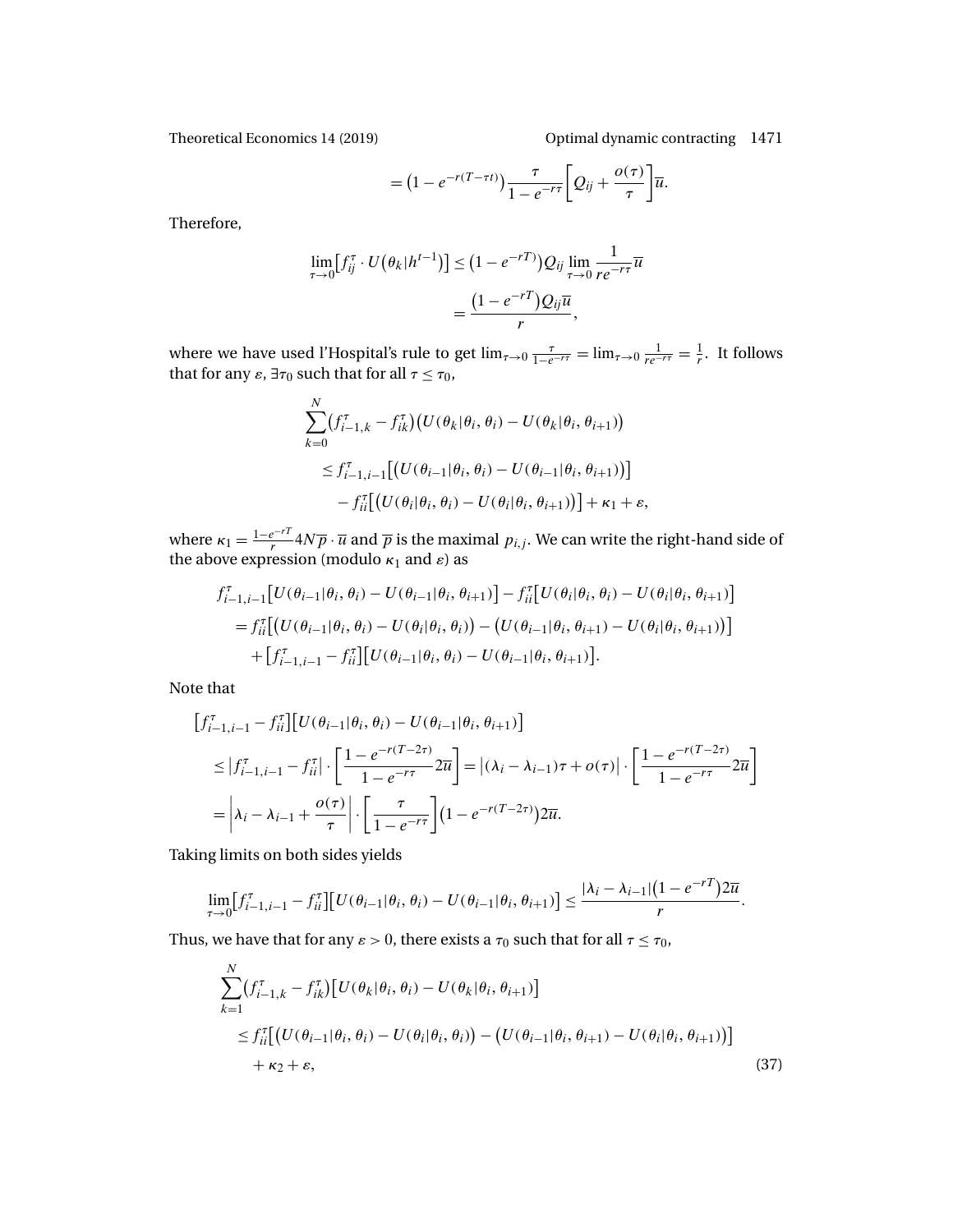$$= \left(1 - e^{-r(T-\tau t)}\right) \frac{\tau}{1 - e^{-r\tau}} \left[ Q_{ij} + \frac{o(\tau)}{\tau} \right] \overline{u}.$$

Therefore,

$$\lim_{\tau \to 0} \left[ f_{ij}^{\tau} \cdot U\left(\theta_k | h^{t-1}\right) \right] \leq \left(1 - e^{-rT}\right) Q_{ij} \lim_{\tau \to 0} \frac{1}{re^{-r\tau}} \overline{u}$$
$$= \frac{\left(1 - e^{-rT}\right) Q_{ij} \overline{u}}{r},$$

where we have used l'Hospital's rule to get $\lim_{\tau \to 0} \frac{\tau}{1-e^{-r\tau}} = \lim_{\tau \to 0} \frac{1}{re^{-r\tau}} = \frac{1}{r}$. It follows that for any $\varepsilon$, $\exists \tau_0$ such that for all $\tau \leq \tau_0$,

$$\sum_{k=0}^{N} \left(f_{i-1,k}^{\tau} - f_{ik}^{\tau}\right) \left(U(\theta_k | \theta_i, \theta_i) - U(\theta_k | \theta_i, \theta_{i+1})\right)$$
$$\leq f_{i-1,i-1}^{\tau} \left[ \left(U(\theta_{i-1} | \theta_i, \theta_i) - U(\theta_{i-1} | \theta_i, \theta_{i+1})\right) \right]$$
$$- f_{ii}^{\tau} \left[ \left(U(\theta_i | \theta_i, \theta_i) - U(\theta_i | \theta_i, \theta_{i+1})\right) \right] + \kappa_1 + \varepsilon,$$

where $\kappa_1 = \frac{1-e^{-rT}}{r} 4N\overline{p} \cdot \overline{u}$ and $\overline{p}$ is the maximal $p_{i,j}$. We can write the right-hand side of the above expression (modulo $\kappa_1$ and $\varepsilon$) as

$$f_{i-1,i-1}^{\tau} \left[ U(\theta_{i-1} | \theta_i, \theta_i) - U(\theta_{i-1} | \theta_i, \theta_{i+1}) \right] - f_{ii}^{\tau} \left[ U(\theta_i | \theta_i, \theta_i) - U(\theta_i | \theta_i, \theta_{i+1}) \right]$$
$$= f_{ii}^{\tau} \left[ \left(U(\theta_{i-1} | \theta_i, \theta_i) - U(\theta_i | \theta_i, \theta_i)\right) - \left(U(\theta_{i-1} | \theta_i, \theta_{i+1}) - U(\theta_i | \theta_i, \theta_{i+1})\right) \right]$$
$$+ \left[ f_{i-1,i-1}^{\tau} - f_{ii}^{\tau} \right] \left[ U(\theta_{i-1} | \theta_i, \theta_i) - U(\theta_{i-1} | \theta_i, \theta_{i+1}) \right].$$

Note that

$$\left[ f_{i-1,i-1}^{\tau} - f_{ii}^{\tau} \right] \left[ U(\theta_{i-1} | \theta_i, \theta_i) - U(\theta_{i-1} | \theta_i, \theta_{i+1}) \right]$$
$$\leq \left| f_{i-1,i-1}^{\tau} - f_{ii}^{\tau} \right| \cdot \left[ \frac{1 - e^{-r(T-2\tau)}}{1 - e^{-r\tau}} 2\overline{u} \right] = \left| (\lambda_i - \lambda_{i-1})\tau + o(\tau) \right| \cdot \left[ \frac{1 - e^{-r(T-2\tau)}}{1 - e^{-r\tau}} 2\overline{u} \right]$$
$$= \left| \lambda_i - \lambda_{i-1} + \frac{o(\tau)}{\tau} \right| \cdot \left[ \frac{\tau}{1 - e^{-r\tau}} \right] \left(1 - e^{-r(T-2\tau)}\right) 2\overline{u}.$$

Taking limits on both sides yields

$$\lim_{\tau \to 0} \left[ f_{i-1,i-1}^{\tau} - f_{ii}^{\tau} \right] \left[ U(\theta_{i-1} | \theta_i, \theta_i) - U(\theta_{i-1} | \theta_i, \theta_{i+1}) \right] \leq \frac{|\lambda_i - \lambda_{i-1}| \left(1 - e^{-rT}\right) 2\overline{u}}{r}.$$

Thus, we have that for any $\varepsilon > 0$, there exists a $\tau_0$ such that for all $\tau \leq \tau_0$,

$$\sum_{k=1}^{N} \left(f_{i-1,k}^{\tau} - f_{ik}^{\tau}\right) \left[ U(\theta_k | \theta_i, \theta_i) - U(\theta_k | \theta_i, \theta_{i+1}) \right]$$
$$\leq f_{ii}^{\tau} \left[ \left(U(\theta_{i-1} | \theta_i, \theta_i) - U(\theta_i | \theta_i, \theta_i)\right) - \left(U(\theta_{i-1} | \theta_i, \theta_{i+1}) - U(\theta_i | \theta_i, \theta_{i+1})\right) \right]$$
$$+ \kappa_2 + \varepsilon, \tag{37}$$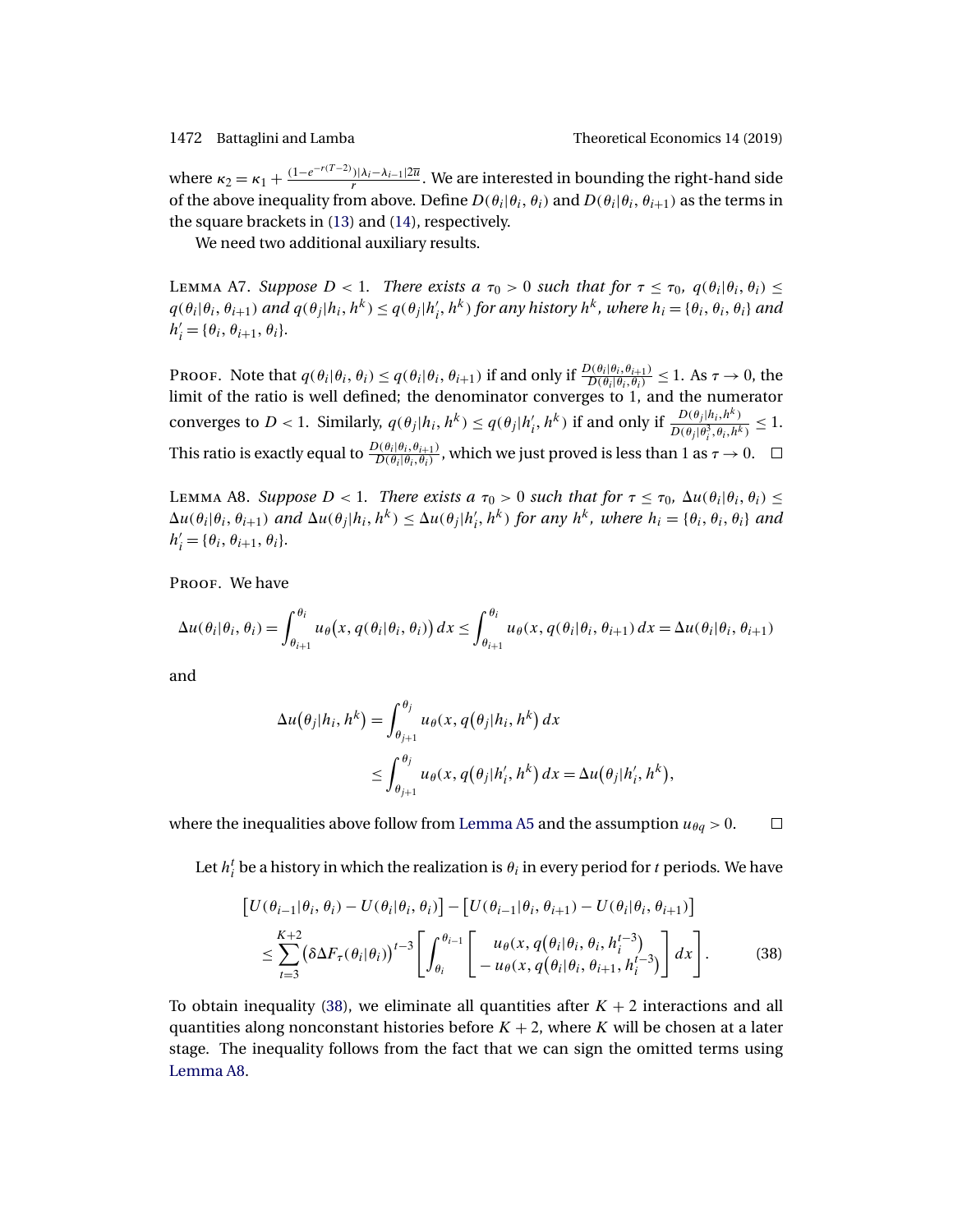where $\kappa_2 = \kappa_1 + \frac{(1-e^{-r(T-2)})|\lambda_i - \lambda_{i-1}|2\overline{u}}{r}$. We are interested in bounding the right-hand side of the above inequality from above. Define $D(\theta_i|\theta_i, \theta_i)$ and $D(\theta_i|\theta_i, \theta_{i+1})$ as the terms in the square brackets in (13) and (14), respectively.

We need two additional auxiliary results.

Lemma A7. *Suppose $D < 1$. There exists a $\tau_0 > 0$ such that for $\tau \leq \tau_0$, $q(\theta_i|\theta_i, \theta_i) \leq q(\theta_i|\theta_i, \theta_{i+1})$ and $q(\theta_j|h_i, h^k) \leq q(\theta_j|h_i', h^k)$ for any history $h^k$, where $h_i = \{\theta_i, \theta_i, \theta_i\}$ and $h_i' = \{\theta_i, \theta_{i+1}, \theta_i\}$.*

Proof. Note that $q(\theta_i|\theta_i, \theta_i) \leq q(\theta_i|\theta_i, \theta_{i+1})$ if and only if $\frac{D(\theta_i|\theta_i, \theta_{i+1})}{D(\theta_i|\theta_i, \theta_i)} \leq 1$. As $\tau \to 0$, the limit of the ratio is well defined; the denominator converges to 1, and the numerator converges to $D < 1$. Similarly, $q(\theta_j|h_i, h^k) \leq q(\theta_j|h_i', h^k)$ if and only if $\frac{D(\theta_j|h_i, h^k)}{D(\theta_j|\theta_i^3, \theta_i, h^k)} \leq 1$. This ratio is exactly equal to $\frac{D(\theta_i|\theta_i, \theta_{i+1})}{D(\theta_i|\theta_i, \theta_i)}$, which we just proved is less than 1 as $\tau \to 0$. $\square$

Lemma A8. *Suppose $D < 1$. There exists a $\tau_0 > 0$ such that for $\tau \leq \tau_0$, $\Delta u(\theta_i|\theta_i, \theta_i) \leq \Delta u(\theta_i|\theta_i, \theta_{i+1})$ and $\Delta u(\theta_j|h_i, h^k) \leq \Delta u(\theta_j|h_i', h^k)$ for any $h^k$, where $h_i = \{\theta_i, \theta_i, \theta_i\}$ and $h_i' = \{\theta_i, \theta_{i+1}, \theta_i\}$.*

Proof. We have

$$\Delta u(\theta_i|\theta_i, \theta_i) = \int_{\theta_{i+1}}^{\theta_i} u_\theta\big(x, q(\theta_i|\theta_i, \theta_i)\big)\, dx \leq \int_{\theta_{i+1}}^{\theta_i} u_\theta(x, q(\theta_i|\theta_i, \theta_{i+1})\, dx = \Delta u(\theta_i|\theta_i, \theta_{i+1})$$

and

$$\begin{aligned}\Delta u\big(\theta_j|h_i, h^k\big) &= \int_{\theta_{j+1}}^{\theta_j} u_\theta(x, q\big(\theta_j|h_i, h^k\big)\, dx \\ &\leq \int_{\theta_{j+1}}^{\theta_j} u_\theta(x, q\big(\theta_j|h_i', h^k\big)\, dx = \Delta u\big(\theta_j|h_i', h^k\big),\end{aligned}$$

where the inequalities above follow from Lemma A5 and the assumption $u_{\theta q} > 0$. $\square$

Let $h_i^t$ be a history in which the realization is $\theta_i$ in every period for $t$ periods. We have

$$\begin{aligned}&\big[U(\theta_{i-1}|\theta_i, \theta_i) - U(\theta_i|\theta_i, \theta_i)\big] - \big[U(\theta_{i-1}|\theta_i, \theta_{i+1}) - U(\theta_i|\theta_i, \theta_{i+1})\big] \\ &\quad \leq \sum_{t=3}^{K+2} \big(\delta \Delta F_\tau(\theta_i|\theta_i)\big)^{t-3} \left[\int_{\theta_i}^{\theta_{i-1}} \begin{bmatrix} u_\theta(x, q\big(\theta_i|\theta_i, \theta_i, h_i^{t-3}\big) \\ - u_\theta(x, q\big(\theta_i|\theta_i, \theta_{i+1}, h_i^{t-3}\big) \end{bmatrix} dx\right]. \end{aligned} \tag{38}$$

To obtain inequality (38), we eliminate all quantities after $K+2$ interactions and all quantities along nonconstant histories before $K+2$, where $K$ will be chosen at a later stage. The inequality follows from the fact that we can sign the omitted terms using Lemma A8.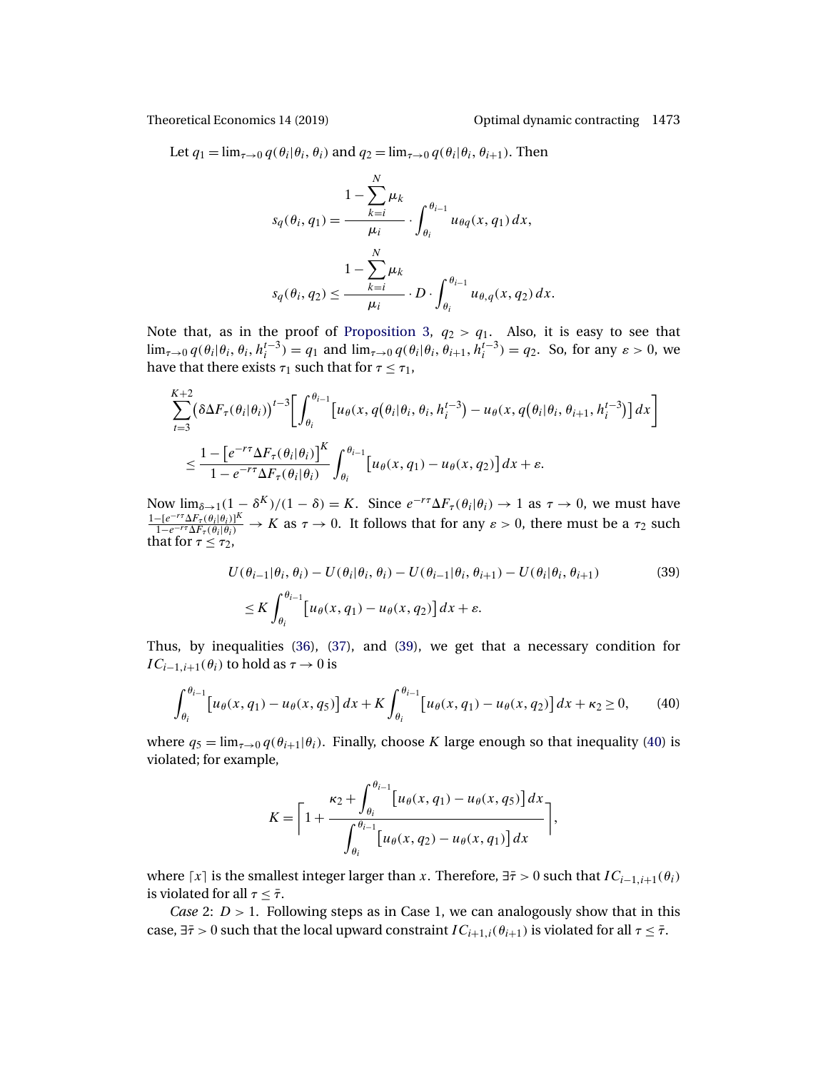Let $q_1 = \lim_{\tau \to 0} q(\theta_i|\theta_i, \theta_i)$ and $q_2 = \lim_{\tau \to 0} q(\theta_i|\theta_i, \theta_{i+1})$. Then

$$s_q(\theta_i, q_1) = \frac{1 - \sum_{k=i}^{N} \mu_k}{\mu_i} \cdot \int_{\theta_i}^{\theta_{i-1}} u_{\theta q}(x, q_1)\, dx,$$

$$s_q(\theta_i, q_2) \le \frac{1 - \sum_{k=i}^{N} \mu_k}{\mu_i} \cdot D \cdot \int_{\theta_i}^{\theta_{i-1}} u_{\theta,q}(x, q_2)\, dx.$$

Note that, as in the proof of Proposition 3, $q_2 > q_1$. Also, it is easy to see that $\lim_{\tau \to 0} q(\theta_i|\theta_i, \theta_i, h_i^{t-3}) = q_1$ and $\lim_{\tau \to 0} q(\theta_i|\theta_i, \theta_{i+1}, h_i^{t-3}) = q_2$. So, for any $\varepsilon > 0$, we have that there exists $\tau_1$ such that for $\tau \le \tau_1$,

$$\begin{aligned}
&\sum_{t=3}^{K+2} \big(\delta \Delta F_\tau(\theta_i|\theta_i)\big)^{t-3} \bigg[ \int_{\theta_i}^{\theta_{i-1}} \big[u_\theta\big(x, q(\theta_i|\theta_i, \theta_i, h_i^{t-3}\big) - u_\theta\big(x, q(\theta_i|\theta_i, \theta_{i+1}, h_i^{t-3}\big)\big]\, dx \bigg] \\
&\quad \le \frac{1 - \big[e^{-r\tau} \Delta F_\tau(\theta_i|\theta_i)\big]^K}{1 - e^{-r\tau} \Delta F_\tau(\theta_i|\theta_i)} \int_{\theta_i}^{\theta_{i-1}} \big[u_\theta(x, q_1) - u_\theta(x, q_2)\big]\, dx + \varepsilon.
\end{aligned}$$

Now $\lim_{\delta \to 1}(1 - \delta^K)/(1 - \delta) = K$. Since $e^{-r\tau} \Delta F_\tau(\theta_i|\theta_i) \to 1$ as $\tau \to 0$, we must have $\frac{1 - [e^{-r\tau} \Delta F_\tau(\theta_i|\theta_i)]^K}{1 - e^{-r\tau} \Delta F_\tau(\theta_i|\theta_i)} \to K$ as $\tau \to 0$. It follows that for any $\varepsilon > 0$, there must be a $\tau_2$ such that for $\tau \le \tau_2$,

$$\begin{aligned}
&U(\theta_{i-1}|\theta_i, \theta_i) - U(\theta_i|\theta_i, \theta_i) - U(\theta_{i-1}|\theta_i, \theta_{i+1}) - U(\theta_i|\theta_i, \theta_{i+1}) \qquad (39) \\
&\quad \le K \int_{\theta_i}^{\theta_{i-1}} \big[u_\theta(x, q_1) - u_\theta(x, q_2)\big]\, dx + \varepsilon.
\end{aligned}$$

Thus, by inequalities (36), (37), and (39), we get that a necessary condition for $IC_{i-1,i+1}(\theta_i)$ to hold as $\tau \to 0$ is

$$\int_{\theta_i}^{\theta_{i-1}} \big[u_\theta(x, q_1) - u_\theta(x, q_5)\big]\, dx + K \int_{\theta_i}^{\theta_{i-1}} \big[u_\theta(x, q_1) - u_\theta(x, q_2)\big]\, dx + \kappa_2 \ge 0, \qquad (40)$$

where $q_5 = \lim_{\tau \to 0} q(\theta_{i+1}|\theta_i)$. Finally, choose $K$ large enough so that inequality (40) is violated; for example,

$$K = \left\lceil 1 + \frac{\kappa_2 + \int_{\theta_i}^{\theta_{i-1}} \big[u_\theta(x, q_1) - u_\theta(x, q_5)\big]\, dx}{\int_{\theta_i}^{\theta_{i-1}} \big[u_\theta(x, q_2) - u_\theta(x, q_1)\big]\, dx} \right\rceil,$$

where $\lceil x \rceil$ is the smallest integer larger than $x$. Therefore, $\exists \bar{\tau} > 0$ such that $IC_{i-1,i+1}(\theta_i)$ is violated for all $\tau \le \bar{\tau}$.

*Case* 2: $D > 1$. Following steps as in Case 1, we can analogously show that in this case, $\exists \bar{\tau} > 0$ such that the local upward constraint $IC_{i+1,i}(\theta_{i+1})$ is violated for all $\tau \le \bar{\tau}$.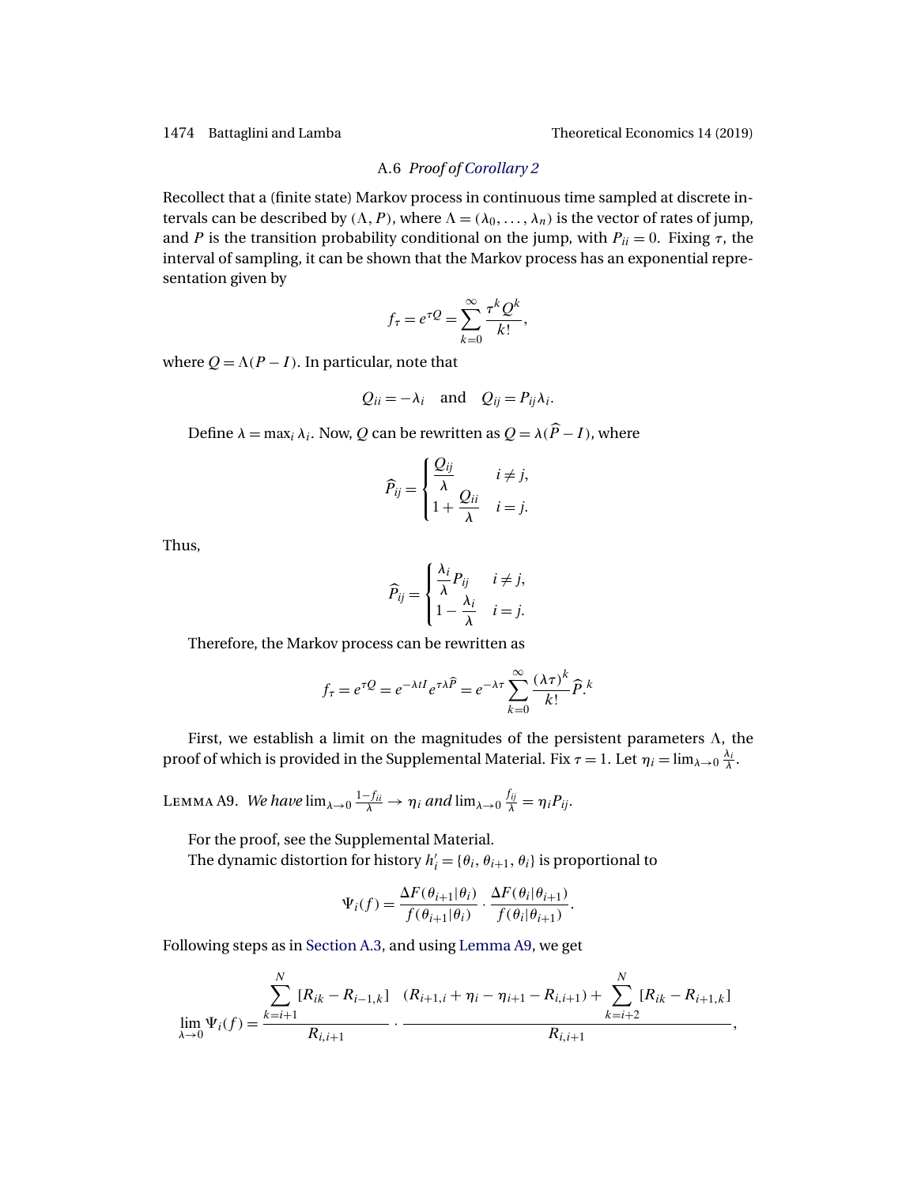### A.6 *Proof of Corollary 2*

Recollect that a (finite state) Markov process in continuous time sampled at discrete intervals can be described by $(\Lambda, P)$, where $\Lambda = (\lambda_0, \dots, \lambda_n)$ is the vector of rates of jump, and $P$ is the transition probability conditional on the jump, with $P_{ii} = 0$. Fixing $\tau$, the interval of sampling, it can be shown that the Markov process has an exponential representation given by

$$f_\tau = e^{\tau Q} = \sum_{k=0}^{\infty} \frac{\tau^k Q^k}{k!},$$

where $Q = \Lambda(P - I)$. In particular, note that

$$Q_{ii} = -\lambda_i \quad \text{and} \quad Q_{ij} = P_{ij}\lambda_i.$$

Define $\lambda = \max_i \lambda_i$. Now, $Q$ can be rewritten as $Q = \lambda(\widehat{P} - I)$, where

$$\widehat{P}_{ij} = \begin{cases} \dfrac{Q_{ij}}{\lambda} & i \neq j, \\ 1 + \dfrac{Q_{ii}}{\lambda} & i = j. \end{cases}$$

Thus,

$$\widehat{P}_{ij} = \begin{cases} \dfrac{\lambda_i}{\lambda} P_{ij} & i \neq j, \\ 1 - \dfrac{\lambda_i}{\lambda} & i = j. \end{cases}$$

Therefore, the Markov process can be rewritten as

$$f_\tau = e^{\tau Q} = e^{-\lambda t I} e^{\tau \lambda \widehat{P}} = e^{-\lambda \tau} \sum_{k=0}^{\infty} \frac{(\lambda \tau)^k}{k!} \widehat{P}.^k$$

First, we establish a limit on the magnitudes of the persistent parameters $\Lambda$, the proof of which is provided in the Supplemental Material. Fix $\tau = 1$. Let $\eta_i = \lim_{\lambda \to 0} \frac{\lambda_i}{\lambda}$.

Lemma A9. *We have* $\lim_{\lambda \to 0} \frac{1 - f_{ii}}{\lambda} \to \eta_i$ *and* $\lim_{\lambda \to 0} \frac{f_{ij}}{\lambda} = \eta_i P_{ij}$.

For the proof, see the Supplemental Material.

The dynamic distortion for history $h_i' = \{\theta_i, \theta_{i+1}, \theta_i\}$ is proportional to

$$\Psi_i(f) = \frac{\Delta F(\theta_{i+1}|\theta_i)}{f(\theta_{i+1}|\theta_i)} \cdot \frac{\Delta F(\theta_i|\theta_{i+1})}{f(\theta_i|\theta_{i+1})}.$$

Following steps as in Section A.3, and using Lemma A9, we get

$$\lim_{\lambda \to 0} \Psi_i(f) = \frac{\displaystyle\sum_{k=i+1}^{N} [R_{ik} - R_{i-1,k}]}{R_{i,i+1}} \cdot \frac{(R_{i+1,i} + \eta_i - \eta_{i+1} - R_{i,i+1}) + \displaystyle\sum_{k=i+2}^{N} [R_{ik} - R_{i+1,k}]}{R_{i,i+1}},$$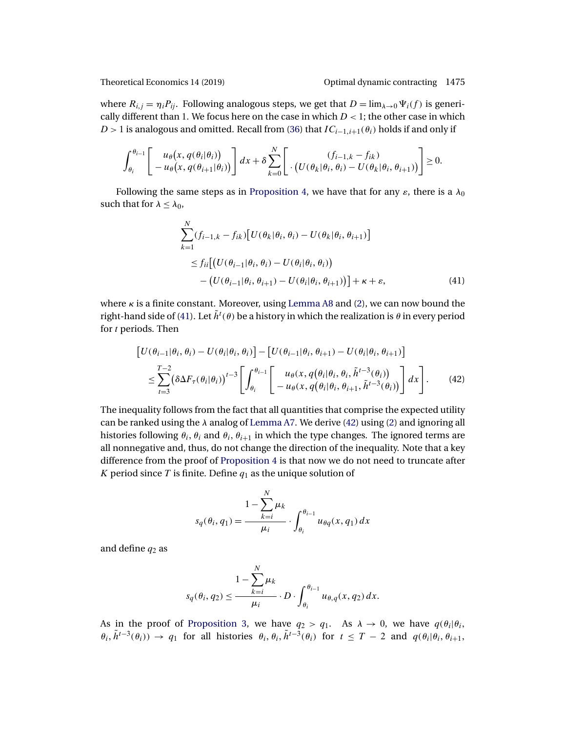where $R_{i,j} = \eta_i P_{ij}$. Following analogous steps, we get that $D = \lim_{\lambda\to 0} \Psi_i(f)$ is generically different than 1. We focus here on the case in which $D < 1$; the other case in which $D > 1$ is analogous and omitted. Recall from (36) that $IC_{i-1,i+1}(\theta_i)$ holds if and only if

$$\int_{\theta_i}^{\theta_{i-1}} \begin{bmatrix} u_\theta\big(x, q(\theta_i|\theta_i)\big) \\ -u_\theta\big(x, q(\theta_{i+1}|\theta_i)\big) \end{bmatrix} dx + \delta \sum_{k=0}^{N} \begin{bmatrix} (f_{i-1,k} - f_{ik}) \\ \cdot \big(U(\theta_k|\theta_i, \theta_i) - U(\theta_k|\theta_i, \theta_{i+1})\big) \end{bmatrix} \geq 0.$$

Following the same steps as in Proposition 4, we have that for any $\varepsilon$, there is a $\lambda_0$ such that for $\lambda \leq \lambda_0$,

$$\begin{aligned} &\sum_{k=1}^{N} (f_{i-1,k} - f_{ik})\big[U(\theta_k|\theta_i, \theta_i) - U(\theta_k|\theta_i, \theta_{i+1})\big] \\ &\quad \leq f_{ii}\Big[\big(U(\theta_{i-1}|\theta_i, \theta_i) - U(\theta_i|\theta_i, \theta_i)\big) \\ &\qquad - \big(U(\theta_{i-1}|\theta_i, \theta_{i+1}) - U(\theta_i|\theta_i, \theta_{i+1})\big)\Big] + \kappa + \varepsilon, \end{aligned} \tag{41}$$

where $\kappa$ is a finite constant. Moreover, using Lemma A8 and (2), we can now bound the right-hand side of (41). Let $\tilde{h}^t(\theta)$ be a history in which the realization is $\theta$ in every period for $t$ periods. Then

$$\begin{aligned} &\big[U(\theta_{i-1}|\theta_i, \theta_i) - U(\theta_i|\theta_i, \theta_i)\big] - \big[U(\theta_{i-1}|\theta_i, \theta_{i+1}) - U(\theta_i|\theta_i, \theta_{i+1})\big] \\ &\quad \leq \sum_{t=3}^{T-2} \big(\delta \Delta F_\tau(\theta_i|\theta_i)\big)^{t-3} \left[\int_{\theta_i}^{\theta_{i-1}} \begin{bmatrix} u_\theta\big(x, q\big(\theta_i|\theta_i, \theta_i, \tilde{h}^{t-3}(\theta_i)\big)\big) \\ -u_\theta\big(x, q\big(\theta_i|\theta_i, \theta_{i+1}, \tilde{h}^{t-3}(\theta_i)\big)\big) \end{bmatrix} dx\right]. \end{aligned} \tag{42}$$

The inequality follows from the fact that all quantities that comprise the expected utility can be ranked using the $\lambda$ analog of Lemma A7. We derive (42) using (2) and ignoring all histories following $\theta_i, \theta_i$ and $\theta_i, \theta_{i+1}$ in which the type changes. The ignored terms are all nonnegative and, thus, do not change the direction of the inequality. Note that a key difference from the proof of Proposition 4 is that now we do not need to truncate after $K$ period since $T$ is finite. Define $q_1$ as the unique solution of

$$s_q(\theta_i, q_1) = \frac{1 - \sum_{k=i}^{N} \mu_k}{\mu_i} \cdot \int_{\theta_i}^{\theta_{i-1}} u_{\theta q}(x, q_1)\, dx$$

and define $q_2$ as

$$s_q(\theta_i, q_2) \leq \frac{1 - \sum_{k=i}^{N} \mu_k}{\mu_i} \cdot D \cdot \int_{\theta_i}^{\theta_{i-1}} u_{\theta,q}(x, q_2)\, dx.$$

As in the proof of Proposition 3, we have $q_2 > q_1$. As $\lambda \to 0$, we have $q(\theta_i|\theta_i, \theta_i, \tilde{h}^{t-3}(\theta_i)) \to q_1$ for all histories $\theta_i, \theta_i, \tilde{h}^{t-3}(\theta_i)$ for $t \leq T-2$ and $q(\theta_i|\theta_i, \theta_{i+1},$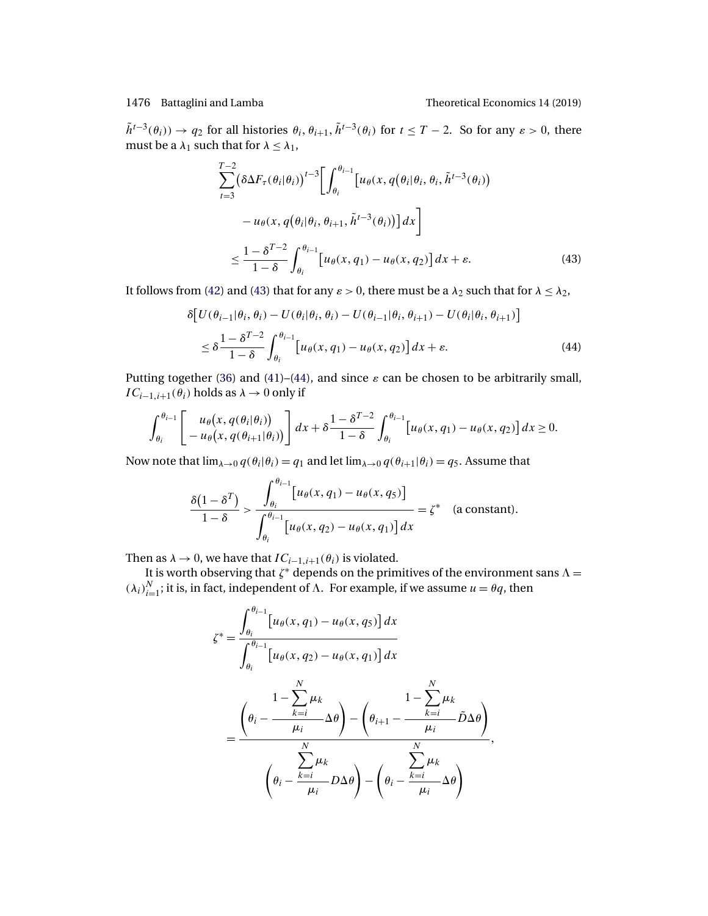$\tilde{h}^{t-3}(\theta_i)) \to q_2$ for all histories $\theta_i, \theta_{i+1}, \tilde{h}^{t-3}(\theta_i)$ for $t \leq T-2$. So for any $\varepsilon > 0$, there must be a $\lambda_1$ such that for $\lambda \leq \lambda_1$,

$$
\begin{aligned}
&\sum_{t=3}^{T-2} \big(\delta \Delta F_\tau(\theta_i|\theta_i)\big)^{t-3} \bigg[ \int_{\theta_i}^{\theta_{i-1}} \big[ u_\theta\big(x, q\big(\theta_i|\theta_i, \theta_i, \tilde{h}^{t-3}(\theta_i)\big)\big) \\
&\qquad - u_\theta\big(x, q\big(\theta_i|\theta_i, \theta_{i+1}, \tilde{h}^{t-3}(\theta_i)\big)\big) \big] \, dx \bigg] \\
&\qquad \leq \frac{1-\delta^{T-2}}{1-\delta} \int_{\theta_i}^{\theta_{i-1}} \big[ u_\theta(x, q_1) - u_\theta(x, q_2) \big] \, dx + \varepsilon. \qquad (43)
\end{aligned}
$$

It follows from (42) and (43) that for any $\varepsilon > 0$, there must be a $\lambda_2$ such that for $\lambda \leq \lambda_2$,

$$
\begin{aligned}
&\delta\big[ U(\theta_{i-1}|\theta_i, \theta_i) - U(\theta_i|\theta_i, \theta_i) - U(\theta_{i-1}|\theta_i, \theta_{i+1}) - U(\theta_i|\theta_i, \theta_{i+1}) \big] \\
&\qquad \leq \delta \frac{1-\delta^{T-2}}{1-\delta} \int_{\theta_i}^{\theta_{i-1}} \big[ u_\theta(x, q_1) - u_\theta(x, q_2) \big] \, dx + \varepsilon. \qquad (44)
\end{aligned}
$$

Putting together (36) and (41)–(44), and since $\varepsilon$ can be chosen to be arbitrarily small, $IC_{i-1,i+1}(\theta_i)$ holds as $\lambda \to 0$ only if

$$
\int_{\theta_i}^{\theta_{i-1}} \left[ \begin{array}{c} u_\theta\big(x, q(\theta_i|\theta_i)\big) \\ - u_\theta\big(x, q(\theta_{i+1}|\theta_i)\big) \end{array} \right] dx + \delta \frac{1-\delta^{T-2}}{1-\delta} \int_{\theta_i}^{\theta_{i-1}} \big[ u_\theta(x, q_1) - u_\theta(x, q_2) \big] \, dx \geq 0.
$$

Now note that $\lim_{\lambda \to 0} q(\theta_i|\theta_i) = q_1$ and let $\lim_{\lambda \to 0} q(\theta_{i+1}|\theta_i) = q_5$. Assume that

$$
\frac{\delta(1-\delta^T)}{1-\delta} > \frac{\displaystyle\int_{\theta_i}^{\theta_{i-1}} \big[ u_\theta(x, q_1) - u_\theta(x, q_5) \big]}{\displaystyle\int_{\theta_i}^{\theta_{i-1}} \big[ u_\theta(x, q_2) - u_\theta(x, q_1) \big] \, dx} = \zeta^* \quad \text{(a constant)}.
$$

Then as $\lambda \to 0$, we have that $IC_{i-1,i+1}(\theta_i)$ is violated.

It is worth observing that $\zeta^*$ depends on the primitives of the environment sans $\Lambda = (\lambda_i)_{i=1}^N$; it is, in fact, independent of $\Lambda$. For example, if we assume $u = \theta q$, then

$$
\begin{aligned}
\zeta^* &= \frac{\displaystyle\int_{\theta_i}^{\theta_{i-1}} \big[ u_\theta(x, q_1) - u_\theta(x, q_5) \big] \, dx}{\displaystyle\int_{\theta_i}^{\theta_{i-1}} \big[ u_\theta(x, q_2) - u_\theta(x, q_1) \big] \, dx} \\
&= \frac{\left( \theta_i - \dfrac{1 - \sum_{k=i}^N \mu_k}{\mu_i} \Delta\theta \right) - \left( \theta_{i+1} - \dfrac{1 - \sum_{k=i}^N \mu_k}{\mu_i} \tilde{D} \Delta\theta \right)}{\left( \theta_i - \dfrac{\sum_{k=i}^N \mu_k}{\mu_i} D \Delta\theta \right) - \left( \theta_i - \dfrac{\sum_{k=i}^N \mu_k}{\mu_i} \Delta\theta \right)},
\end{aligned}
$$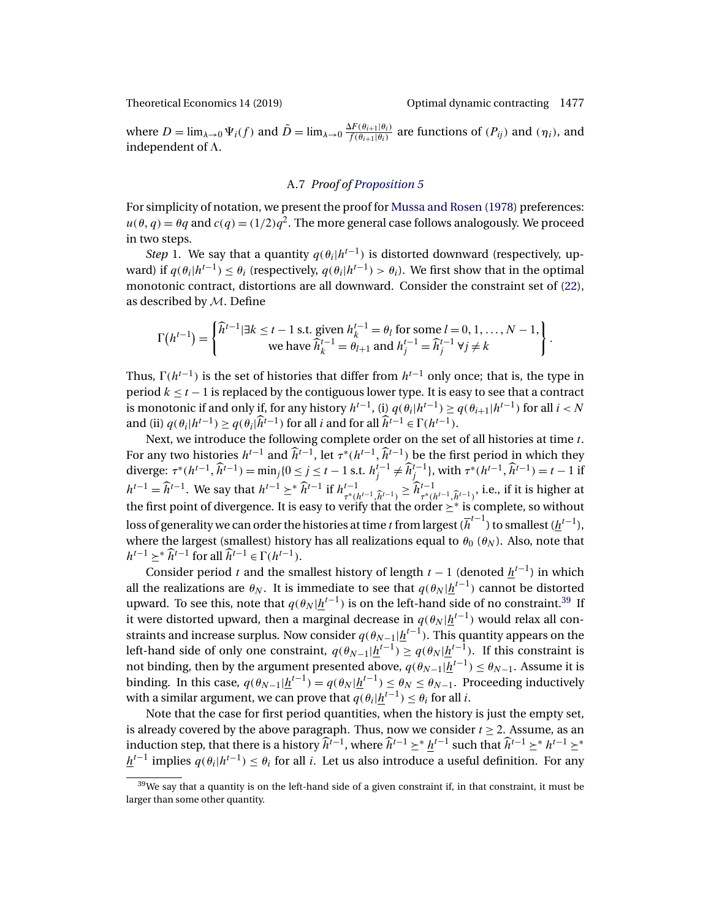where $D = \lim_{\lambda \to 0} \Psi_i(f)$ and $\tilde{D} = \lim_{\lambda \to 0} \frac{\Delta F(\theta_{i+1}|\theta_i)}{f(\theta_{i+1}|\theta_i)}$ are functions of $(P_{ij})$ and $(\eta_i)$, and independent of $\Lambda$.

### A.7 *Proof of Proposition 5*

For simplicity of notation, we present the proof for Mussa and Rosen (1978) preferences: $u(\theta, q) = \theta q$ and $c(q) = (1/2)q^2$. The more general case follows analogously. We proceed in two steps.

*Step* 1. We say that a quantity $q(\theta_i|h^{t-1})$ is distorted downward (respectively, upward) if $q(\theta_i|h^{t-1}) \leq \theta_i$ (respectively, $q(\theta_i|h^{t-1}) > \theta_i$). We first show that in the optimal monotonic contract, distortions are all downward. Consider the constraint set of (22), as described by $\mathcal{M}$. Define

$$\Gamma(h^{t-1}) = \left\{ \begin{array}{c} \widehat{h}^{t-1} | \exists k \leq t-1 \text{ s.t. given } h_k^{t-1} = \theta_l \text{ for some } l = 0, 1, \dots, N-1, \\ \text{we have } \widehat{h}_k^{t-1} = \theta_{l+1} \text{ and } h_j^{t-1} = \widehat{h}_j^{t-1} \; \forall j \neq k \end{array} \right\}.$$

Thus, $\Gamma(h^{t-1})$ is the set of histories that differ from $h^{t-1}$ only once; that is, the type in period $k \leq t-1$ is replaced by the contiguous lower type. It is easy to see that a contract is monotonic if and only if, for any history $h^{t-1}$, (i) $q(\theta_i|h^{t-1}) \geq q(\theta_{i+1}|h^{t-1})$ for all $i < N$ and (ii) $q(\theta_i|h^{t-1}) \geq q(\theta_i|\widehat{h}^{t-1})$ for all $i$ and for all $\widehat{h}^{t-1} \in \Gamma(h^{t-1})$.

Next, we introduce the following complete order on the set of all histories at time $t$. For any two histories $h^{t-1}$ and $\widehat{h}^{t-1}$, let $\tau^*(h^{t-1}, \widehat{h}^{t-1})$ be the first period in which they diverge: $\tau^*(h^{t-1}, \widehat{h}^{t-1}) = \min_j \{0 \leq j \leq t-1 \text{ s.t. } h_j^{t-1} \neq \widehat{h}_j^{t-1}\}$, with $\tau^*(h^{t-1}, \widehat{h}^{t-1}) = t-1$ if $h^{t-1} = \widehat{h}^{t-1}$. We say that $h^{t-1} \succeq^* \widehat{h}^{t-1}$ if $h^{t-1}_{\tau^*(h^{t-1}, \widehat{h}^{t-1})} \geq \widehat{h}^{t-1}_{\tau^*(h^{t-1}, \widehat{h}^{t-1})}$, i.e., if it is higher at the first point of divergence. It is easy to verify that the order $\succeq^*$ is complete, so without loss of generality we can order the histories at time $t$ from largest ($\overline{h}^{t-1}$) to smallest ($\underline{h}^{t-1}$), where the largest (smallest) history has all realizations equal to $\theta_0$ ($\theta_N$). Also, note that $h^{t-1} \succeq^* \widehat{h}^{t-1}$ for all $\widehat{h}^{t-1} \in \Gamma(h^{t-1})$.

Consider period $t$ and the smallest history of length $t-1$ (denoted $\underline{h}^{t-1}$) in which all the realizations are $\theta_N$. It is immediate to see that $q(\theta_N|\underline{h}^{t-1})$ cannot be distorted upward. To see this, note that $q(\theta_N|\underline{h}^{t-1})$ is on the left-hand side of no constraint.[39] If it were distorted upward, then a marginal decrease in $q(\theta_N|\underline{h}^{t-1})$ would relax all constraints and increase surplus. Now consider $q(\theta_{N-1}|\underline{h}^{t-1})$. This quantity appears on the left-hand side of only one constraint, $q(\theta_{N-1}|\underline{h}^{t-1}) \geq q(\theta_N|\underline{h}^{t-1})$. If this constraint is not binding, then by the argument presented above, $q(\theta_{N-1}|\underline{h}^{t-1}) \leq \theta_{N-1}$. Assume it is binding. In this case, $q(\theta_{N-1}|\underline{h}^{t-1}) = q(\theta_N|\underline{h}^{t-1}) \leq \theta_N \leq \theta_{N-1}$. Proceeding inductively with a similar argument, we can prove that $q(\theta_i|\underline{h}^{t-1}) \leq \theta_i$ for all $i$.

Note that the case for first period quantities, when the history is just the empty set, is already covered by the above paragraph. Thus, now we consider $t \geq 2$. Assume, as an induction step, that there is a history $\widehat{h}^{t-1}$, where $\widehat{h}^{t-1} \succeq^* \underline{h}^{t-1}$ such that $\widehat{h}^{t-1} \succeq^* h^{t-1} \succeq^* \underline{h}^{t-1}$ implies $q(\theta_i|h^{t-1}) \leq \theta_i$ for all $i$. Let us also introduce a useful definition. For any

[39] We say that a quantity is on the left-hand side of a given constraint if, in that constraint, it must be larger than some other quantity.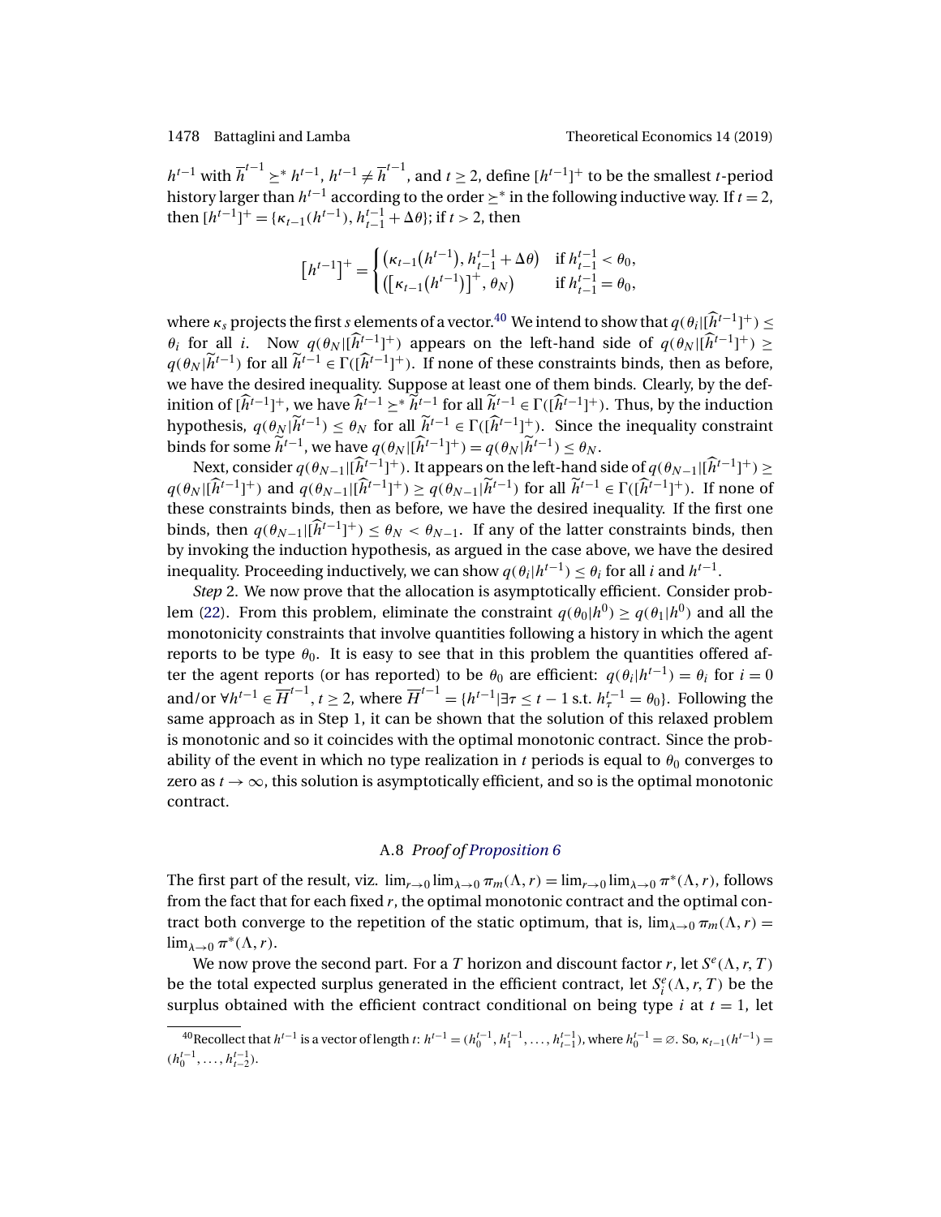$h^{t-1}$ with $\overline{h}^{t-1} \succeq^* h^{t-1}$, $h^{t-1} \neq \overline{h}^{t-1}$, and $t \geq 2$, define $[h^{t-1}]^+$ to be the smallest $t$-period history larger than $h^{t-1}$ according to the order $\succeq^*$ in the following inductive way. If $t = 2$, then $[h^{t-1}]^+ = \{\kappa_{t-1}(h^{t-1}), h^{t-1}_{t-1} + \Delta\theta\}$; if $t > 2$, then

$$[h^{t-1}]^+ = \begin{cases} \left(\kappa_{t-1}(h^{t-1}), h^{t-1}_{t-1} + \Delta\theta\right) & \text{if } h^{t-1}_{t-1} < \theta_0, \\ \left([\kappa_{t-1}(h^{t-1})]^+, \theta_N\right) & \text{if } h^{t-1}_{t-1} = \theta_0, \end{cases}$$

where $\kappa_s$ projects the first $s$ elements of a vector.[40] We intend to show that $q(\theta_i|[\widehat{h}^{t-1}]^+) \leq \theta_i$ for all $i$. Now $q(\theta_N|[\widehat{h}^{t-1}]^+)$ appears on the left-hand side of $q(\theta_N|[\widehat{h}^{t-1}]^+) \geq q(\theta_N|\widetilde{h}^{t-1})$ for all $\widetilde{h}^{t-1} \in \Gamma([\widehat{h}^{t-1}]^+)$. If none of these constraints binds, then as before, we have the desired inequality. Suppose at least one of them binds. Clearly, by the definition of $[\widehat{h}^{t-1}]^+$, we have $\widehat{h}^{t-1} \succeq^* \widetilde{h}^{t-1}$ for all $\widetilde{h}^{t-1} \in \Gamma([\widehat{h}^{t-1}]^+)$. Thus, by the induction hypothesis, $q(\theta_N|\widetilde{h}^{t-1}) \leq \theta_N$ for all $\widetilde{h}^{t-1} \in \Gamma([\widehat{h}^{t-1}]^+)$. Since the inequality constraint binds for some $\widetilde{h}^{t-1}$, we have $q(\theta_N|[\widehat{h}^{t-1}]^+) = q(\theta_N|\widetilde{h}^{t-1}) \leq \theta_N$.

Next, consider $q(\theta_{N-1}|[\widehat{h}^{t-1}]^+)$. It appears on the left-hand side of $q(\theta_{N-1}|[\widehat{h}^{t-1}]^+) \geq q(\theta_N|[\widehat{h}^{t-1}]^+)$ and $q(\theta_{N-1}|[\widehat{h}^{t-1}]^+) \geq q(\theta_{N-1}|\widetilde{h}^{t-1})$ for all $\widetilde{h}^{t-1} \in \Gamma([\widehat{h}^{t-1}]^+)$. If none of these constraints binds, then as before, we have the desired inequality. If the first one binds, then $q(\theta_{N-1}|[\widehat{h}^{t-1}]^+) \leq \theta_N < \theta_{N-1}$. If any of the latter constraints binds, then by invoking the induction hypothesis, as argued in the case above, we have the desired inequality. Proceeding inductively, we can show $q(\theta_i|h^{t-1}) \leq \theta_i$ for all $i$ and $h^{t-1}$.

*Step* 2. We now prove that the allocation is asymptotically efficient. Consider problem (22). From this problem, eliminate the constraint $q(\theta_0|h^0) \geq q(\theta_1|h^0)$ and all the monotonicity constraints that involve quantities following a history in which the agent reports to be type $\theta_0$. It is easy to see that in this problem the quantities offered after the agent reports (or has reported) to be $\theta_0$ are efficient: $q(\theta_i|h^{t-1}) = \theta_i$ for $i = 0$ and/or $\forall h^{t-1} \in \overline{H}^{t-1}$, $t \geq 2$, where $\overline{H}^{t-1} = \{h^{t-1}|\exists\tau \leq t-1 \text{ s.t. } h^{t-1}_\tau = \theta_0\}$. Following the same approach as in Step 1, it can be shown that the solution of this relaxed problem is monotonic and so it coincides with the optimal monotonic contract. Since the probability of the event in which no type realization in $t$ periods is equal to $\theta_0$ converges to zero as $t \to \infty$, this solution is asymptotically efficient, and so is the optimal monotonic contract.

### A.8 *Proof of Proposition 6*

The first part of the result, viz. $\lim_{r\to 0}\lim_{\lambda\to 0}\pi_m(\Lambda, r) = \lim_{r\to 0}\lim_{\lambda\to 0}\pi^*(\Lambda, r)$, follows from the fact that for each fixed $r$, the optimal monotonic contract and the optimal contract both converge to the repetition of the static optimum, that is, $\lim_{\lambda\to 0}\pi_m(\Lambda, r) = \lim_{\lambda\to 0}\pi^*(\Lambda, r)$.

We now prove the second part. For a $T$ horizon and discount factor $r$, let $S^e(\Lambda, r, T)$ be the total expected surplus generated in the efficient contract, let $S^e_i(\Lambda, r, T)$ be the surplus obtained with the efficient contract conditional on being type $i$ at $t = 1$, let

[40] Recollect that $h^{t-1}$ is a vector of length $t$: $h^{t-1} = (h^{t-1}_0, h^{t-1}_1, \ldots, h^{t-1}_{t-1})$, where $h^{t-1}_0 = \varnothing$. So, $\kappa_{t-1}(h^{t-1}) = (h^{t-1}_0, \ldots, h^{t-1}_{t-2})$.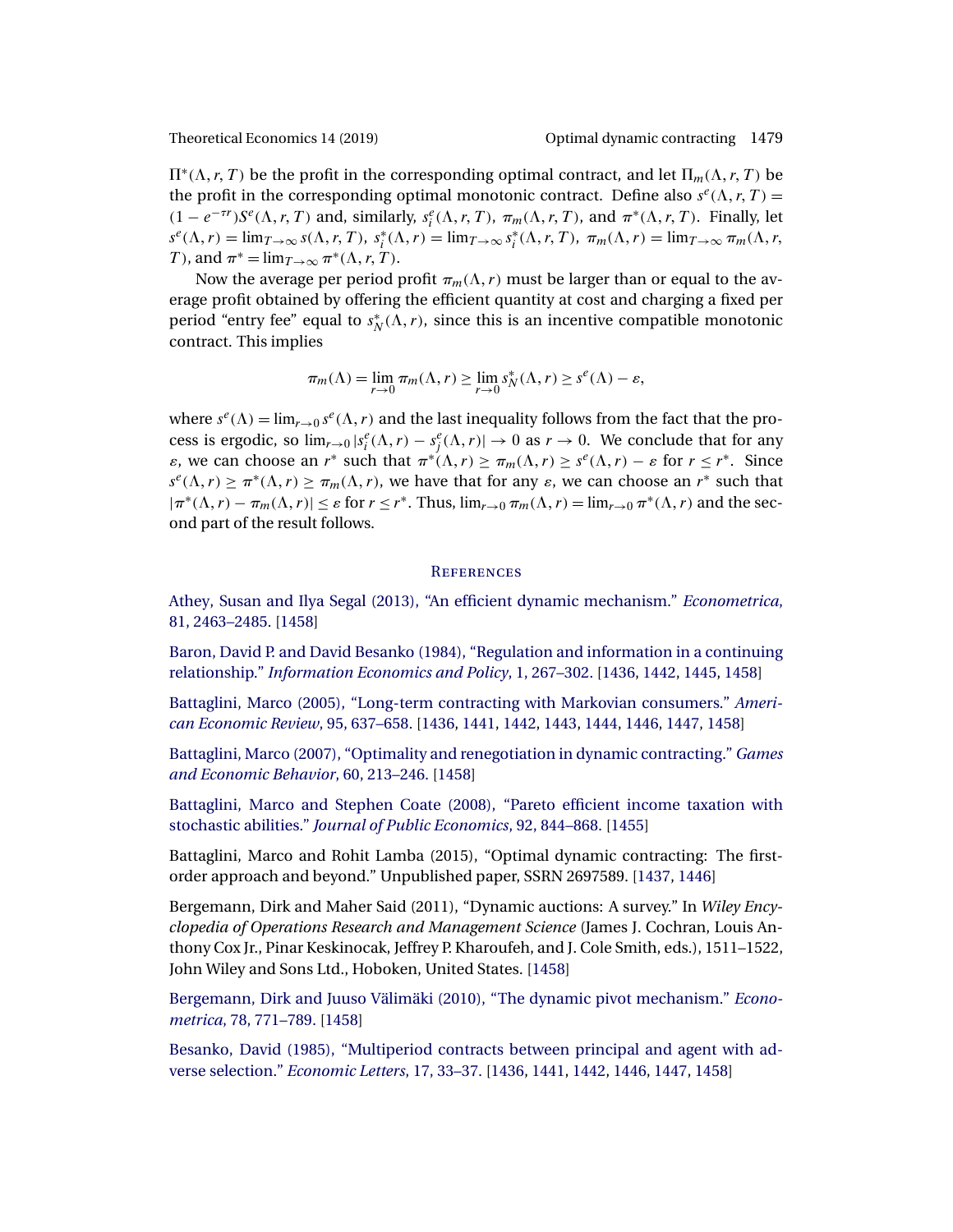$\Pi^*(\Lambda, r, T)$ be the profit in the corresponding optimal contract, and let $\Pi_m(\Lambda, r, T)$ be the profit in the corresponding optimal monotonic contract. Define also $s^e(\Lambda, r, T) = (1 - e^{-\tau r})S^e(\Lambda, r, T)$ and, similarly, $s_i^e(\Lambda, r, T)$, $\pi_m(\Lambda, r, T)$, and $\pi^*(\Lambda, r, T)$. Finally, let $s^e(\Lambda, r) = \lim_{T\to\infty} s(\Lambda, r, T)$, $s_i^*(\Lambda, r) = \lim_{T\to\infty} s_i^*(\Lambda, r, T)$, $\pi_m(\Lambda, r) = \lim_{T\to\infty} \pi_m(\Lambda, r, T)$, and $\pi^* = \lim_{T\to\infty} \pi^*(\Lambda, r, T)$.

Now the average per period profit $\pi_m(\Lambda, r)$ must be larger than or equal to the average profit obtained by offering the efficient quantity at cost and charging a fixed per period "entry fee" equal to $s_N^*(\Lambda, r)$, since this is an incentive compatible monotonic contract. This implies

$$\pi_m(\Lambda) = \lim_{r\to 0} \pi_m(\Lambda, r) \geq \lim_{r\to 0} s_N^*(\Lambda, r) \geq s^e(\Lambda) - \varepsilon,$$

where $s^e(\Lambda) = \lim_{r\to 0} s^e(\Lambda, r)$ and the last inequality follows from the fact that the process is ergodic, so $\lim_{r\to 0} |s_i^e(\Lambda, r) - s_j^e(\Lambda, r)| \to 0$ as $r \to 0$. We conclude that for any $\varepsilon$, we can choose an $r^*$ such that $\pi^*(\Lambda, r) \geq \pi_m(\Lambda, r) \geq s^e(\Lambda, r) - \varepsilon$ for $r \leq r^*$. Since $s^e(\Lambda, r) \geq \pi^*(\Lambda, r) \geq \pi_m(\Lambda, r)$, we have that for any $\varepsilon$, we can choose an $r^*$ such that $|\pi^*(\Lambda, r) - \pi_m(\Lambda, r)| \leq \varepsilon$ for $r \leq r^*$. Thus, $\lim_{r\to 0} \pi_m(\Lambda, r) = \lim_{r\to 0} \pi^*(\Lambda, r)$ and the second part of the result follows.

## References

Athey, Susan and Ilya Segal (2013), "An efficient dynamic mechanism." *Econometrica*, 81, 2463–2485. [1458]

Baron, David P. and David Besanko (1984), "Regulation and information in a continuing relationship." *Information Economics and Policy*, 1, 267–302. [1436, 1442, 1445, 1458]

Battaglini, Marco (2005), "Long-term contracting with Markovian consumers." *American Economic Review*, 95, 637–658. [1436, 1441, 1442, 1443, 1444, 1446, 1447, 1458]

Battaglini, Marco (2007), "Optimality and renegotiation in dynamic contracting." *Games and Economic Behavior*, 60, 213–246. [1458]

Battaglini, Marco and Stephen Coate (2008), "Pareto efficient income taxation with stochastic abilities." *Journal of Public Economics*, 92, 844–868. [1455]

Battaglini, Marco and Rohit Lamba (2015), "Optimal dynamic contracting: The first-order approach and beyond." Unpublished paper, SSRN 2697589. [1437, 1446]

Bergemann, Dirk and Maher Said (2011), "Dynamic auctions: A survey." In *Wiley Encyclopedia of Operations Research and Management Science* (James J. Cochran, Louis Anthony Cox Jr., Pinar Keskinocak, Jeffrey P. Kharoufeh, and J. Cole Smith, eds.), 1511–1522, John Wiley and Sons Ltd., Hoboken, United States. [1458]

Bergemann, Dirk and Juuso Välimäki (2010), "The dynamic pivot mechanism." *Econometrica*, 78, 771–789. [1458]

Besanko, David (1985), "Multiperiod contracts between principal and agent with adverse selection." *Economic Letters*, 17, 33–37. [1436, 1441, 1442, 1446, 1447, 1458]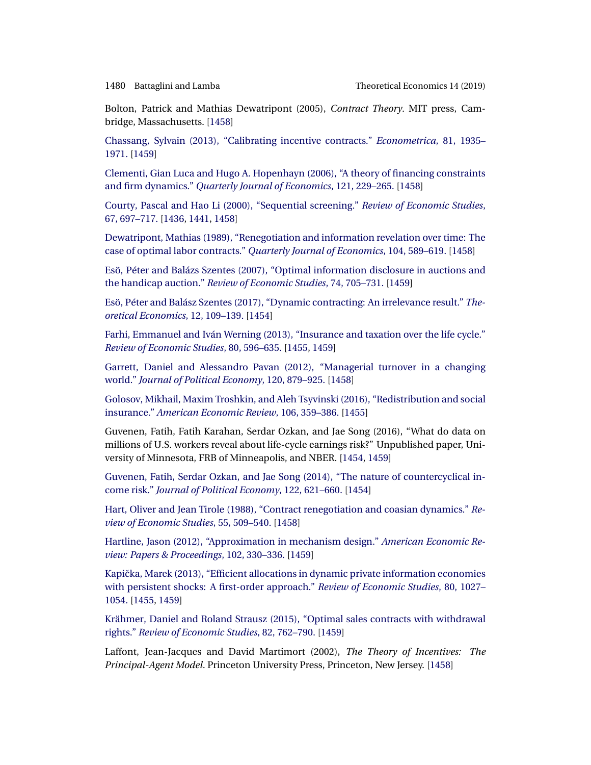Bolton, Patrick and Mathias Dewatripont (2005), *Contract Theory*. MIT press, Cambridge, Massachusetts. [1458]

Chassang, Sylvain (2013), "Calibrating incentive contracts." *Econometrica*, 81, 1935–1971. [1459]

Clementi, Gian Luca and Hugo A. Hopenhayn (2006), "A theory of financing constraints and firm dynamics." *Quarterly Journal of Economics*, 121, 229–265. [1458]

Courty, Pascal and Hao Li (2000), "Sequential screening." *Review of Economic Studies*, 67, 697–717. [1436, 1441, 1458]

Dewatripont, Mathias (1989), "Renegotiation and information revelation over time: The case of optimal labor contracts." *Quarterly Journal of Economics*, 104, 589–619. [1458]

Esö, Péter and Balázs Szentes (2007), "Optimal information disclosure in auctions and the handicap auction." *Review of Economic Studies*, 74, 705–731. [1459]

Esö, Péter and Balász Szentes (2017), "Dynamic contracting: An irrelevance result." *Theoretical Economics*, 12, 109–139. [1454]

Farhi, Emmanuel and Iván Werning (2013), "Insurance and taxation over the life cycle." *Review of Economic Studies*, 80, 596–635. [1455, 1459]

Garrett, Daniel and Alessandro Pavan (2012), "Managerial turnover in a changing world." *Journal of Political Economy*, 120, 879–925. [1458]

Golosov, Mikhail, Maxim Troshkin, and Aleh Tsyvinski (2016), "Redistribution and social insurance." *American Economic Review*, 106, 359–386. [1455]

Guvenen, Fatih, Fatih Karahan, Serdar Ozkan, and Jae Song (2016), "What do data on millions of U.S. workers reveal about life-cycle earnings risk?" Unpublished paper, University of Minnesota, FRB of Minneapolis, and NBER. [1454, 1459]

Guvenen, Fatih, Serdar Ozkan, and Jae Song (2014), "The nature of countercyclical income risk." *Journal of Political Economy*, 122, 621–660. [1454]

Hart, Oliver and Jean Tirole (1988), "Contract renegotiation and coasian dynamics." *Review of Economic Studies*, 55, 509–540. [1458]

Hartline, Jason (2012), "Approximation in mechanism design." *American Economic Review: Papers & Proceedings*, 102, 330–336. [1459]

Kapička, Marek (2013), "Efficient allocations in dynamic private information economies with persistent shocks: A first-order approach." *Review of Economic Studies*, 80, 1027–1054. [1455, 1459]

Krähmer, Daniel and Roland Strausz (2015), "Optimal sales contracts with withdrawal rights." *Review of Economic Studies*, 82, 762–790. [1459]

Laffont, Jean-Jacques and David Martimort (2002), *The Theory of Incentives: The Principal-Agent Model*. Princeton University Press, Princeton, New Jersey. [1458]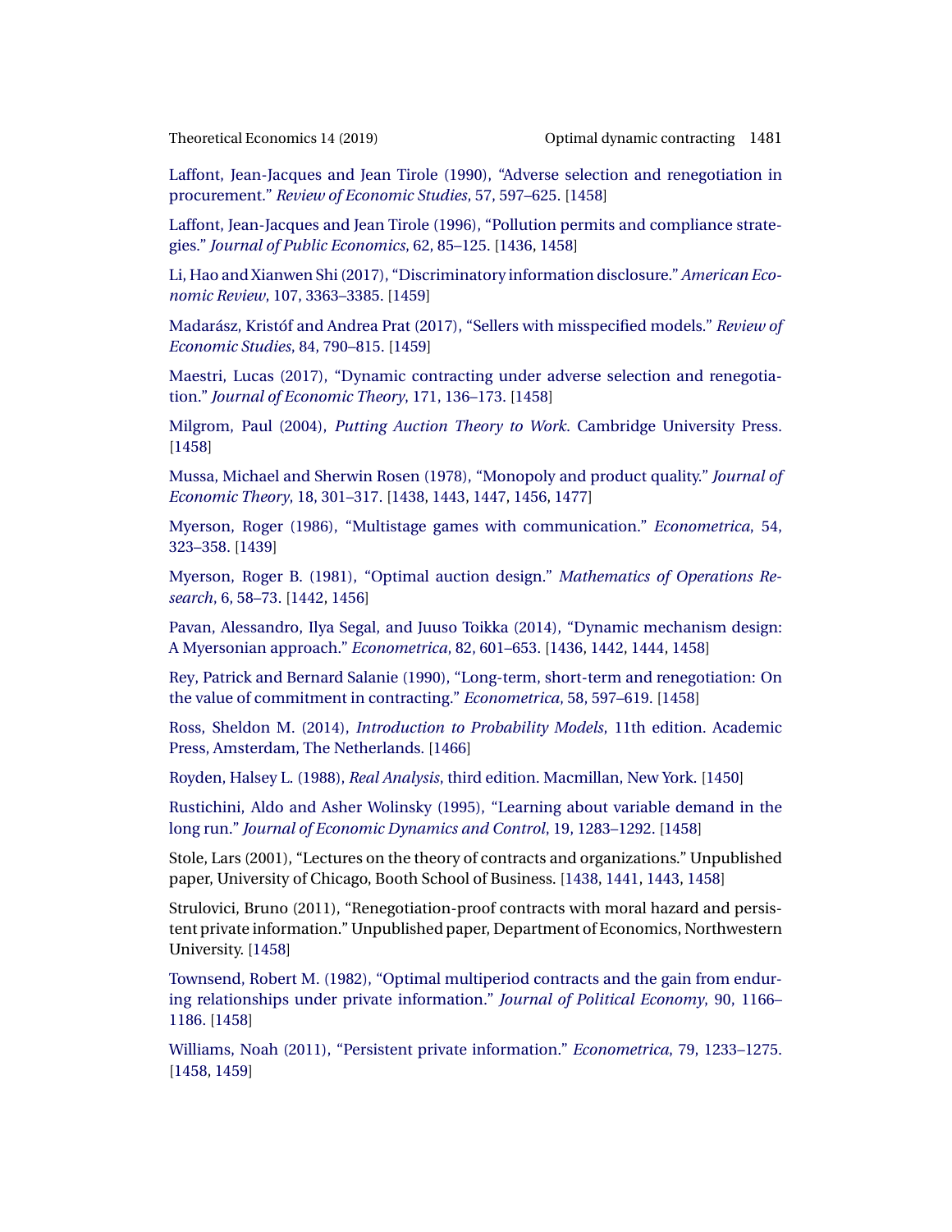Laffont, Jean-Jacques and Jean Tirole (1990), "Adverse selection and renegotiation in procurement." *Review of Economic Studies*, 57, 597–625. [1458]

Laffont, Jean-Jacques and Jean Tirole (1996), "Pollution permits and compliance strategies." *Journal of Public Economics*, 62, 85–125. [1436, 1458]

Li, Hao and Xianwen Shi (2017), "Discriminatory information disclosure." *American Economic Review*, 107, 3363–3385. [1459]

Madarász, Kristóf and Andrea Prat (2017), "Sellers with misspecified models." *Review of Economic Studies*, 84, 790–815. [1459]

Maestri, Lucas (2017), "Dynamic contracting under adverse selection and renegotiation." *Journal of Economic Theory*, 171, 136–173. [1458]

Milgrom, Paul (2004), *Putting Auction Theory to Work*. Cambridge University Press. [1458]

Mussa, Michael and Sherwin Rosen (1978), "Monopoly and product quality." *Journal of Economic Theory*, 18, 301–317. [1438, 1443, 1447, 1456, 1477]

Myerson, Roger (1986), "Multistage games with communication." *Econometrica*, 54, 323–358. [1439]

Myerson, Roger B. (1981), "Optimal auction design." *Mathematics of Operations Research*, 6, 58–73. [1442, 1456]

Pavan, Alessandro, Ilya Segal, and Juuso Toikka (2014), "Dynamic mechanism design: A Myersonian approach." *Econometrica*, 82, 601–653. [1436, 1442, 1444, 1458]

Rey, Patrick and Bernard Salanie (1990), "Long-term, short-term and renegotiation: On the value of commitment in contracting." *Econometrica*, 58, 597–619. [1458]

Ross, Sheldon M. (2014), *Introduction to Probability Models*, 11th edition. Academic Press, Amsterdam, The Netherlands. [1466]

Royden, Halsey L. (1988), *Real Analysis*, third edition. Macmillan, New York. [1450]

Rustichini, Aldo and Asher Wolinsky (1995), "Learning about variable demand in the long run." *Journal of Economic Dynamics and Control*, 19, 1283–1292. [1458]

Stole, Lars (2001), "Lectures on the theory of contracts and organizations." Unpublished paper, University of Chicago, Booth School of Business. [1438, 1441, 1443, 1458]

Strulovici, Bruno (2011), "Renegotiation-proof contracts with moral hazard and persistent private information." Unpublished paper, Department of Economics, Northwestern University. [1458]

Townsend, Robert M. (1982), "Optimal multiperiod contracts and the gain from enduring relationships under private information." *Journal of Political Economy*, 90, 1166–1186. [1458]

Williams, Noah (2011), "Persistent private information." *Econometrica*, 79, 1233–1275. [1458, 1459]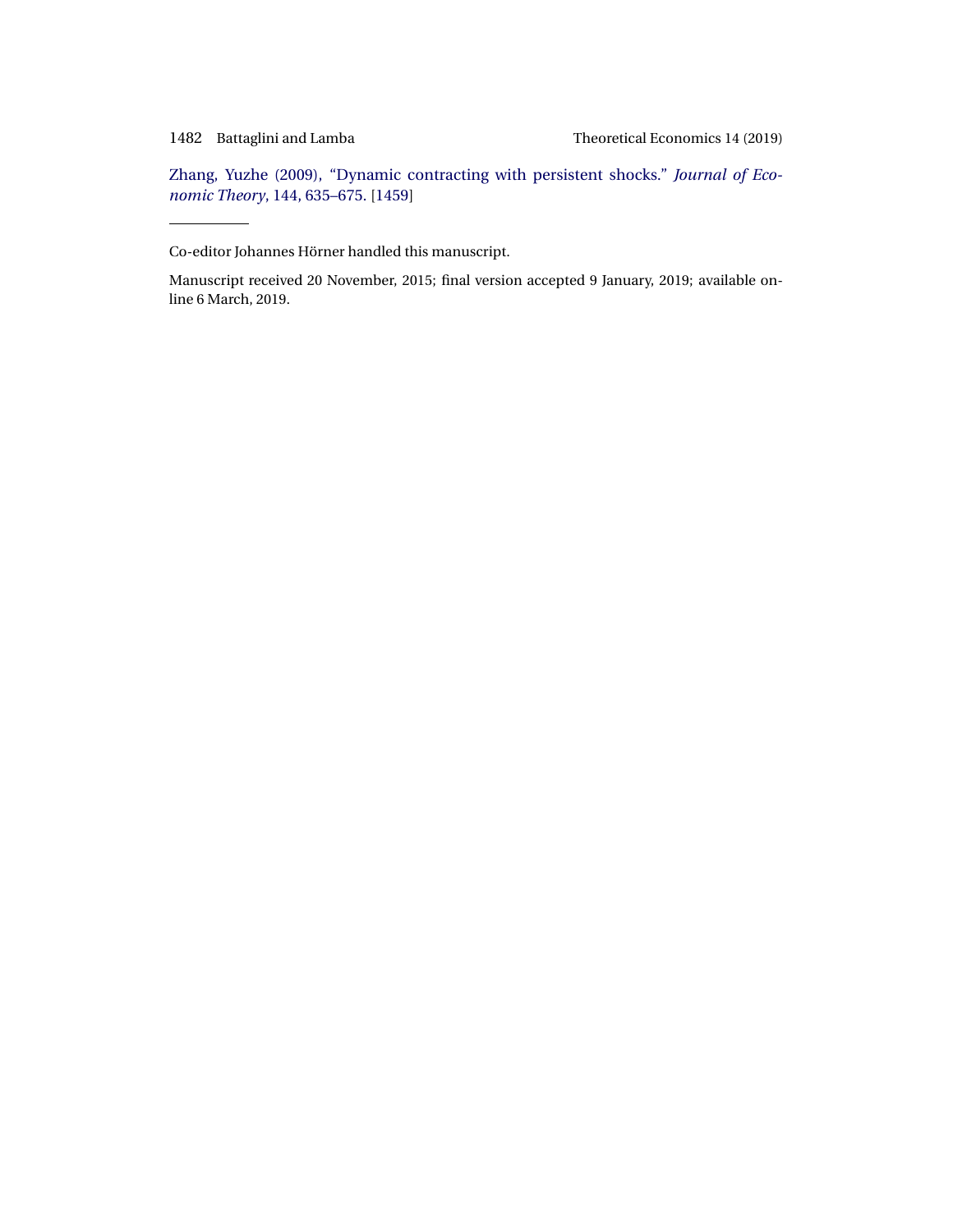Zhang, Yuzhe (2009), "Dynamic contracting with persistent shocks." *Journal of Economic Theory*, 144, 635–675. [1459]

---

Co-editor Johannes Hörner handled this manuscript.

Manuscript received 20 November, 2015; final version accepted 9 January, 2019; available online 6 March, 2019.